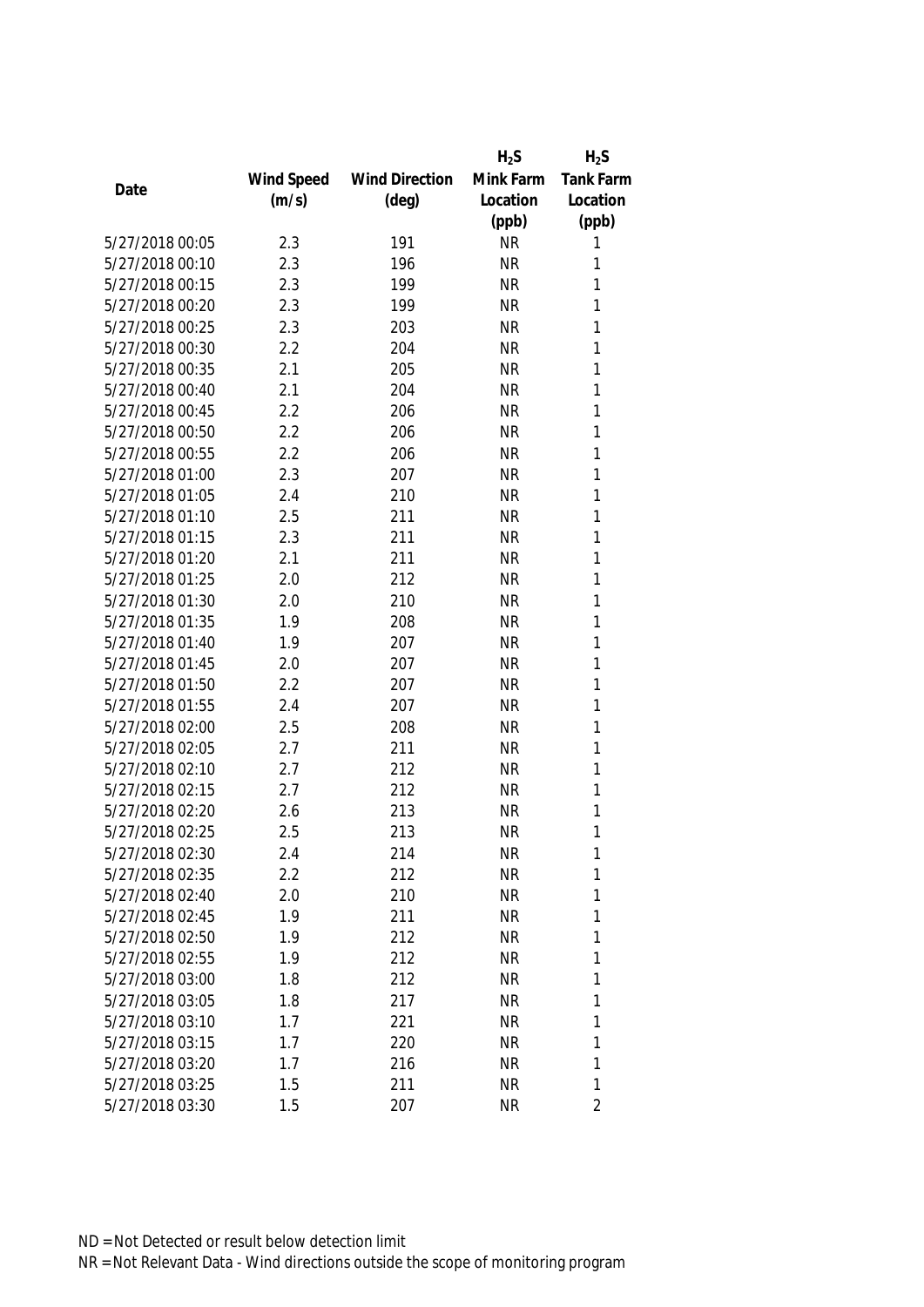| Date | Wind Speed (m/s) | Wind Direction (deg) | $H_2S$ Mink Farm Location (ppb) | $H_2S$ Tank Farm Location (ppb) |
|---|---|---|---|---|
| 5/27/2018 00:05 | 2.3 | 191 | NR | 1 |
| 5/27/2018 00:10 | 2.3 | 196 | NR | 1 |
| 5/27/2018 00:15 | 2.3 | 199 | NR | 1 |
| 5/27/2018 00:20 | 2.3 | 199 | NR | 1 |
| 5/27/2018 00:25 | 2.3 | 203 | NR | 1 |
| 5/27/2018 00:30 | 2.2 | 204 | NR | 1 |
| 5/27/2018 00:35 | 2.1 | 205 | NR | 1 |
| 5/27/2018 00:40 | 2.1 | 204 | NR | 1 |
| 5/27/2018 00:45 | 2.2 | 206 | NR | 1 |
| 5/27/2018 00:50 | 2.2 | 206 | NR | 1 |
| 5/27/2018 00:55 | 2.2 | 206 | NR | 1 |
| 5/27/2018 01:00 | 2.3 | 207 | NR | 1 |
| 5/27/2018 01:05 | 2.4 | 210 | NR | 1 |
| 5/27/2018 01:10 | 2.5 | 211 | NR | 1 |
| 5/27/2018 01:15 | 2.3 | 211 | NR | 1 |
| 5/27/2018 01:20 | 2.1 | 211 | NR | 1 |
| 5/27/2018 01:25 | 2.0 | 212 | NR | 1 |
| 5/27/2018 01:30 | 2.0 | 210 | NR | 1 |
| 5/27/2018 01:35 | 1.9 | 208 | NR | 1 |
| 5/27/2018 01:40 | 1.9 | 207 | NR | 1 |
| 5/27/2018 01:45 | 2.0 | 207 | NR | 1 |
| 5/27/2018 01:50 | 2.2 | 207 | NR | 1 |
| 5/27/2018 01:55 | 2.4 | 207 | NR | 1 |
| 5/27/2018 02:00 | 2.5 | 208 | NR | 1 |
| 5/27/2018 02:05 | 2.7 | 211 | NR | 1 |
| 5/27/2018 02:10 | 2.7 | 212 | NR | 1 |
| 5/27/2018 02:15 | 2.7 | 212 | NR | 1 |
| 5/27/2018 02:20 | 2.6 | 213 | NR | 1 |
| 5/27/2018 02:25 | 2.5 | 213 | NR | 1 |
| 5/27/2018 02:30 | 2.4 | 214 | NR | 1 |
| 5/27/2018 02:35 | 2.2 | 212 | NR | 1 |
| 5/27/2018 02:40 | 2.0 | 210 | NR | 1 |
| 5/27/2018 02:45 | 1.9 | 211 | NR | 1 |
| 5/27/2018 02:50 | 1.9 | 212 | NR | 1 |
| 5/27/2018 02:55 | 1.9 | 212 | NR | 1 |
| 5/27/2018 03:00 | 1.8 | 212 | NR | 1 |
| 5/27/2018 03:05 | 1.8 | 217 | NR | 1 |
| 5/27/2018 03:10 | 1.7 | 221 | NR | 1 |
| 5/27/2018 03:15 | 1.7 | 220 | NR | 1 |
| 5/27/2018 03:20 | 1.7 | 216 | NR | 1 |
| 5/27/2018 03:25 | 1.5 | 211 | NR | 1 |
| 5/27/2018 03:30 | 1.5 | 207 | NR | 2 |

ND = Not Detected or result below detection limit

NR = Not Relevant Data - Wind directions outside the scope of monitoring program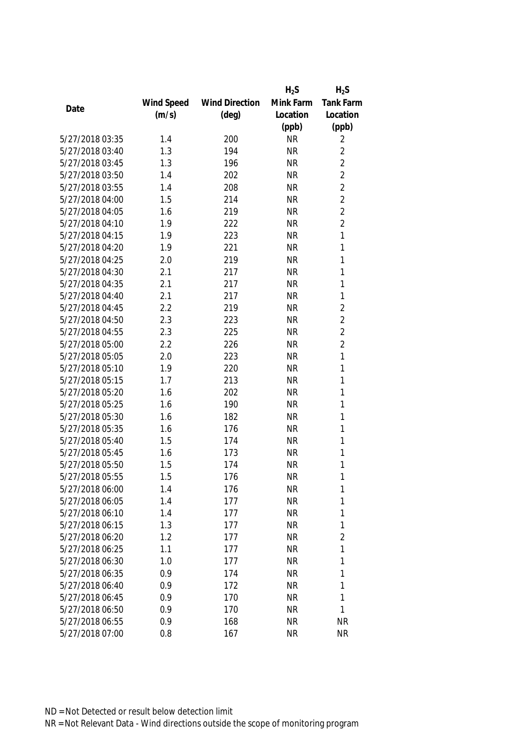| Date | Wind Speed (m/s) | Wind Direction (deg) | $H_2S$ Mink Farm Location (ppb) | $H_2S$ Tank Farm Location (ppb) |
|---|---|---|---|---|
| 5/27/2018 03:35 | 1.4 | 200 | NR | 2 |
| 5/27/2018 03:40 | 1.3 | 194 | NR | 2 |
| 5/27/2018 03:45 | 1.3 | 196 | NR | 2 |
| 5/27/2018 03:50 | 1.4 | 202 | NR | 2 |
| 5/27/2018 03:55 | 1.4 | 208 | NR | 2 |
| 5/27/2018 04:00 | 1.5 | 214 | NR | 2 |
| 5/27/2018 04:05 | 1.6 | 219 | NR | 2 |
| 5/27/2018 04:10 | 1.9 | 222 | NR | 2 |
| 5/27/2018 04:15 | 1.9 | 223 | NR | 1 |
| 5/27/2018 04:20 | 1.9 | 221 | NR | 1 |
| 5/27/2018 04:25 | 2.0 | 219 | NR | 1 |
| 5/27/2018 04:30 | 2.1 | 217 | NR | 1 |
| 5/27/2018 04:35 | 2.1 | 217 | NR | 1 |
| 5/27/2018 04:40 | 2.1 | 217 | NR | 1 |
| 5/27/2018 04:45 | 2.2 | 219 | NR | 2 |
| 5/27/2018 04:50 | 2.3 | 223 | NR | 2 |
| 5/27/2018 04:55 | 2.3 | 225 | NR | 2 |
| 5/27/2018 05:00 | 2.2 | 226 | NR | 2 |
| 5/27/2018 05:05 | 2.0 | 223 | NR | 1 |
| 5/27/2018 05:10 | 1.9 | 220 | NR | 1 |
| 5/27/2018 05:15 | 1.7 | 213 | NR | 1 |
| 5/27/2018 05:20 | 1.6 | 202 | NR | 1 |
| 5/27/2018 05:25 | 1.6 | 190 | NR | 1 |
| 5/27/2018 05:30 | 1.6 | 182 | NR | 1 |
| 5/27/2018 05:35 | 1.6 | 176 | NR | 1 |
| 5/27/2018 05:40 | 1.5 | 174 | NR | 1 |
| 5/27/2018 05:45 | 1.6 | 173 | NR | 1 |
| 5/27/2018 05:50 | 1.5 | 174 | NR | 1 |
| 5/27/2018 05:55 | 1.5 | 176 | NR | 1 |
| 5/27/2018 06:00 | 1.4 | 176 | NR | 1 |
| 5/27/2018 06:05 | 1.4 | 177 | NR | 1 |
| 5/27/2018 06:10 | 1.4 | 177 | NR | 1 |
| 5/27/2018 06:15 | 1.3 | 177 | NR | 1 |
| 5/27/2018 06:20 | 1.2 | 177 | NR | 2 |
| 5/27/2018 06:25 | 1.1 | 177 | NR | 1 |
| 5/27/2018 06:30 | 1.0 | 177 | NR | 1 |
| 5/27/2018 06:35 | 0.9 | 174 | NR | 1 |
| 5/27/2018 06:40 | 0.9 | 172 | NR | 1 |
| 5/27/2018 06:45 | 0.9 | 170 | NR | 1 |
| 5/27/2018 06:50 | 0.9 | 170 | NR | 1 |
| 5/27/2018 06:55 | 0.9 | 168 | NR | NR |
| 5/27/2018 07:00 | 0.8 | 167 | NR | NR |

ND = Not Detected or result below detection limit

NR = Not Relevant Data - Wind directions outside the scope of monitoring program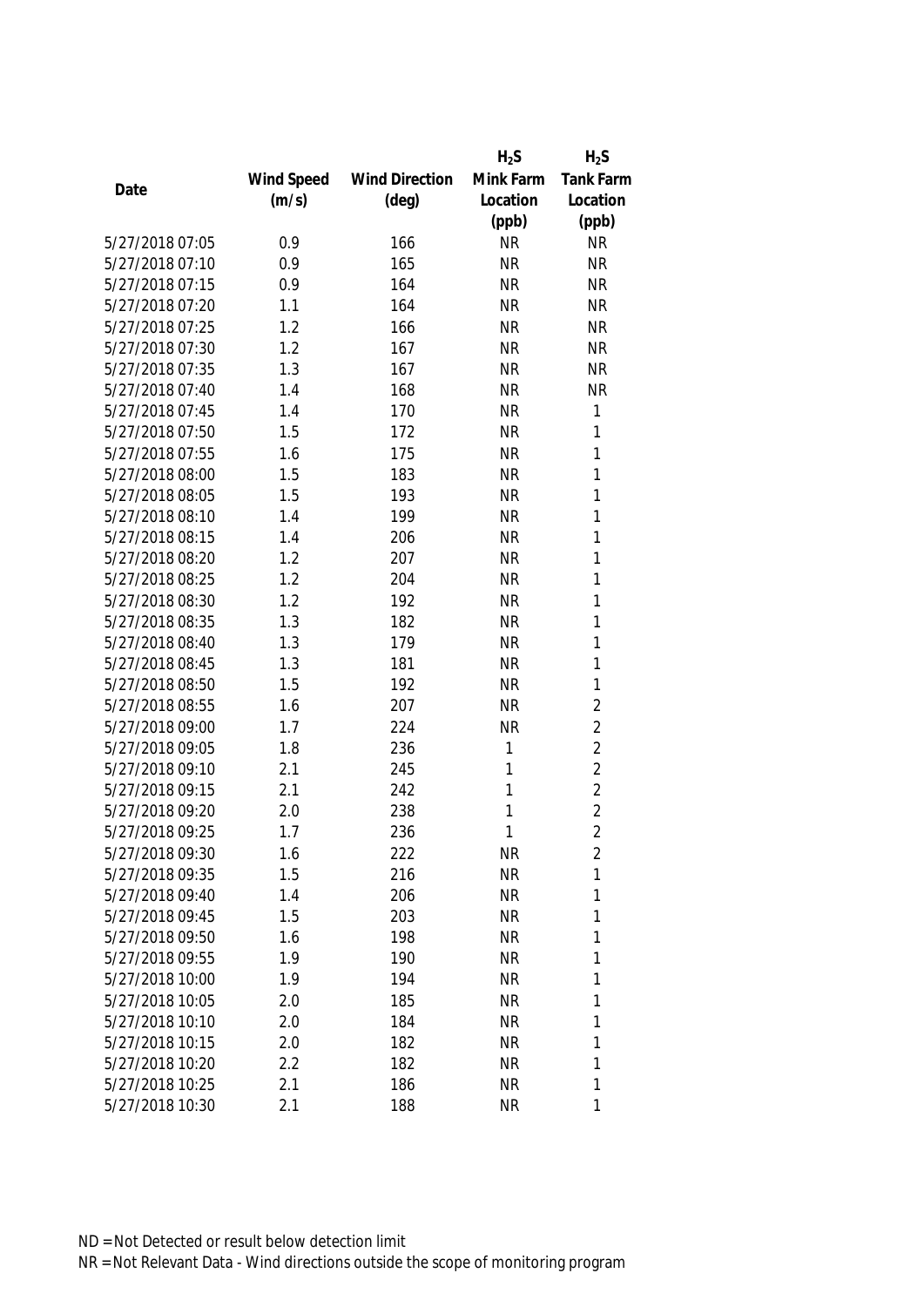| Date | Wind Speed (m/s) | Wind Direction (deg) | $H_2S$ Mink Farm Location (ppb) | $H_2S$ Tank Farm Location (ppb) |
|---|---|---|---|---|
| 5/27/2018 07:05 | 0.9 | 166 | NR | NR |
| 5/27/2018 07:10 | 0.9 | 165 | NR | NR |
| 5/27/2018 07:15 | 0.9 | 164 | NR | NR |
| 5/27/2018 07:20 | 1.1 | 164 | NR | NR |
| 5/27/2018 07:25 | 1.2 | 166 | NR | NR |
| 5/27/2018 07:30 | 1.2 | 167 | NR | NR |
| 5/27/2018 07:35 | 1.3 | 167 | NR | NR |
| 5/27/2018 07:40 | 1.4 | 168 | NR | NR |
| 5/27/2018 07:45 | 1.4 | 170 | NR | 1 |
| 5/27/2018 07:50 | 1.5 | 172 | NR | 1 |
| 5/27/2018 07:55 | 1.6 | 175 | NR | 1 |
| 5/27/2018 08:00 | 1.5 | 183 | NR | 1 |
| 5/27/2018 08:05 | 1.5 | 193 | NR | 1 |
| 5/27/2018 08:10 | 1.4 | 199 | NR | 1 |
| 5/27/2018 08:15 | 1.4 | 206 | NR | 1 |
| 5/27/2018 08:20 | 1.2 | 207 | NR | 1 |
| 5/27/2018 08:25 | 1.2 | 204 | NR | 1 |
| 5/27/2018 08:30 | 1.2 | 192 | NR | 1 |
| 5/27/2018 08:35 | 1.3 | 182 | NR | 1 |
| 5/27/2018 08:40 | 1.3 | 179 | NR | 1 |
| 5/27/2018 08:45 | 1.3 | 181 | NR | 1 |
| 5/27/2018 08:50 | 1.5 | 192 | NR | 1 |
| 5/27/2018 08:55 | 1.6 | 207 | NR | 2 |
| 5/27/2018 09:00 | 1.7 | 224 | NR | 2 |
| 5/27/2018 09:05 | 1.8 | 236 | 1 | 2 |
| 5/27/2018 09:10 | 2.1 | 245 | 1 | 2 |
| 5/27/2018 09:15 | 2.1 | 242 | 1 | 2 |
| 5/27/2018 09:20 | 2.0 | 238 | 1 | 2 |
| 5/27/2018 09:25 | 1.7 | 236 | 1 | 2 |
| 5/27/2018 09:30 | 1.6 | 222 | NR | 2 |
| 5/27/2018 09:35 | 1.5 | 216 | NR | 1 |
| 5/27/2018 09:40 | 1.4 | 206 | NR | 1 |
| 5/27/2018 09:45 | 1.5 | 203 | NR | 1 |
| 5/27/2018 09:50 | 1.6 | 198 | NR | 1 |
| 5/27/2018 09:55 | 1.9 | 190 | NR | 1 |
| 5/27/2018 10:00 | 1.9 | 194 | NR | 1 |
| 5/27/2018 10:05 | 2.0 | 185 | NR | 1 |
| 5/27/2018 10:10 | 2.0 | 184 | NR | 1 |
| 5/27/2018 10:15 | 2.0 | 182 | NR | 1 |
| 5/27/2018 10:20 | 2.2 | 182 | NR | 1 |
| 5/27/2018 10:25 | 2.1 | 186 | NR | 1 |
| 5/27/2018 10:30 | 2.1 | 188 | NR | 1 |

ND = Not Detected or result below detection limit

NR = Not Relevant Data - Wind directions outside the scope of monitoring program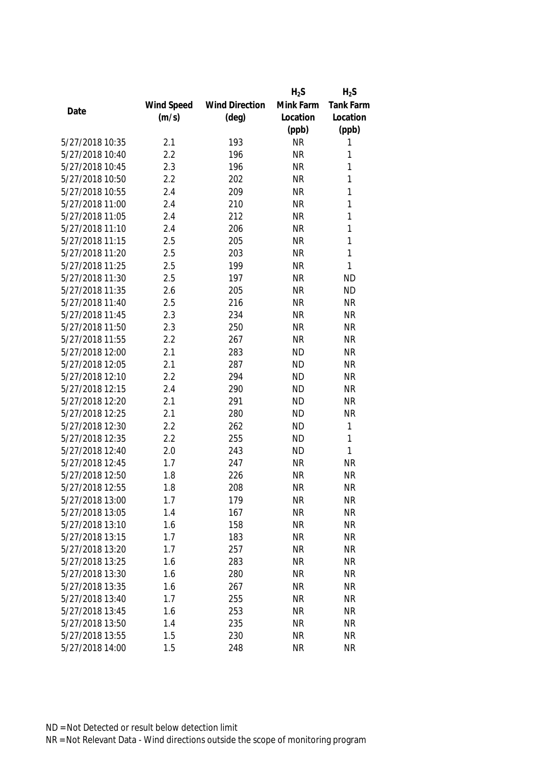| Date | Wind Speed (m/s) | Wind Direction (deg) | $H_2S$ Mink Farm Location (ppb) | $H_2S$ Tank Farm Location (ppb) |
|---|---|---|---|---|
| 5/27/2018 10:35 | 2.1 | 193 | NR | 1 |
| 5/27/2018 10:40 | 2.2 | 196 | NR | 1 |
| 5/27/2018 10:45 | 2.3 | 196 | NR | 1 |
| 5/27/2018 10:50 | 2.2 | 202 | NR | 1 |
| 5/27/2018 10:55 | 2.4 | 209 | NR | 1 |
| 5/27/2018 11:00 | 2.4 | 210 | NR | 1 |
| 5/27/2018 11:05 | 2.4 | 212 | NR | 1 |
| 5/27/2018 11:10 | 2.4 | 206 | NR | 1 |
| 5/27/2018 11:15 | 2.5 | 205 | NR | 1 |
| 5/27/2018 11:20 | 2.5 | 203 | NR | 1 |
| 5/27/2018 11:25 | 2.5 | 199 | NR | 1 |
| 5/27/2018 11:30 | 2.5 | 197 | NR | ND |
| 5/27/2018 11:35 | 2.6 | 205 | NR | ND |
| 5/27/2018 11:40 | 2.5 | 216 | NR | NR |
| 5/27/2018 11:45 | 2.3 | 234 | NR | NR |
| 5/27/2018 11:50 | 2.3 | 250 | NR | NR |
| 5/27/2018 11:55 | 2.2 | 267 | NR | NR |
| 5/27/2018 12:00 | 2.1 | 283 | ND | NR |
| 5/27/2018 12:05 | 2.1 | 287 | ND | NR |
| 5/27/2018 12:10 | 2.2 | 294 | ND | NR |
| 5/27/2018 12:15 | 2.4 | 290 | ND | NR |
| 5/27/2018 12:20 | 2.1 | 291 | ND | NR |
| 5/27/2018 12:25 | 2.1 | 280 | ND | NR |
| 5/27/2018 12:30 | 2.2 | 262 | ND | 1 |
| 5/27/2018 12:35 | 2.2 | 255 | ND | 1 |
| 5/27/2018 12:40 | 2.0 | 243 | ND | 1 |
| 5/27/2018 12:45 | 1.7 | 247 | NR | NR |
| 5/27/2018 12:50 | 1.8 | 226 | NR | NR |
| 5/27/2018 12:55 | 1.8 | 208 | NR | NR |
| 5/27/2018 13:00 | 1.7 | 179 | NR | NR |
| 5/27/2018 13:05 | 1.4 | 167 | NR | NR |
| 5/27/2018 13:10 | 1.6 | 158 | NR | NR |
| 5/27/2018 13:15 | 1.7 | 183 | NR | NR |
| 5/27/2018 13:20 | 1.7 | 257 | NR | NR |
| 5/27/2018 13:25 | 1.6 | 283 | NR | NR |
| 5/27/2018 13:30 | 1.6 | 280 | NR | NR |
| 5/27/2018 13:35 | 1.6 | 267 | NR | NR |
| 5/27/2018 13:40 | 1.7 | 255 | NR | NR |
| 5/27/2018 13:45 | 1.6 | 253 | NR | NR |
| 5/27/2018 13:50 | 1.4 | 235 | NR | NR |
| 5/27/2018 13:55 | 1.5 | 230 | NR | NR |
| 5/27/2018 14:00 | 1.5 | 248 | NR | NR |

ND = Not Detected or result below detection limit

NR = Not Relevant Data - Wind directions outside the scope of monitoring program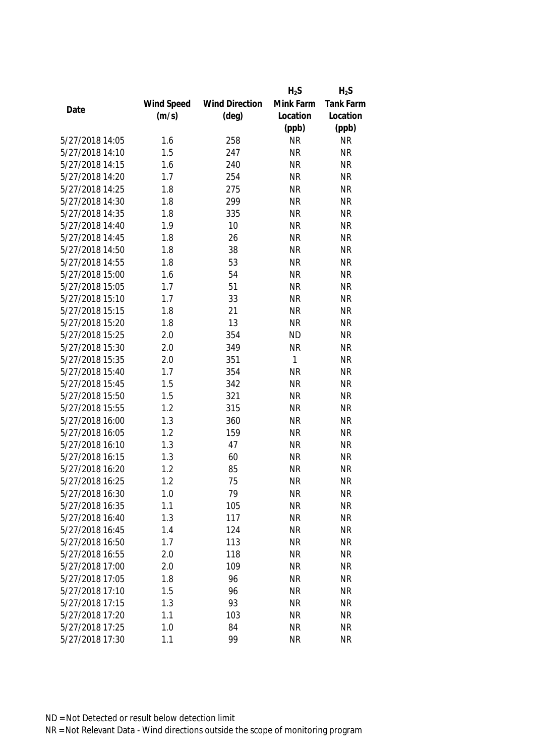| Date | Wind Speed (m/s) | Wind Direction (deg) | $H_2S$ Mink Farm Location (ppb) | $H_2S$ Tank Farm Location (ppb) |
|---|---|---|---|---|
| 5/27/2018 14:05 | 1.6 | 258 | NR | NR |
| 5/27/2018 14:10 | 1.5 | 247 | NR | NR |
| 5/27/2018 14:15 | 1.6 | 240 | NR | NR |
| 5/27/2018 14:20 | 1.7 | 254 | NR | NR |
| 5/27/2018 14:25 | 1.8 | 275 | NR | NR |
| 5/27/2018 14:30 | 1.8 | 299 | NR | NR |
| 5/27/2018 14:35 | 1.8 | 335 | NR | NR |
| 5/27/2018 14:40 | 1.9 | 10 | NR | NR |
| 5/27/2018 14:45 | 1.8 | 26 | NR | NR |
| 5/27/2018 14:50 | 1.8 | 38 | NR | NR |
| 5/27/2018 14:55 | 1.8 | 53 | NR | NR |
| 5/27/2018 15:00 | 1.6 | 54 | NR | NR |
| 5/27/2018 15:05 | 1.7 | 51 | NR | NR |
| 5/27/2018 15:10 | 1.7 | 33 | NR | NR |
| 5/27/2018 15:15 | 1.8 | 21 | NR | NR |
| 5/27/2018 15:20 | 1.8 | 13 | NR | NR |
| 5/27/2018 15:25 | 2.0 | 354 | ND | NR |
| 5/27/2018 15:30 | 2.0 | 349 | NR | NR |
| 5/27/2018 15:35 | 2.0 | 351 | 1 | NR |
| 5/27/2018 15:40 | 1.7 | 354 | NR | NR |
| 5/27/2018 15:45 | 1.5 | 342 | NR | NR |
| 5/27/2018 15:50 | 1.5 | 321 | NR | NR |
| 5/27/2018 15:55 | 1.2 | 315 | NR | NR |
| 5/27/2018 16:00 | 1.3 | 360 | NR | NR |
| 5/27/2018 16:05 | 1.2 | 159 | NR | NR |
| 5/27/2018 16:10 | 1.3 | 47 | NR | NR |
| 5/27/2018 16:15 | 1.3 | 60 | NR | NR |
| 5/27/2018 16:20 | 1.2 | 85 | NR | NR |
| 5/27/2018 16:25 | 1.2 | 75 | NR | NR |
| 5/27/2018 16:30 | 1.0 | 79 | NR | NR |
| 5/27/2018 16:35 | 1.1 | 105 | NR | NR |
| 5/27/2018 16:40 | 1.3 | 117 | NR | NR |
| 5/27/2018 16:45 | 1.4 | 124 | NR | NR |
| 5/27/2018 16:50 | 1.7 | 113 | NR | NR |
| 5/27/2018 16:55 | 2.0 | 118 | NR | NR |
| 5/27/2018 17:00 | 2.0 | 109 | NR | NR |
| 5/27/2018 17:05 | 1.8 | 96 | NR | NR |
| 5/27/2018 17:10 | 1.5 | 96 | NR | NR |
| 5/27/2018 17:15 | 1.3 | 93 | NR | NR |
| 5/27/2018 17:20 | 1.1 | 103 | NR | NR |
| 5/27/2018 17:25 | 1.0 | 84 | NR | NR |
| 5/27/2018 17:30 | 1.1 | 99 | NR | NR |

ND = Not Detected or result below detection limit
NR = Not Relevant Data - Wind directions outside the scope of monitoring program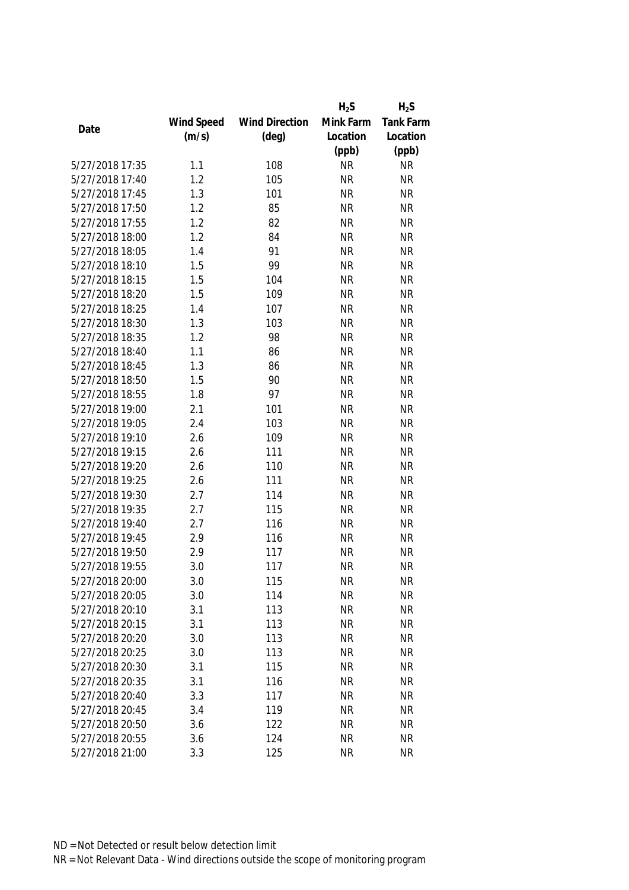| Date | Wind Speed (m/s) | Wind Direction (deg) | $H_2S$ Mink Farm Location (ppb) | $H_2S$ Tank Farm Location (ppb) |
|---|---|---|---|---|
| 5/27/2018 17:35 | 1.1 | 108 | NR | NR |
| 5/27/2018 17:40 | 1.2 | 105 | NR | NR |
| 5/27/2018 17:45 | 1.3 | 101 | NR | NR |
| 5/27/2018 17:50 | 1.2 | 85 | NR | NR |
| 5/27/2018 17:55 | 1.2 | 82 | NR | NR |
| 5/27/2018 18:00 | 1.2 | 84 | NR | NR |
| 5/27/2018 18:05 | 1.4 | 91 | NR | NR |
| 5/27/2018 18:10 | 1.5 | 99 | NR | NR |
| 5/27/2018 18:15 | 1.5 | 104 | NR | NR |
| 5/27/2018 18:20 | 1.5 | 109 | NR | NR |
| 5/27/2018 18:25 | 1.4 | 107 | NR | NR |
| 5/27/2018 18:30 | 1.3 | 103 | NR | NR |
| 5/27/2018 18:35 | 1.2 | 98 | NR | NR |
| 5/27/2018 18:40 | 1.1 | 86 | NR | NR |
| 5/27/2018 18:45 | 1.3 | 86 | NR | NR |
| 5/27/2018 18:50 | 1.5 | 90 | NR | NR |
| 5/27/2018 18:55 | 1.8 | 97 | NR | NR |
| 5/27/2018 19:00 | 2.1 | 101 | NR | NR |
| 5/27/2018 19:05 | 2.4 | 103 | NR | NR |
| 5/27/2018 19:10 | 2.6 | 109 | NR | NR |
| 5/27/2018 19:15 | 2.6 | 111 | NR | NR |
| 5/27/2018 19:20 | 2.6 | 110 | NR | NR |
| 5/27/2018 19:25 | 2.6 | 111 | NR | NR |
| 5/27/2018 19:30 | 2.7 | 114 | NR | NR |
| 5/27/2018 19:35 | 2.7 | 115 | NR | NR |
| 5/27/2018 19:40 | 2.7 | 116 | NR | NR |
| 5/27/2018 19:45 | 2.9 | 116 | NR | NR |
| 5/27/2018 19:50 | 2.9 | 117 | NR | NR |
| 5/27/2018 19:55 | 3.0 | 117 | NR | NR |
| 5/27/2018 20:00 | 3.0 | 115 | NR | NR |
| 5/27/2018 20:05 | 3.0 | 114 | NR | NR |
| 5/27/2018 20:10 | 3.1 | 113 | NR | NR |
| 5/27/2018 20:15 | 3.1 | 113 | NR | NR |
| 5/27/2018 20:20 | 3.0 | 113 | NR | NR |
| 5/27/2018 20:25 | 3.0 | 113 | NR | NR |
| 5/27/2018 20:30 | 3.1 | 115 | NR | NR |
| 5/27/2018 20:35 | 3.1 | 116 | NR | NR |
| 5/27/2018 20:40 | 3.3 | 117 | NR | NR |
| 5/27/2018 20:45 | 3.4 | 119 | NR | NR |
| 5/27/2018 20:50 | 3.6 | 122 | NR | NR |
| 5/27/2018 20:55 | 3.6 | 124 | NR | NR |
| 5/27/2018 21:00 | 3.3 | 125 | NR | NR |

ND = Not Detected or result below detection limit
NR = Not Relevant Data - Wind directions outside the scope of monitoring program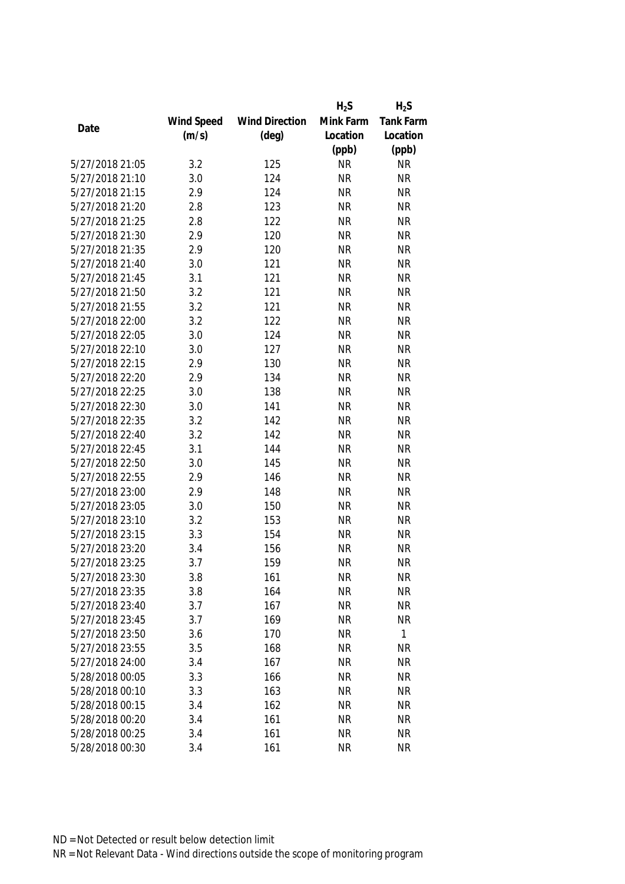| Date | Wind Speed (m/s) | Wind Direction (deg) | $H_2S$ Mink Farm Location (ppb) | $H_2S$ Tank Farm Location (ppb) |
|---|---|---|---|---|
| 5/27/2018 21:05 | 3.2 | 125 | NR | NR |
| 5/27/2018 21:10 | 3.0 | 124 | NR | NR |
| 5/27/2018 21:15 | 2.9 | 124 | NR | NR |
| 5/27/2018 21:20 | 2.8 | 123 | NR | NR |
| 5/27/2018 21:25 | 2.8 | 122 | NR | NR |
| 5/27/2018 21:30 | 2.9 | 120 | NR | NR |
| 5/27/2018 21:35 | 2.9 | 120 | NR | NR |
| 5/27/2018 21:40 | 3.0 | 121 | NR | NR |
| 5/27/2018 21:45 | 3.1 | 121 | NR | NR |
| 5/27/2018 21:50 | 3.2 | 121 | NR | NR |
| 5/27/2018 21:55 | 3.2 | 121 | NR | NR |
| 5/27/2018 22:00 | 3.2 | 122 | NR | NR |
| 5/27/2018 22:05 | 3.0 | 124 | NR | NR |
| 5/27/2018 22:10 | 3.0 | 127 | NR | NR |
| 5/27/2018 22:15 | 2.9 | 130 | NR | NR |
| 5/27/2018 22:20 | 2.9 | 134 | NR | NR |
| 5/27/2018 22:25 | 3.0 | 138 | NR | NR |
| 5/27/2018 22:30 | 3.0 | 141 | NR | NR |
| 5/27/2018 22:35 | 3.2 | 142 | NR | NR |
| 5/27/2018 22:40 | 3.2 | 142 | NR | NR |
| 5/27/2018 22:45 | 3.1 | 144 | NR | NR |
| 5/27/2018 22:50 | 3.0 | 145 | NR | NR |
| 5/27/2018 22:55 | 2.9 | 146 | NR | NR |
| 5/27/2018 23:00 | 2.9 | 148 | NR | NR |
| 5/27/2018 23:05 | 3.0 | 150 | NR | NR |
| 5/27/2018 23:10 | 3.2 | 153 | NR | NR |
| 5/27/2018 23:15 | 3.3 | 154 | NR | NR |
| 5/27/2018 23:20 | 3.4 | 156 | NR | NR |
| 5/27/2018 23:25 | 3.7 | 159 | NR | NR |
| 5/27/2018 23:30 | 3.8 | 161 | NR | NR |
| 5/27/2018 23:35 | 3.8 | 164 | NR | NR |
| 5/27/2018 23:40 | 3.7 | 167 | NR | NR |
| 5/27/2018 23:45 | 3.7 | 169 | NR | NR |
| 5/27/2018 23:50 | 3.6 | 170 | NR | 1 |
| 5/27/2018 23:55 | 3.5 | 168 | NR | NR |
| 5/27/2018 24:00 | 3.4 | 167 | NR | NR |
| 5/28/2018 00:05 | 3.3 | 166 | NR | NR |
| 5/28/2018 00:10 | 3.3 | 163 | NR | NR |
| 5/28/2018 00:15 | 3.4 | 162 | NR | NR |
| 5/28/2018 00:20 | 3.4 | 161 | NR | NR |
| 5/28/2018 00:25 | 3.4 | 161 | NR | NR |
| 5/28/2018 00:30 | 3.4 | 161 | NR | NR |

ND = Not Detected or result below detection limit

NR = Not Relevant Data - Wind directions outside the scope of monitoring program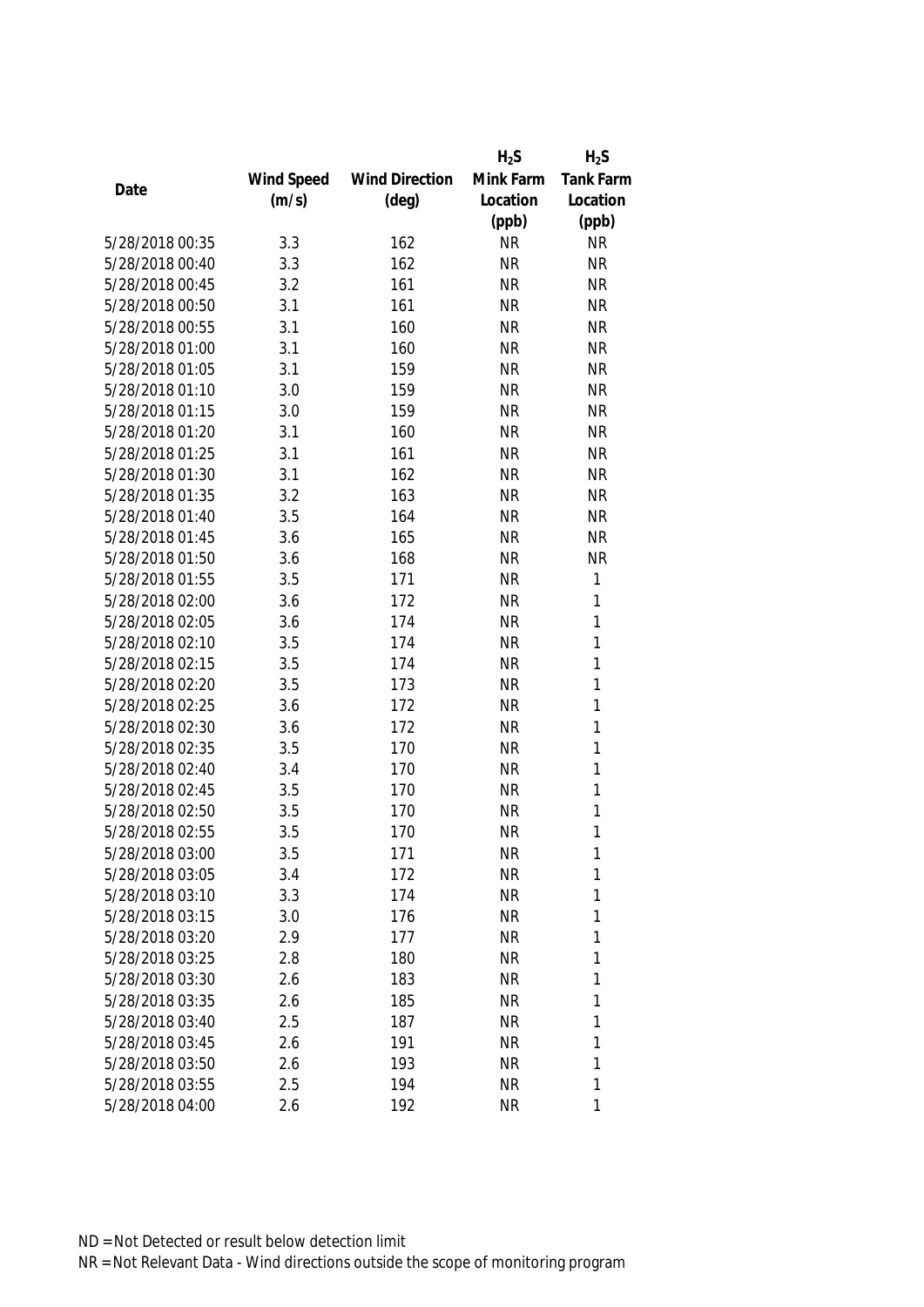| Date | Wind Speed (m/s) | Wind Direction (deg) | $H_2S$ Mink Farm Location (ppb) | $H_2S$ Tank Farm Location (ppb) |
|---|---|---|---|---|
| 5/28/2018 00:35 | 3.3 | 162 | NR | NR |
| 5/28/2018 00:40 | 3.3 | 162 | NR | NR |
| 5/28/2018 00:45 | 3.2 | 161 | NR | NR |
| 5/28/2018 00:50 | 3.1 | 161 | NR | NR |
| 5/28/2018 00:55 | 3.1 | 160 | NR | NR |
| 5/28/2018 01:00 | 3.1 | 160 | NR | NR |
| 5/28/2018 01:05 | 3.1 | 159 | NR | NR |
| 5/28/2018 01:10 | 3.0 | 159 | NR | NR |
| 5/28/2018 01:15 | 3.0 | 159 | NR | NR |
| 5/28/2018 01:20 | 3.1 | 160 | NR | NR |
| 5/28/2018 01:25 | 3.1 | 161 | NR | NR |
| 5/28/2018 01:30 | 3.1 | 162 | NR | NR |
| 5/28/2018 01:35 | 3.2 | 163 | NR | NR |
| 5/28/2018 01:40 | 3.5 | 164 | NR | NR |
| 5/28/2018 01:45 | 3.6 | 165 | NR | NR |
| 5/28/2018 01:50 | 3.6 | 168 | NR | NR |
| 5/28/2018 01:55 | 3.5 | 171 | NR | 1 |
| 5/28/2018 02:00 | 3.6 | 172 | NR | 1 |
| 5/28/2018 02:05 | 3.6 | 174 | NR | 1 |
| 5/28/2018 02:10 | 3.5 | 174 | NR | 1 |
| 5/28/2018 02:15 | 3.5 | 174 | NR | 1 |
| 5/28/2018 02:20 | 3.5 | 173 | NR | 1 |
| 5/28/2018 02:25 | 3.6 | 172 | NR | 1 |
| 5/28/2018 02:30 | 3.6 | 172 | NR | 1 |
| 5/28/2018 02:35 | 3.5 | 170 | NR | 1 |
| 5/28/2018 02:40 | 3.4 | 170 | NR | 1 |
| 5/28/2018 02:45 | 3.5 | 170 | NR | 1 |
| 5/28/2018 02:50 | 3.5 | 170 | NR | 1 |
| 5/28/2018 02:55 | 3.5 | 170 | NR | 1 |
| 5/28/2018 03:00 | 3.5 | 171 | NR | 1 |
| 5/28/2018 03:05 | 3.4 | 172 | NR | 1 |
| 5/28/2018 03:10 | 3.3 | 174 | NR | 1 |
| 5/28/2018 03:15 | 3.0 | 176 | NR | 1 |
| 5/28/2018 03:20 | 2.9 | 177 | NR | 1 |
| 5/28/2018 03:25 | 2.8 | 180 | NR | 1 |
| 5/28/2018 03:30 | 2.6 | 183 | NR | 1 |
| 5/28/2018 03:35 | 2.6 | 185 | NR | 1 |
| 5/28/2018 03:40 | 2.5 | 187 | NR | 1 |
| 5/28/2018 03:45 | 2.6 | 191 | NR | 1 |
| 5/28/2018 03:50 | 2.6 | 193 | NR | 1 |
| 5/28/2018 03:55 | 2.5 | 194 | NR | 1 |
| 5/28/2018 04:00 | 2.6 | 192 | NR | 1 |

ND = Not Detected or result below detection limit
NR = Not Relevant Data - Wind directions outside the scope of monitoring program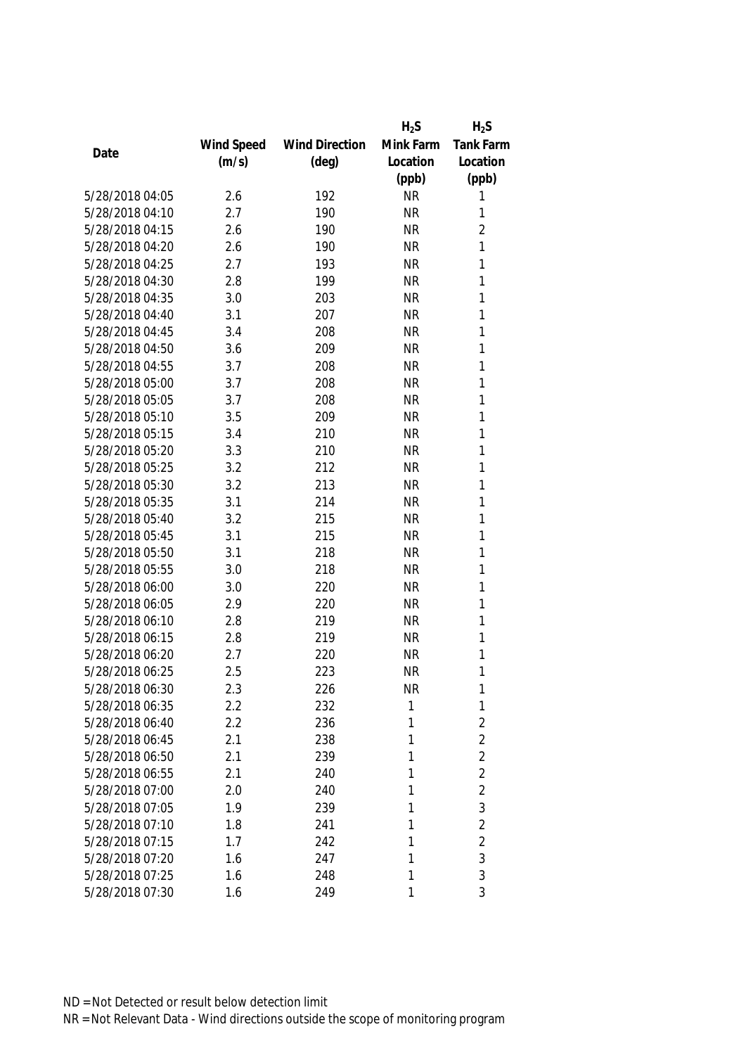| Date | Wind Speed (m/s) | Wind Direction (deg) | $H_2S$ Mink Farm Location (ppb) | $H_2S$ Tank Farm Location (ppb) |
|---|---|---|---|---|
| 5/28/2018 04:05 | 2.6 | 192 | NR | 1 |
| 5/28/2018 04:10 | 2.7 | 190 | NR | 1 |
| 5/28/2018 04:15 | 2.6 | 190 | NR | 2 |
| 5/28/2018 04:20 | 2.6 | 190 | NR | 1 |
| 5/28/2018 04:25 | 2.7 | 193 | NR | 1 |
| 5/28/2018 04:30 | 2.8 | 199 | NR | 1 |
| 5/28/2018 04:35 | 3.0 | 203 | NR | 1 |
| 5/28/2018 04:40 | 3.1 | 207 | NR | 1 |
| 5/28/2018 04:45 | 3.4 | 208 | NR | 1 |
| 5/28/2018 04:50 | 3.6 | 209 | NR | 1 |
| 5/28/2018 04:55 | 3.7 | 208 | NR | 1 |
| 5/28/2018 05:00 | 3.7 | 208 | NR | 1 |
| 5/28/2018 05:05 | 3.7 | 208 | NR | 1 |
| 5/28/2018 05:10 | 3.5 | 209 | NR | 1 |
| 5/28/2018 05:15 | 3.4 | 210 | NR | 1 |
| 5/28/2018 05:20 | 3.3 | 210 | NR | 1 |
| 5/28/2018 05:25 | 3.2 | 212 | NR | 1 |
| 5/28/2018 05:30 | 3.2 | 213 | NR | 1 |
| 5/28/2018 05:35 | 3.1 | 214 | NR | 1 |
| 5/28/2018 05:40 | 3.2 | 215 | NR | 1 |
| 5/28/2018 05:45 | 3.1 | 215 | NR | 1 |
| 5/28/2018 05:50 | 3.1 | 218 | NR | 1 |
| 5/28/2018 05:55 | 3.0 | 218 | NR | 1 |
| 5/28/2018 06:00 | 3.0 | 220 | NR | 1 |
| 5/28/2018 06:05 | 2.9 | 220 | NR | 1 |
| 5/28/2018 06:10 | 2.8 | 219 | NR | 1 |
| 5/28/2018 06:15 | 2.8 | 219 | NR | 1 |
| 5/28/2018 06:20 | 2.7 | 220 | NR | 1 |
| 5/28/2018 06:25 | 2.5 | 223 | NR | 1 |
| 5/28/2018 06:30 | 2.3 | 226 | NR | 1 |
| 5/28/2018 06:35 | 2.2 | 232 | 1 | 1 |
| 5/28/2018 06:40 | 2.2 | 236 | 1 | 2 |
| 5/28/2018 06:45 | 2.1 | 238 | 1 | 2 |
| 5/28/2018 06:50 | 2.1 | 239 | 1 | 2 |
| 5/28/2018 06:55 | 2.1 | 240 | 1 | 2 |
| 5/28/2018 07:00 | 2.0 | 240 | 1 | 2 |
| 5/28/2018 07:05 | 1.9 | 239 | 1 | 3 |
| 5/28/2018 07:10 | 1.8 | 241 | 1 | 2 |
| 5/28/2018 07:15 | 1.7 | 242 | 1 | 2 |
| 5/28/2018 07:20 | 1.6 | 247 | 1 | 3 |
| 5/28/2018 07:25 | 1.6 | 248 | 1 | 3 |
| 5/28/2018 07:30 | 1.6 | 249 | 1 | 3 |

ND = Not Detected or result below detection limit

NR = Not Relevant Data - Wind directions outside the scope of monitoring program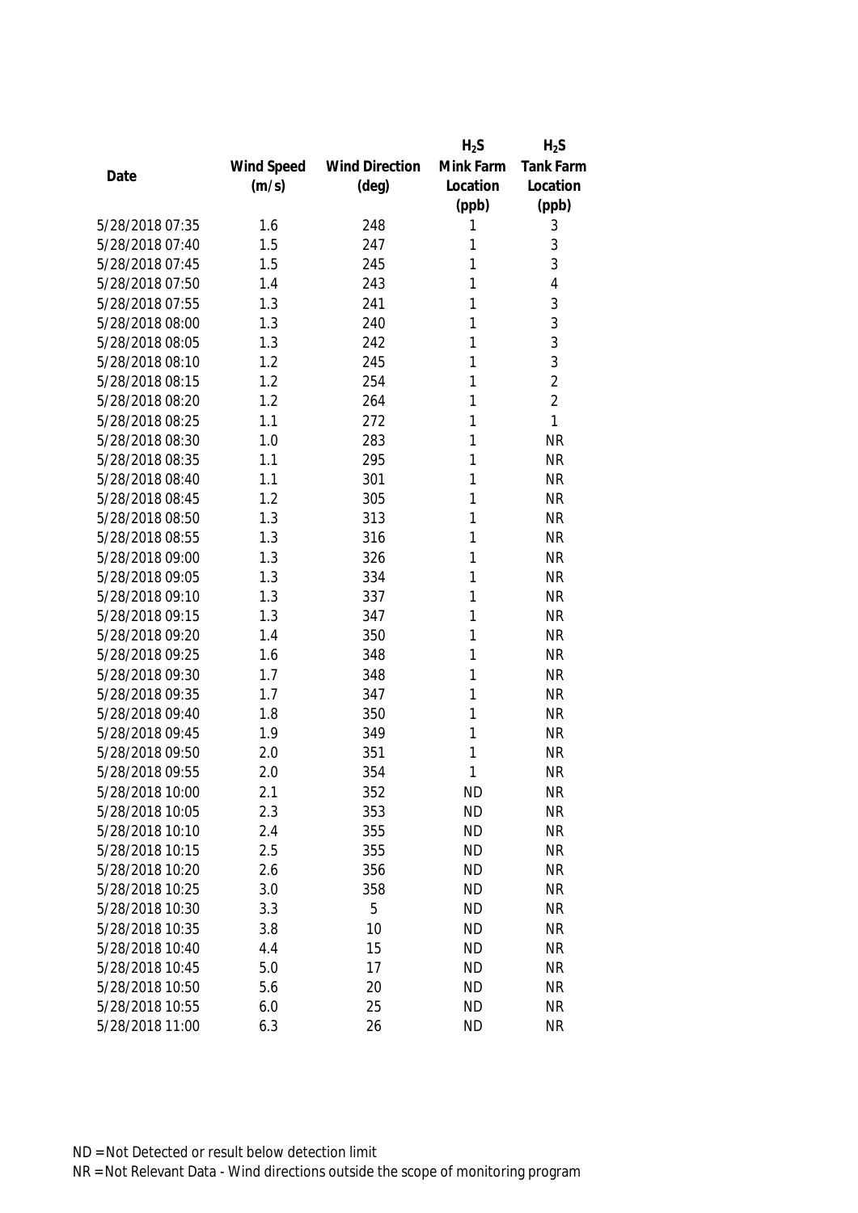| Date | Wind Speed (m/s) | Wind Direction (deg) | $H_2S$ Mink Farm Location (ppb) | $H_2S$ Tank Farm Location (ppb) |
|---|---|---|---|---|
| 5/28/2018 07:35 | 1.6 | 248 | 1 | 3 |
| 5/28/2018 07:40 | 1.5 | 247 | 1 | 3 |
| 5/28/2018 07:45 | 1.5 | 245 | 1 | 3 |
| 5/28/2018 07:50 | 1.4 | 243 | 1 | 4 |
| 5/28/2018 07:55 | 1.3 | 241 | 1 | 3 |
| 5/28/2018 08:00 | 1.3 | 240 | 1 | 3 |
| 5/28/2018 08:05 | 1.3 | 242 | 1 | 3 |
| 5/28/2018 08:10 | 1.2 | 245 | 1 | 3 |
| 5/28/2018 08:15 | 1.2 | 254 | 1 | 2 |
| 5/28/2018 08:20 | 1.2 | 264 | 1 | 2 |
| 5/28/2018 08:25 | 1.1 | 272 | 1 | 1 |
| 5/28/2018 08:30 | 1.0 | 283 | 1 | NR |
| 5/28/2018 08:35 | 1.1 | 295 | 1 | NR |
| 5/28/2018 08:40 | 1.1 | 301 | 1 | NR |
| 5/28/2018 08:45 | 1.2 | 305 | 1 | NR |
| 5/28/2018 08:50 | 1.3 | 313 | 1 | NR |
| 5/28/2018 08:55 | 1.3 | 316 | 1 | NR |
| 5/28/2018 09:00 | 1.3 | 326 | 1 | NR |
| 5/28/2018 09:05 | 1.3 | 334 | 1 | NR |
| 5/28/2018 09:10 | 1.3 | 337 | 1 | NR |
| 5/28/2018 09:15 | 1.3 | 347 | 1 | NR |
| 5/28/2018 09:20 | 1.4 | 350 | 1 | NR |
| 5/28/2018 09:25 | 1.6 | 348 | 1 | NR |
| 5/28/2018 09:30 | 1.7 | 348 | 1 | NR |
| 5/28/2018 09:35 | 1.7 | 347 | 1 | NR |
| 5/28/2018 09:40 | 1.8 | 350 | 1 | NR |
| 5/28/2018 09:45 | 1.9 | 349 | 1 | NR |
| 5/28/2018 09:50 | 2.0 | 351 | 1 | NR |
| 5/28/2018 09:55 | 2.0 | 354 | 1 | NR |
| 5/28/2018 10:00 | 2.1 | 352 | ND | NR |
| 5/28/2018 10:05 | 2.3 | 353 | ND | NR |
| 5/28/2018 10:10 | 2.4 | 355 | ND | NR |
| 5/28/2018 10:15 | 2.5 | 355 | ND | NR |
| 5/28/2018 10:20 | 2.6 | 356 | ND | NR |
| 5/28/2018 10:25 | 3.0 | 358 | ND | NR |
| 5/28/2018 10:30 | 3.3 | 5 | ND | NR |
| 5/28/2018 10:35 | 3.8 | 10 | ND | NR |
| 5/28/2018 10:40 | 4.4 | 15 | ND | NR |
| 5/28/2018 10:45 | 5.0 | 17 | ND | NR |
| 5/28/2018 10:50 | 5.6 | 20 | ND | NR |
| 5/28/2018 10:55 | 6.0 | 25 | ND | NR |
| 5/28/2018 11:00 | 6.3 | 26 | ND | NR |

ND = Not Detected or result below detection limit

NR = Not Relevant Data - Wind directions outside the scope of monitoring program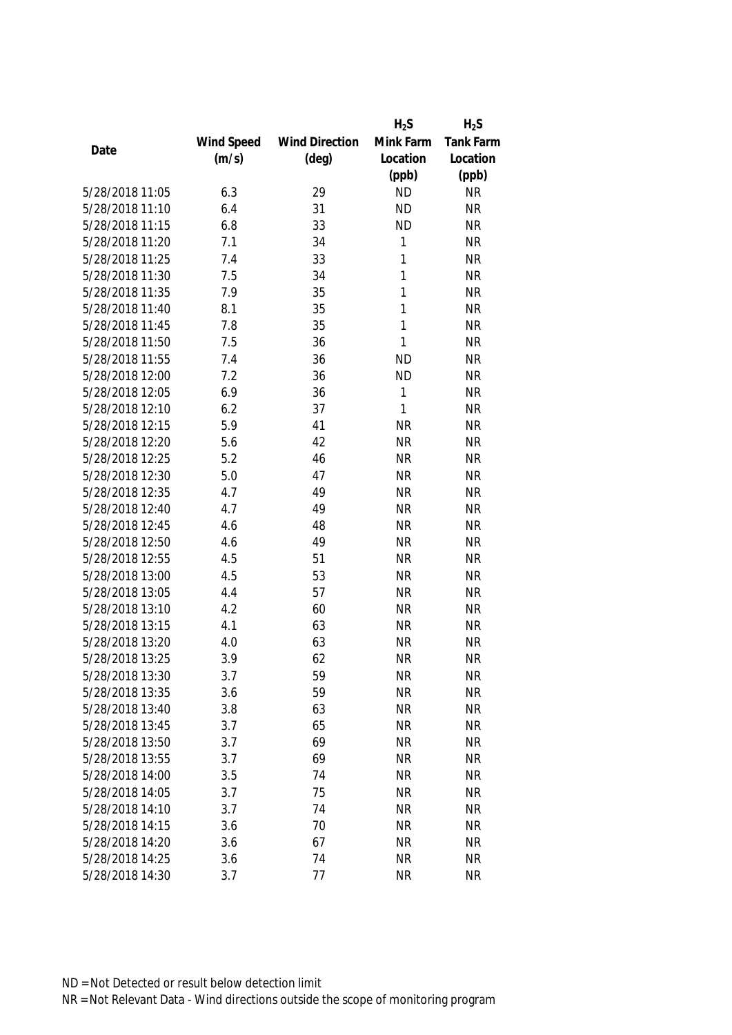| Date | Wind Speed (m/s) | Wind Direction (deg) | $H_2S$ Mink Farm Location (ppb) | $H_2S$ Tank Farm Location (ppb) |
|---|---|---|---|---|
| 5/28/2018 11:05 | 6.3 | 29 | ND | NR |
| 5/28/2018 11:10 | 6.4 | 31 | ND | NR |
| 5/28/2018 11:15 | 6.8 | 33 | ND | NR |
| 5/28/2018 11:20 | 7.1 | 34 | 1 | NR |
| 5/28/2018 11:25 | 7.4 | 33 | 1 | NR |
| 5/28/2018 11:30 | 7.5 | 34 | 1 | NR |
| 5/28/2018 11:35 | 7.9 | 35 | 1 | NR |
| 5/28/2018 11:40 | 8.1 | 35 | 1 | NR |
| 5/28/2018 11:45 | 7.8 | 35 | 1 | NR |
| 5/28/2018 11:50 | 7.5 | 36 | 1 | NR |
| 5/28/2018 11:55 | 7.4 | 36 | ND | NR |
| 5/28/2018 12:00 | 7.2 | 36 | ND | NR |
| 5/28/2018 12:05 | 6.9 | 36 | 1 | NR |
| 5/28/2018 12:10 | 6.2 | 37 | 1 | NR |
| 5/28/2018 12:15 | 5.9 | 41 | NR | NR |
| 5/28/2018 12:20 | 5.6 | 42 | NR | NR |
| 5/28/2018 12:25 | 5.2 | 46 | NR | NR |
| 5/28/2018 12:30 | 5.0 | 47 | NR | NR |
| 5/28/2018 12:35 | 4.7 | 49 | NR | NR |
| 5/28/2018 12:40 | 4.7 | 49 | NR | NR |
| 5/28/2018 12:45 | 4.6 | 48 | NR | NR |
| 5/28/2018 12:50 | 4.6 | 49 | NR | NR |
| 5/28/2018 12:55 | 4.5 | 51 | NR | NR |
| 5/28/2018 13:00 | 4.5 | 53 | NR | NR |
| 5/28/2018 13:05 | 4.4 | 57 | NR | NR |
| 5/28/2018 13:10 | 4.2 | 60 | NR | NR |
| 5/28/2018 13:15 | 4.1 | 63 | NR | NR |
| 5/28/2018 13:20 | 4.0 | 63 | NR | NR |
| 5/28/2018 13:25 | 3.9 | 62 | NR | NR |
| 5/28/2018 13:30 | 3.7 | 59 | NR | NR |
| 5/28/2018 13:35 | 3.6 | 59 | NR | NR |
| 5/28/2018 13:40 | 3.8 | 63 | NR | NR |
| 5/28/2018 13:45 | 3.7 | 65 | NR | NR |
| 5/28/2018 13:50 | 3.7 | 69 | NR | NR |
| 5/28/2018 13:55 | 3.7 | 69 | NR | NR |
| 5/28/2018 14:00 | 3.5 | 74 | NR | NR |
| 5/28/2018 14:05 | 3.7 | 75 | NR | NR |
| 5/28/2018 14:10 | 3.7 | 74 | NR | NR |
| 5/28/2018 14:15 | 3.6 | 70 | NR | NR |
| 5/28/2018 14:20 | 3.6 | 67 | NR | NR |
| 5/28/2018 14:25 | 3.6 | 74 | NR | NR |
| 5/28/2018 14:30 | 3.7 | 77 | NR | NR |

ND = Not Detected or result below detection limit

NR = Not Relevant Data - Wind directions outside the scope of monitoring program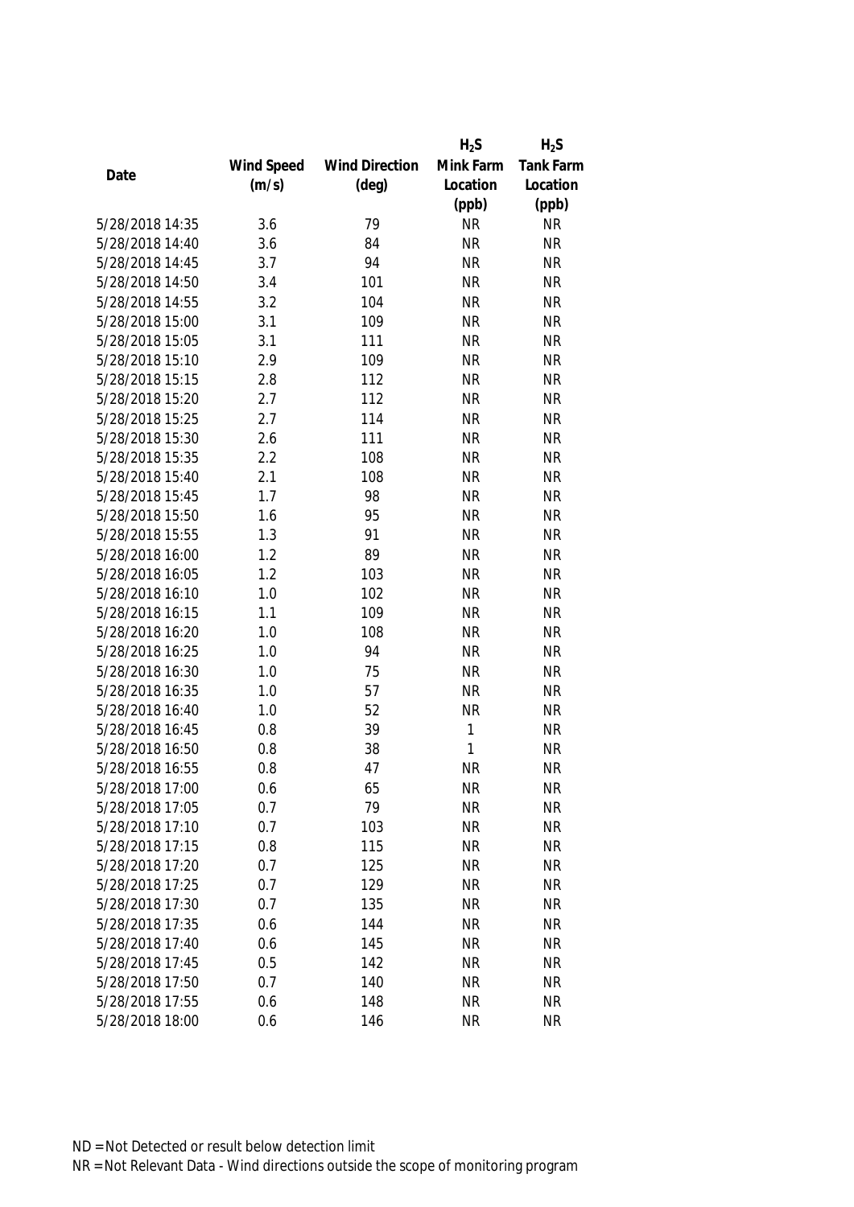| Date | Wind Speed (m/s) | Wind Direction (deg) | $H_2S$ Mink Farm Location (ppb) | $H_2S$ Tank Farm Location (ppb) |
|---|---|---|---|---|
| 5/28/2018 14:35 | 3.6 | 79 | NR | NR |
| 5/28/2018 14:40 | 3.6 | 84 | NR | NR |
| 5/28/2018 14:45 | 3.7 | 94 | NR | NR |
| 5/28/2018 14:50 | 3.4 | 101 | NR | NR |
| 5/28/2018 14:55 | 3.2 | 104 | NR | NR |
| 5/28/2018 15:00 | 3.1 | 109 | NR | NR |
| 5/28/2018 15:05 | 3.1 | 111 | NR | NR |
| 5/28/2018 15:10 | 2.9 | 109 | NR | NR |
| 5/28/2018 15:15 | 2.8 | 112 | NR | NR |
| 5/28/2018 15:20 | 2.7 | 112 | NR | NR |
| 5/28/2018 15:25 | 2.7 | 114 | NR | NR |
| 5/28/2018 15:30 | 2.6 | 111 | NR | NR |
| 5/28/2018 15:35 | 2.2 | 108 | NR | NR |
| 5/28/2018 15:40 | 2.1 | 108 | NR | NR |
| 5/28/2018 15:45 | 1.7 | 98 | NR | NR |
| 5/28/2018 15:50 | 1.6 | 95 | NR | NR |
| 5/28/2018 15:55 | 1.3 | 91 | NR | NR |
| 5/28/2018 16:00 | 1.2 | 89 | NR | NR |
| 5/28/2018 16:05 | 1.2 | 103 | NR | NR |
| 5/28/2018 16:10 | 1.0 | 102 | NR | NR |
| 5/28/2018 16:15 | 1.1 | 109 | NR | NR |
| 5/28/2018 16:20 | 1.0 | 108 | NR | NR |
| 5/28/2018 16:25 | 1.0 | 94 | NR | NR |
| 5/28/2018 16:30 | 1.0 | 75 | NR | NR |
| 5/28/2018 16:35 | 1.0 | 57 | NR | NR |
| 5/28/2018 16:40 | 1.0 | 52 | NR | NR |
| 5/28/2018 16:45 | 0.8 | 39 | 1 | NR |
| 5/28/2018 16:50 | 0.8 | 38 | 1 | NR |
| 5/28/2018 16:55 | 0.8 | 47 | NR | NR |
| 5/28/2018 17:00 | 0.6 | 65 | NR | NR |
| 5/28/2018 17:05 | 0.7 | 79 | NR | NR |
| 5/28/2018 17:10 | 0.7 | 103 | NR | NR |
| 5/28/2018 17:15 | 0.8 | 115 | NR | NR |
| 5/28/2018 17:20 | 0.7 | 125 | NR | NR |
| 5/28/2018 17:25 | 0.7 | 129 | NR | NR |
| 5/28/2018 17:30 | 0.7 | 135 | NR | NR |
| 5/28/2018 17:35 | 0.6 | 144 | NR | NR |
| 5/28/2018 17:40 | 0.6 | 145 | NR | NR |
| 5/28/2018 17:45 | 0.5 | 142 | NR | NR |
| 5/28/2018 17:50 | 0.7 | 140 | NR | NR |
| 5/28/2018 17:55 | 0.6 | 148 | NR | NR |
| 5/28/2018 18:00 | 0.6 | 146 | NR | NR |

ND = Not Detected or result below detection limit

NR = Not Relevant Data - Wind directions outside the scope of monitoring program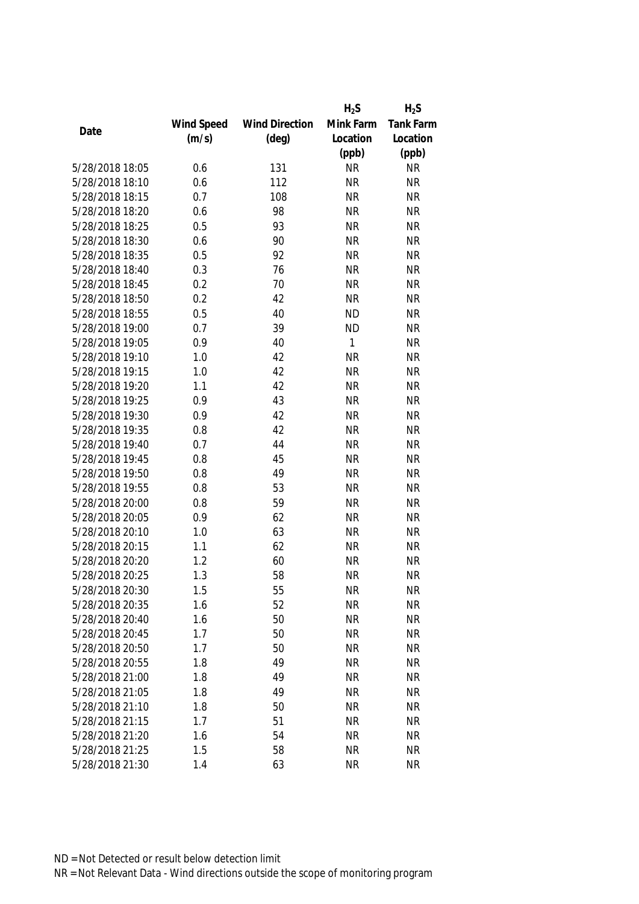| Date | Wind Speed (m/s) | Wind Direction (deg) | $H_2S$ Mink Farm Location (ppb) | $H_2S$ Tank Farm Location (ppb) |
|---|---|---|---|---|
| 5/28/2018 18:05 | 0.6 | 131 | NR | NR |
| 5/28/2018 18:10 | 0.6 | 112 | NR | NR |
| 5/28/2018 18:15 | 0.7 | 108 | NR | NR |
| 5/28/2018 18:20 | 0.6 | 98 | NR | NR |
| 5/28/2018 18:25 | 0.5 | 93 | NR | NR |
| 5/28/2018 18:30 | 0.6 | 90 | NR | NR |
| 5/28/2018 18:35 | 0.5 | 92 | NR | NR |
| 5/28/2018 18:40 | 0.3 | 76 | NR | NR |
| 5/28/2018 18:45 | 0.2 | 70 | NR | NR |
| 5/28/2018 18:50 | 0.2 | 42 | NR | NR |
| 5/28/2018 18:55 | 0.5 | 40 | ND | NR |
| 5/28/2018 19:00 | 0.7 | 39 | ND | NR |
| 5/28/2018 19:05 | 0.9 | 40 | 1 | NR |
| 5/28/2018 19:10 | 1.0 | 42 | NR | NR |
| 5/28/2018 19:15 | 1.0 | 42 | NR | NR |
| 5/28/2018 19:20 | 1.1 | 42 | NR | NR |
| 5/28/2018 19:25 | 0.9 | 43 | NR | NR |
| 5/28/2018 19:30 | 0.9 | 42 | NR | NR |
| 5/28/2018 19:35 | 0.8 | 42 | NR | NR |
| 5/28/2018 19:40 | 0.7 | 44 | NR | NR |
| 5/28/2018 19:45 | 0.8 | 45 | NR | NR |
| 5/28/2018 19:50 | 0.8 | 49 | NR | NR |
| 5/28/2018 19:55 | 0.8 | 53 | NR | NR |
| 5/28/2018 20:00 | 0.8 | 59 | NR | NR |
| 5/28/2018 20:05 | 0.9 | 62 | NR | NR |
| 5/28/2018 20:10 | 1.0 | 63 | NR | NR |
| 5/28/2018 20:15 | 1.1 | 62 | NR | NR |
| 5/28/2018 20:20 | 1.2 | 60 | NR | NR |
| 5/28/2018 20:25 | 1.3 | 58 | NR | NR |
| 5/28/2018 20:30 | 1.5 | 55 | NR | NR |
| 5/28/2018 20:35 | 1.6 | 52 | NR | NR |
| 5/28/2018 20:40 | 1.6 | 50 | NR | NR |
| 5/28/2018 20:45 | 1.7 | 50 | NR | NR |
| 5/28/2018 20:50 | 1.7 | 50 | NR | NR |
| 5/28/2018 20:55 | 1.8 | 49 | NR | NR |
| 5/28/2018 21:00 | 1.8 | 49 | NR | NR |
| 5/28/2018 21:05 | 1.8 | 49 | NR | NR |
| 5/28/2018 21:10 | 1.8 | 50 | NR | NR |
| 5/28/2018 21:15 | 1.7 | 51 | NR | NR |
| 5/28/2018 21:20 | 1.6 | 54 | NR | NR |
| 5/28/2018 21:25 | 1.5 | 58 | NR | NR |
| 5/28/2018 21:30 | 1.4 | 63 | NR | NR |

ND = Not Detected or result below detection limit

NR = Not Relevant Data - Wind directions outside the scope of monitoring program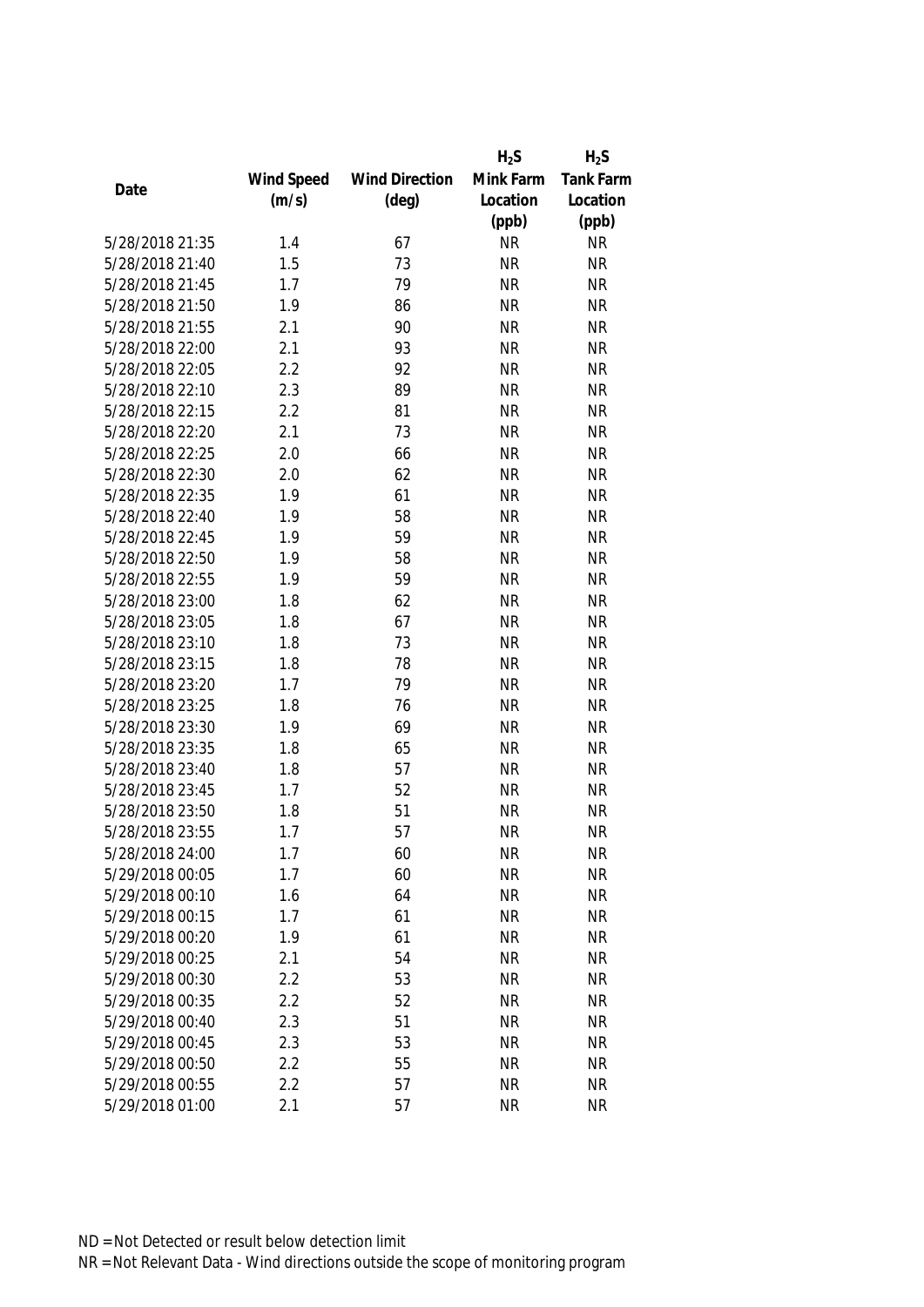| Date | Wind Speed (m/s) | Wind Direction (deg) | $H_2S$ Mink Farm Location (ppb) | $H_2S$ Tank Farm Location (ppb) |
|---|---|---|---|---|
| 5/28/2018 21:35 | 1.4 | 67 | NR | NR |
| 5/28/2018 21:40 | 1.5 | 73 | NR | NR |
| 5/28/2018 21:45 | 1.7 | 79 | NR | NR |
| 5/28/2018 21:50 | 1.9 | 86 | NR | NR |
| 5/28/2018 21:55 | 2.1 | 90 | NR | NR |
| 5/28/2018 22:00 | 2.1 | 93 | NR | NR |
| 5/28/2018 22:05 | 2.2 | 92 | NR | NR |
| 5/28/2018 22:10 | 2.3 | 89 | NR | NR |
| 5/28/2018 22:15 | 2.2 | 81 | NR | NR |
| 5/28/2018 22:20 | 2.1 | 73 | NR | NR |
| 5/28/2018 22:25 | 2.0 | 66 | NR | NR |
| 5/28/2018 22:30 | 2.0 | 62 | NR | NR |
| 5/28/2018 22:35 | 1.9 | 61 | NR | NR |
| 5/28/2018 22:40 | 1.9 | 58 | NR | NR |
| 5/28/2018 22:45 | 1.9 | 59 | NR | NR |
| 5/28/2018 22:50 | 1.9 | 58 | NR | NR |
| 5/28/2018 22:55 | 1.9 | 59 | NR | NR |
| 5/28/2018 23:00 | 1.8 | 62 | NR | NR |
| 5/28/2018 23:05 | 1.8 | 67 | NR | NR |
| 5/28/2018 23:10 | 1.8 | 73 | NR | NR |
| 5/28/2018 23:15 | 1.8 | 78 | NR | NR |
| 5/28/2018 23:20 | 1.7 | 79 | NR | NR |
| 5/28/2018 23:25 | 1.8 | 76 | NR | NR |
| 5/28/2018 23:30 | 1.9 | 69 | NR | NR |
| 5/28/2018 23:35 | 1.8 | 65 | NR | NR |
| 5/28/2018 23:40 | 1.8 | 57 | NR | NR |
| 5/28/2018 23:45 | 1.7 | 52 | NR | NR |
| 5/28/2018 23:50 | 1.8 | 51 | NR | NR |
| 5/28/2018 23:55 | 1.7 | 57 | NR | NR |
| 5/28/2018 24:00 | 1.7 | 60 | NR | NR |
| 5/29/2018 00:05 | 1.7 | 60 | NR | NR |
| 5/29/2018 00:10 | 1.6 | 64 | NR | NR |
| 5/29/2018 00:15 | 1.7 | 61 | NR | NR |
| 5/29/2018 00:20 | 1.9 | 61 | NR | NR |
| 5/29/2018 00:25 | 2.1 | 54 | NR | NR |
| 5/29/2018 00:30 | 2.2 | 53 | NR | NR |
| 5/29/2018 00:35 | 2.2 | 52 | NR | NR |
| 5/29/2018 00:40 | 2.3 | 51 | NR | NR |
| 5/29/2018 00:45 | 2.3 | 53 | NR | NR |
| 5/29/2018 00:50 | 2.2 | 55 | NR | NR |
| 5/29/2018 00:55 | 2.2 | 57 | NR | NR |
| 5/29/2018 01:00 | 2.1 | 57 | NR | NR |

ND = Not Detected or result below detection limit
NR = Not Relevant Data - Wind directions outside the scope of monitoring program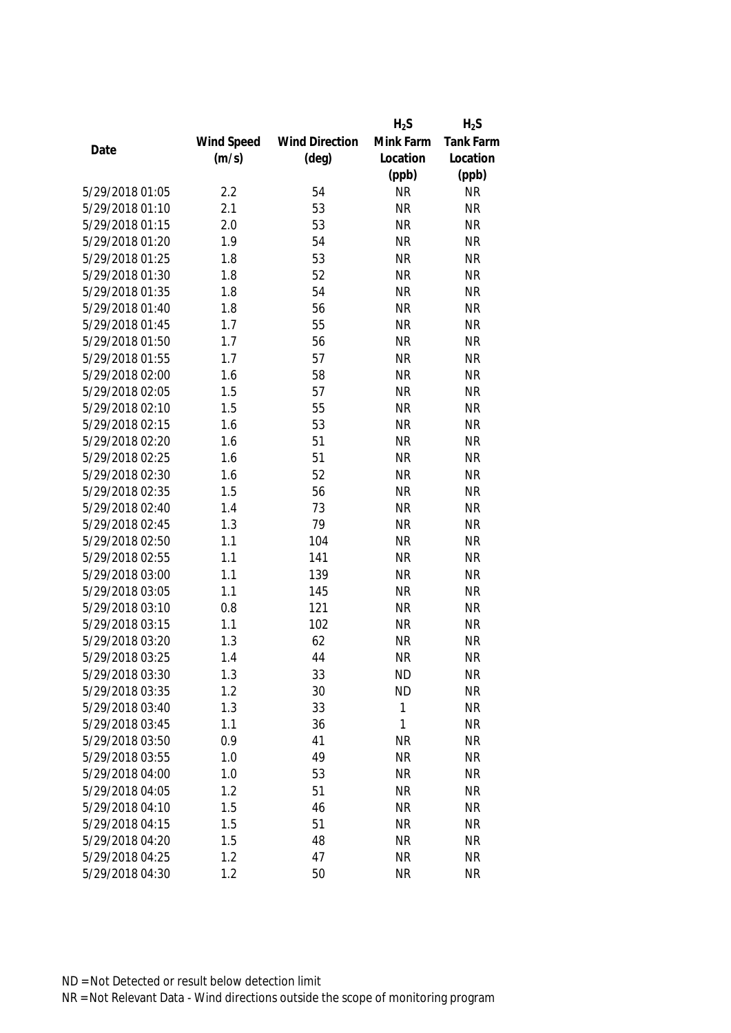| Date | Wind Speed (m/s) | Wind Direction (deg) | $H_2S$ Mink Farm Location (ppb) | $H_2S$ Tank Farm Location (ppb) |
|---|---|---|---|---|
| 5/29/2018 01:05 | 2.2 | 54 | NR | NR |
| 5/29/2018 01:10 | 2.1 | 53 | NR | NR |
| 5/29/2018 01:15 | 2.0 | 53 | NR | NR |
| 5/29/2018 01:20 | 1.9 | 54 | NR | NR |
| 5/29/2018 01:25 | 1.8 | 53 | NR | NR |
| 5/29/2018 01:30 | 1.8 | 52 | NR | NR |
| 5/29/2018 01:35 | 1.8 | 54 | NR | NR |
| 5/29/2018 01:40 | 1.8 | 56 | NR | NR |
| 5/29/2018 01:45 | 1.7 | 55 | NR | NR |
| 5/29/2018 01:50 | 1.7 | 56 | NR | NR |
| 5/29/2018 01:55 | 1.7 | 57 | NR | NR |
| 5/29/2018 02:00 | 1.6 | 58 | NR | NR |
| 5/29/2018 02:05 | 1.5 | 57 | NR | NR |
| 5/29/2018 02:10 | 1.5 | 55 | NR | NR |
| 5/29/2018 02:15 | 1.6 | 53 | NR | NR |
| 5/29/2018 02:20 | 1.6 | 51 | NR | NR |
| 5/29/2018 02:25 | 1.6 | 51 | NR | NR |
| 5/29/2018 02:30 | 1.6 | 52 | NR | NR |
| 5/29/2018 02:35 | 1.5 | 56 | NR | NR |
| 5/29/2018 02:40 | 1.4 | 73 | NR | NR |
| 5/29/2018 02:45 | 1.3 | 79 | NR | NR |
| 5/29/2018 02:50 | 1.1 | 104 | NR | NR |
| 5/29/2018 02:55 | 1.1 | 141 | NR | NR |
| 5/29/2018 03:00 | 1.1 | 139 | NR | NR |
| 5/29/2018 03:05 | 1.1 | 145 | NR | NR |
| 5/29/2018 03:10 | 0.8 | 121 | NR | NR |
| 5/29/2018 03:15 | 1.1 | 102 | NR | NR |
| 5/29/2018 03:20 | 1.3 | 62 | NR | NR |
| 5/29/2018 03:25 | 1.4 | 44 | NR | NR |
| 5/29/2018 03:30 | 1.3 | 33 | ND | NR |
| 5/29/2018 03:35 | 1.2 | 30 | ND | NR |
| 5/29/2018 03:40 | 1.3 | 33 | 1 | NR |
| 5/29/2018 03:45 | 1.1 | 36 | 1 | NR |
| 5/29/2018 03:50 | 0.9 | 41 | NR | NR |
| 5/29/2018 03:55 | 1.0 | 49 | NR | NR |
| 5/29/2018 04:00 | 1.0 | 53 | NR | NR |
| 5/29/2018 04:05 | 1.2 | 51 | NR | NR |
| 5/29/2018 04:10 | 1.5 | 46 | NR | NR |
| 5/29/2018 04:15 | 1.5 | 51 | NR | NR |
| 5/29/2018 04:20 | 1.5 | 48 | NR | NR |
| 5/29/2018 04:25 | 1.2 | 47 | NR | NR |
| 5/29/2018 04:30 | 1.2 | 50 | NR | NR |

ND = Not Detected or result below detection limit

NR = Not Relevant Data - Wind directions outside the scope of monitoring program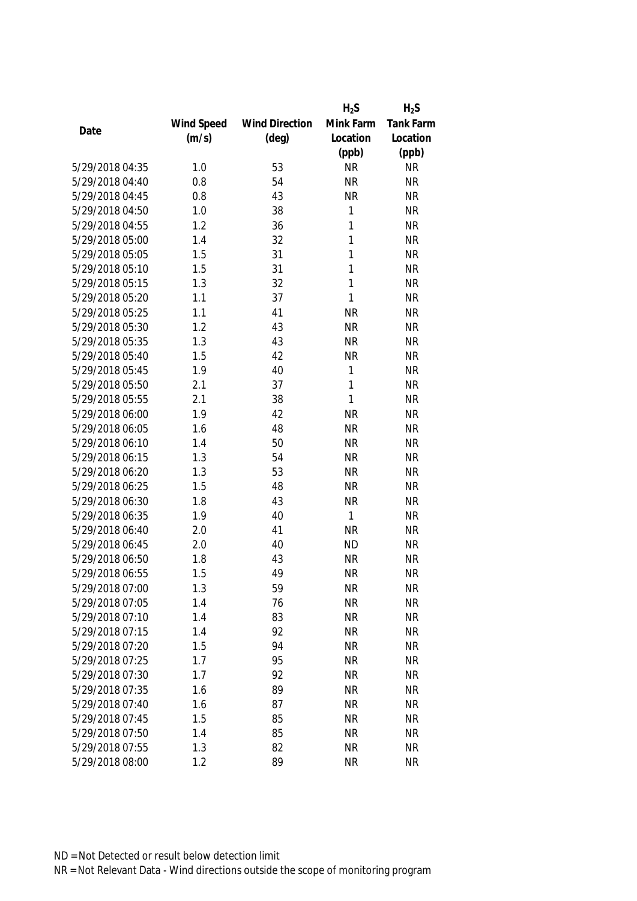| Date | Wind Speed (m/s) | Wind Direction (deg) | $H_2S$ Mink Farm Location (ppb) | $H_2S$ Tank Farm Location (ppb) |
|---|---|---|---|---|
| 5/29/2018 04:35 | 1.0 | 53 | NR | NR |
| 5/29/2018 04:40 | 0.8 | 54 | NR | NR |
| 5/29/2018 04:45 | 0.8 | 43 | NR | NR |
| 5/29/2018 04:50 | 1.0 | 38 | 1 | NR |
| 5/29/2018 04:55 | 1.2 | 36 | 1 | NR |
| 5/29/2018 05:00 | 1.4 | 32 | 1 | NR |
| 5/29/2018 05:05 | 1.5 | 31 | 1 | NR |
| 5/29/2018 05:10 | 1.5 | 31 | 1 | NR |
| 5/29/2018 05:15 | 1.3 | 32 | 1 | NR |
| 5/29/2018 05:20 | 1.1 | 37 | 1 | NR |
| 5/29/2018 05:25 | 1.1 | 41 | NR | NR |
| 5/29/2018 05:30 | 1.2 | 43 | NR | NR |
| 5/29/2018 05:35 | 1.3 | 43 | NR | NR |
| 5/29/2018 05:40 | 1.5 | 42 | NR | NR |
| 5/29/2018 05:45 | 1.9 | 40 | 1 | NR |
| 5/29/2018 05:50 | 2.1 | 37 | 1 | NR |
| 5/29/2018 05:55 | 2.1 | 38 | 1 | NR |
| 5/29/2018 06:00 | 1.9 | 42 | NR | NR |
| 5/29/2018 06:05 | 1.6 | 48 | NR | NR |
| 5/29/2018 06:10 | 1.4 | 50 | NR | NR |
| 5/29/2018 06:15 | 1.3 | 54 | NR | NR |
| 5/29/2018 06:20 | 1.3 | 53 | NR | NR |
| 5/29/2018 06:25 | 1.5 | 48 | NR | NR |
| 5/29/2018 06:30 | 1.8 | 43 | NR | NR |
| 5/29/2018 06:35 | 1.9 | 40 | 1 | NR |
| 5/29/2018 06:40 | 2.0 | 41 | NR | NR |
| 5/29/2018 06:45 | 2.0 | 40 | ND | NR |
| 5/29/2018 06:50 | 1.8 | 43 | NR | NR |
| 5/29/2018 06:55 | 1.5 | 49 | NR | NR |
| 5/29/2018 07:00 | 1.3 | 59 | NR | NR |
| 5/29/2018 07:05 | 1.4 | 76 | NR | NR |
| 5/29/2018 07:10 | 1.4 | 83 | NR | NR |
| 5/29/2018 07:15 | 1.4 | 92 | NR | NR |
| 5/29/2018 07:20 | 1.5 | 94 | NR | NR |
| 5/29/2018 07:25 | 1.7 | 95 | NR | NR |
| 5/29/2018 07:30 | 1.7 | 92 | NR | NR |
| 5/29/2018 07:35 | 1.6 | 89 | NR | NR |
| 5/29/2018 07:40 | 1.6 | 87 | NR | NR |
| 5/29/2018 07:45 | 1.5 | 85 | NR | NR |
| 5/29/2018 07:50 | 1.4 | 85 | NR | NR |
| 5/29/2018 07:55 | 1.3 | 82 | NR | NR |
| 5/29/2018 08:00 | 1.2 | 89 | NR | NR |

ND = Not Detected or result below detection limit

NR = Not Relevant Data - Wind directions outside the scope of monitoring program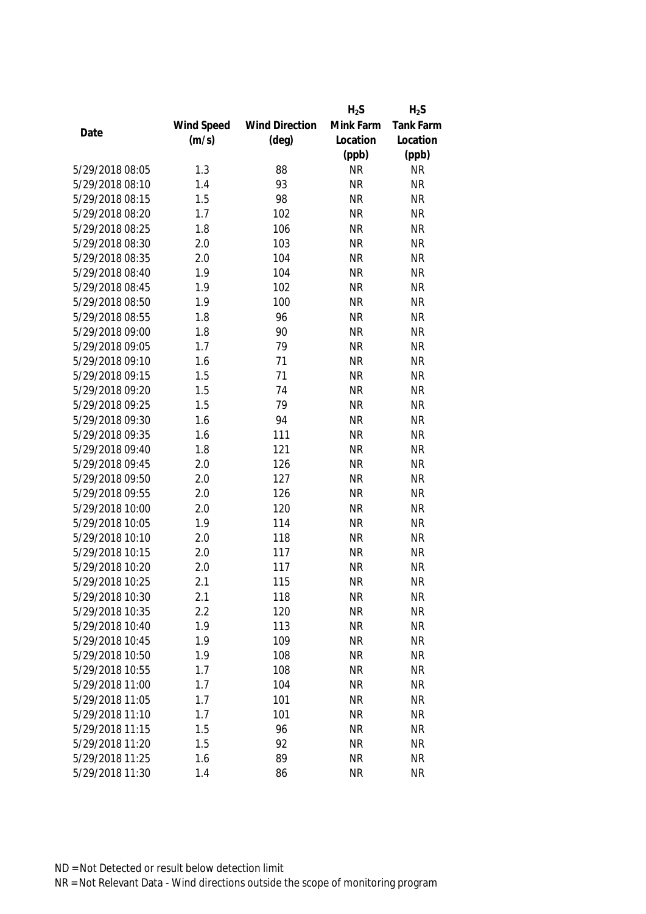| Date | Wind Speed (m/s) | Wind Direction (deg) | $H_2S$ Mink Farm Location (ppb) | $H_2S$ Tank Farm Location (ppb) |
|---|---|---|---|---|
| 5/29/2018 08:05 | 1.3 | 88 | NR | NR |
| 5/29/2018 08:10 | 1.4 | 93 | NR | NR |
| 5/29/2018 08:15 | 1.5 | 98 | NR | NR |
| 5/29/2018 08:20 | 1.7 | 102 | NR | NR |
| 5/29/2018 08:25 | 1.8 | 106 | NR | NR |
| 5/29/2018 08:30 | 2.0 | 103 | NR | NR |
| 5/29/2018 08:35 | 2.0 | 104 | NR | NR |
| 5/29/2018 08:40 | 1.9 | 104 | NR | NR |
| 5/29/2018 08:45 | 1.9 | 102 | NR | NR |
| 5/29/2018 08:50 | 1.9 | 100 | NR | NR |
| 5/29/2018 08:55 | 1.8 | 96 | NR | NR |
| 5/29/2018 09:00 | 1.8 | 90 | NR | NR |
| 5/29/2018 09:05 | 1.7 | 79 | NR | NR |
| 5/29/2018 09:10 | 1.6 | 71 | NR | NR |
| 5/29/2018 09:15 | 1.5 | 71 | NR | NR |
| 5/29/2018 09:20 | 1.5 | 74 | NR | NR |
| 5/29/2018 09:25 | 1.5 | 79 | NR | NR |
| 5/29/2018 09:30 | 1.6 | 94 | NR | NR |
| 5/29/2018 09:35 | 1.6 | 111 | NR | NR |
| 5/29/2018 09:40 | 1.8 | 121 | NR | NR |
| 5/29/2018 09:45 | 2.0 | 126 | NR | NR |
| 5/29/2018 09:50 | 2.0 | 127 | NR | NR |
| 5/29/2018 09:55 | 2.0 | 126 | NR | NR |
| 5/29/2018 10:00 | 2.0 | 120 | NR | NR |
| 5/29/2018 10:05 | 1.9 | 114 | NR | NR |
| 5/29/2018 10:10 | 2.0 | 118 | NR | NR |
| 5/29/2018 10:15 | 2.0 | 117 | NR | NR |
| 5/29/2018 10:20 | 2.0 | 117 | NR | NR |
| 5/29/2018 10:25 | 2.1 | 115 | NR | NR |
| 5/29/2018 10:30 | 2.1 | 118 | NR | NR |
| 5/29/2018 10:35 | 2.2 | 120 | NR | NR |
| 5/29/2018 10:40 | 1.9 | 113 | NR | NR |
| 5/29/2018 10:45 | 1.9 | 109 | NR | NR |
| 5/29/2018 10:50 | 1.9 | 108 | NR | NR |
| 5/29/2018 10:55 | 1.7 | 108 | NR | NR |
| 5/29/2018 11:00 | 1.7 | 104 | NR | NR |
| 5/29/2018 11:05 | 1.7 | 101 | NR | NR |
| 5/29/2018 11:10 | 1.7 | 101 | NR | NR |
| 5/29/2018 11:15 | 1.5 | 96 | NR | NR |
| 5/29/2018 11:20 | 1.5 | 92 | NR | NR |
| 5/29/2018 11:25 | 1.6 | 89 | NR | NR |
| 5/29/2018 11:30 | 1.4 | 86 | NR | NR |

ND = Not Detected or result below detection limit

NR = Not Relevant Data - Wind directions outside the scope of monitoring program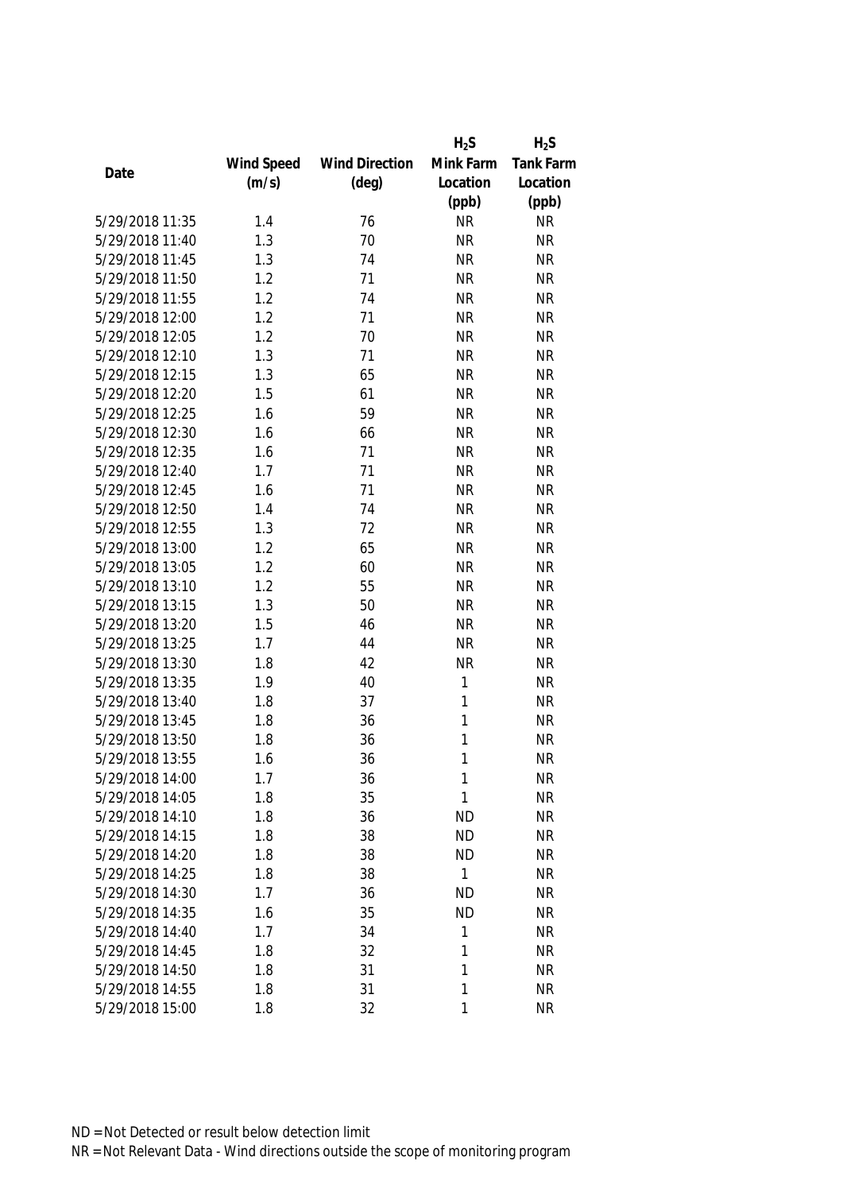| Date | Wind Speed (m/s) | Wind Direction (deg) | $H_2S$ Mink Farm Location (ppb) | $H_2S$ Tank Farm Location (ppb) |
|---|---|---|---|---|
| 5/29/2018 11:35 | 1.4 | 76 | NR | NR |
| 5/29/2018 11:40 | 1.3 | 70 | NR | NR |
| 5/29/2018 11:45 | 1.3 | 74 | NR | NR |
| 5/29/2018 11:50 | 1.2 | 71 | NR | NR |
| 5/29/2018 11:55 | 1.2 | 74 | NR | NR |
| 5/29/2018 12:00 | 1.2 | 71 | NR | NR |
| 5/29/2018 12:05 | 1.2 | 70 | NR | NR |
| 5/29/2018 12:10 | 1.3 | 71 | NR | NR |
| 5/29/2018 12:15 | 1.3 | 65 | NR | NR |
| 5/29/2018 12:20 | 1.5 | 61 | NR | NR |
| 5/29/2018 12:25 | 1.6 | 59 | NR | NR |
| 5/29/2018 12:30 | 1.6 | 66 | NR | NR |
| 5/29/2018 12:35 | 1.6 | 71 | NR | NR |
| 5/29/2018 12:40 | 1.7 | 71 | NR | NR |
| 5/29/2018 12:45 | 1.6 | 71 | NR | NR |
| 5/29/2018 12:50 | 1.4 | 74 | NR | NR |
| 5/29/2018 12:55 | 1.3 | 72 | NR | NR |
| 5/29/2018 13:00 | 1.2 | 65 | NR | NR |
| 5/29/2018 13:05 | 1.2 | 60 | NR | NR |
| 5/29/2018 13:10 | 1.2 | 55 | NR | NR |
| 5/29/2018 13:15 | 1.3 | 50 | NR | NR |
| 5/29/2018 13:20 | 1.5 | 46 | NR | NR |
| 5/29/2018 13:25 | 1.7 | 44 | NR | NR |
| 5/29/2018 13:30 | 1.8 | 42 | NR | NR |
| 5/29/2018 13:35 | 1.9 | 40 | 1 | NR |
| 5/29/2018 13:40 | 1.8 | 37 | 1 | NR |
| 5/29/2018 13:45 | 1.8 | 36 | 1 | NR |
| 5/29/2018 13:50 | 1.8 | 36 | 1 | NR |
| 5/29/2018 13:55 | 1.6 | 36 | 1 | NR |
| 5/29/2018 14:00 | 1.7 | 36 | 1 | NR |
| 5/29/2018 14:05 | 1.8 | 35 | 1 | NR |
| 5/29/2018 14:10 | 1.8 | 36 | ND | NR |
| 5/29/2018 14:15 | 1.8 | 38 | ND | NR |
| 5/29/2018 14:20 | 1.8 | 38 | ND | NR |
| 5/29/2018 14:25 | 1.8 | 38 | 1 | NR |
| 5/29/2018 14:30 | 1.7 | 36 | ND | NR |
| 5/29/2018 14:35 | 1.6 | 35 | ND | NR |
| 5/29/2018 14:40 | 1.7 | 34 | 1 | NR |
| 5/29/2018 14:45 | 1.8 | 32 | 1 | NR |
| 5/29/2018 14:50 | 1.8 | 31 | 1 | NR |
| 5/29/2018 14:55 | 1.8 | 31 | 1 | NR |
| 5/29/2018 15:00 | 1.8 | 32 | 1 | NR |

ND = Not Detected or result below detection limit
NR = Not Relevant Data - Wind directions outside the scope of monitoring program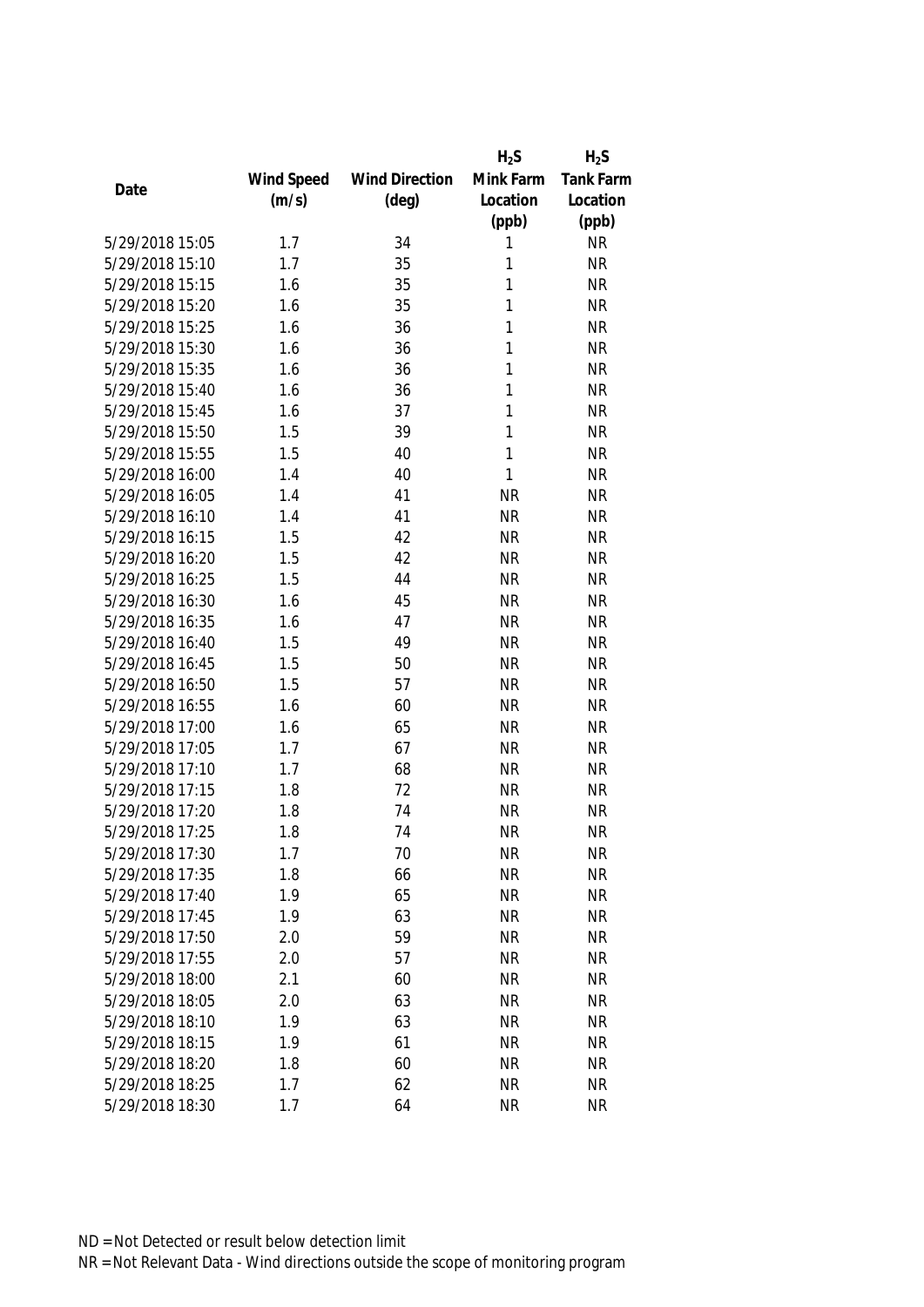| Date | Wind Speed (m/s) | Wind Direction (deg) | $H_2S$ Mink Farm Location (ppb) | $H_2S$ Tank Farm Location (ppb) |
|---|---|---|---|---|
| 5/29/2018 15:05 | 1.7 | 34 | 1 | NR |
| 5/29/2018 15:10 | 1.7 | 35 | 1 | NR |
| 5/29/2018 15:15 | 1.6 | 35 | 1 | NR |
| 5/29/2018 15:20 | 1.6 | 35 | 1 | NR |
| 5/29/2018 15:25 | 1.6 | 36 | 1 | NR |
| 5/29/2018 15:30 | 1.6 | 36 | 1 | NR |
| 5/29/2018 15:35 | 1.6 | 36 | 1 | NR |
| 5/29/2018 15:40 | 1.6 | 36 | 1 | NR |
| 5/29/2018 15:45 | 1.6 | 37 | 1 | NR |
| 5/29/2018 15:50 | 1.5 | 39 | 1 | NR |
| 5/29/2018 15:55 | 1.5 | 40 | 1 | NR |
| 5/29/2018 16:00 | 1.4 | 40 | 1 | NR |
| 5/29/2018 16:05 | 1.4 | 41 | NR | NR |
| 5/29/2018 16:10 | 1.4 | 41 | NR | NR |
| 5/29/2018 16:15 | 1.5 | 42 | NR | NR |
| 5/29/2018 16:20 | 1.5 | 42 | NR | NR |
| 5/29/2018 16:25 | 1.5 | 44 | NR | NR |
| 5/29/2018 16:30 | 1.6 | 45 | NR | NR |
| 5/29/2018 16:35 | 1.6 | 47 | NR | NR |
| 5/29/2018 16:40 | 1.5 | 49 | NR | NR |
| 5/29/2018 16:45 | 1.5 | 50 | NR | NR |
| 5/29/2018 16:50 | 1.5 | 57 | NR | NR |
| 5/29/2018 16:55 | 1.6 | 60 | NR | NR |
| 5/29/2018 17:00 | 1.6 | 65 | NR | NR |
| 5/29/2018 17:05 | 1.7 | 67 | NR | NR |
| 5/29/2018 17:10 | 1.7 | 68 | NR | NR |
| 5/29/2018 17:15 | 1.8 | 72 | NR | NR |
| 5/29/2018 17:20 | 1.8 | 74 | NR | NR |
| 5/29/2018 17:25 | 1.8 | 74 | NR | NR |
| 5/29/2018 17:30 | 1.7 | 70 | NR | NR |
| 5/29/2018 17:35 | 1.8 | 66 | NR | NR |
| 5/29/2018 17:40 | 1.9 | 65 | NR | NR |
| 5/29/2018 17:45 | 1.9 | 63 | NR | NR |
| 5/29/2018 17:50 | 2.0 | 59 | NR | NR |
| 5/29/2018 17:55 | 2.0 | 57 | NR | NR |
| 5/29/2018 18:00 | 2.1 | 60 | NR | NR |
| 5/29/2018 18:05 | 2.0 | 63 | NR | NR |
| 5/29/2018 18:10 | 1.9 | 63 | NR | NR |
| 5/29/2018 18:15 | 1.9 | 61 | NR | NR |
| 5/29/2018 18:20 | 1.8 | 60 | NR | NR |
| 5/29/2018 18:25 | 1.7 | 62 | NR | NR |
| 5/29/2018 18:30 | 1.7 | 64 | NR | NR |

ND = Not Detected or result below detection limit

NR = Not Relevant Data - Wind directions outside the scope of monitoring program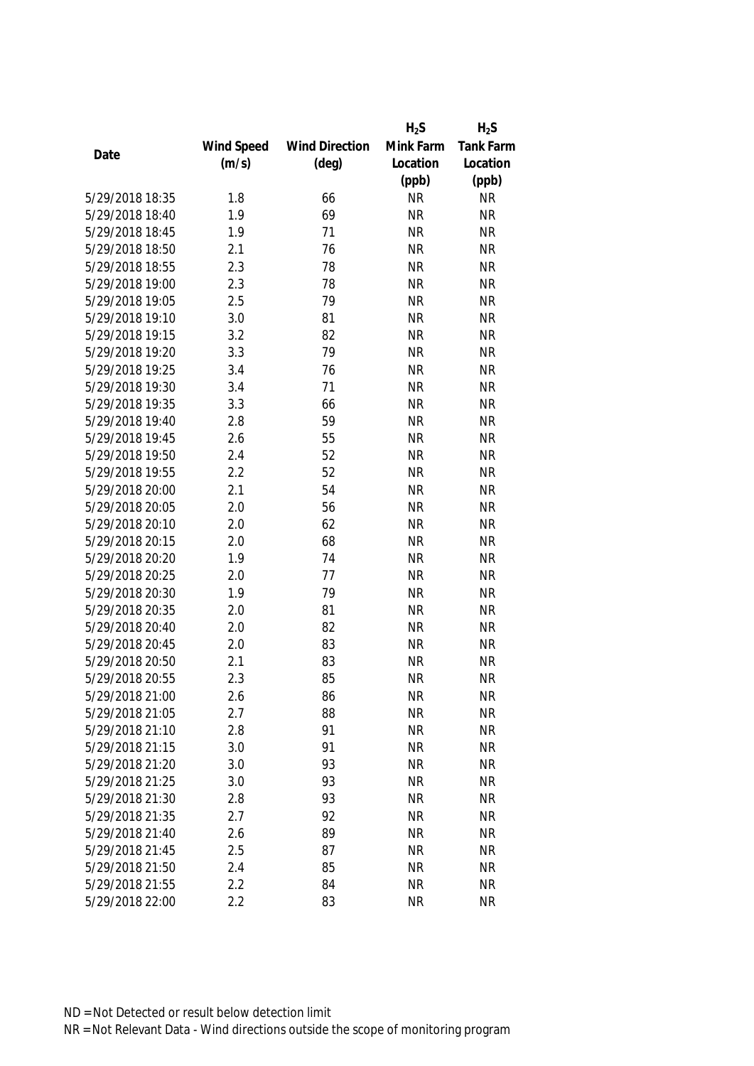| Date | Wind Speed (m/s) | Wind Direction (deg) | $H_2S$ Mink Farm Location (ppb) | $H_2S$ Tank Farm Location (ppb) |
|---|---|---|---|---|
| 5/29/2018 18:35 | 1.8 | 66 | NR | NR |
| 5/29/2018 18:40 | 1.9 | 69 | NR | NR |
| 5/29/2018 18:45 | 1.9 | 71 | NR | NR |
| 5/29/2018 18:50 | 2.1 | 76 | NR | NR |
| 5/29/2018 18:55 | 2.3 | 78 | NR | NR |
| 5/29/2018 19:00 | 2.3 | 78 | NR | NR |
| 5/29/2018 19:05 | 2.5 | 79 | NR | NR |
| 5/29/2018 19:10 | 3.0 | 81 | NR | NR |
| 5/29/2018 19:15 | 3.2 | 82 | NR | NR |
| 5/29/2018 19:20 | 3.3 | 79 | NR | NR |
| 5/29/2018 19:25 | 3.4 | 76 | NR | NR |
| 5/29/2018 19:30 | 3.4 | 71 | NR | NR |
| 5/29/2018 19:35 | 3.3 | 66 | NR | NR |
| 5/29/2018 19:40 | 2.8 | 59 | NR | NR |
| 5/29/2018 19:45 | 2.6 | 55 | NR | NR |
| 5/29/2018 19:50 | 2.4 | 52 | NR | NR |
| 5/29/2018 19:55 | 2.2 | 52 | NR | NR |
| 5/29/2018 20:00 | 2.1 | 54 | NR | NR |
| 5/29/2018 20:05 | 2.0 | 56 | NR | NR |
| 5/29/2018 20:10 | 2.0 | 62 | NR | NR |
| 5/29/2018 20:15 | 2.0 | 68 | NR | NR |
| 5/29/2018 20:20 | 1.9 | 74 | NR | NR |
| 5/29/2018 20:25 | 2.0 | 77 | NR | NR |
| 5/29/2018 20:30 | 1.9 | 79 | NR | NR |
| 5/29/2018 20:35 | 2.0 | 81 | NR | NR |
| 5/29/2018 20:40 | 2.0 | 82 | NR | NR |
| 5/29/2018 20:45 | 2.0 | 83 | NR | NR |
| 5/29/2018 20:50 | 2.1 | 83 | NR | NR |
| 5/29/2018 20:55 | 2.3 | 85 | NR | NR |
| 5/29/2018 21:00 | 2.6 | 86 | NR | NR |
| 5/29/2018 21:05 | 2.7 | 88 | NR | NR |
| 5/29/2018 21:10 | 2.8 | 91 | NR | NR |
| 5/29/2018 21:15 | 3.0 | 91 | NR | NR |
| 5/29/2018 21:20 | 3.0 | 93 | NR | NR |
| 5/29/2018 21:25 | 3.0 | 93 | NR | NR |
| 5/29/2018 21:30 | 2.8 | 93 | NR | NR |
| 5/29/2018 21:35 | 2.7 | 92 | NR | NR |
| 5/29/2018 21:40 | 2.6 | 89 | NR | NR |
| 5/29/2018 21:45 | 2.5 | 87 | NR | NR |
| 5/29/2018 21:50 | 2.4 | 85 | NR | NR |
| 5/29/2018 21:55 | 2.2 | 84 | NR | NR |
| 5/29/2018 22:00 | 2.2 | 83 | NR | NR |

ND = Not Detected or result below detection limit
NR = Not Relevant Data - Wind directions outside the scope of monitoring program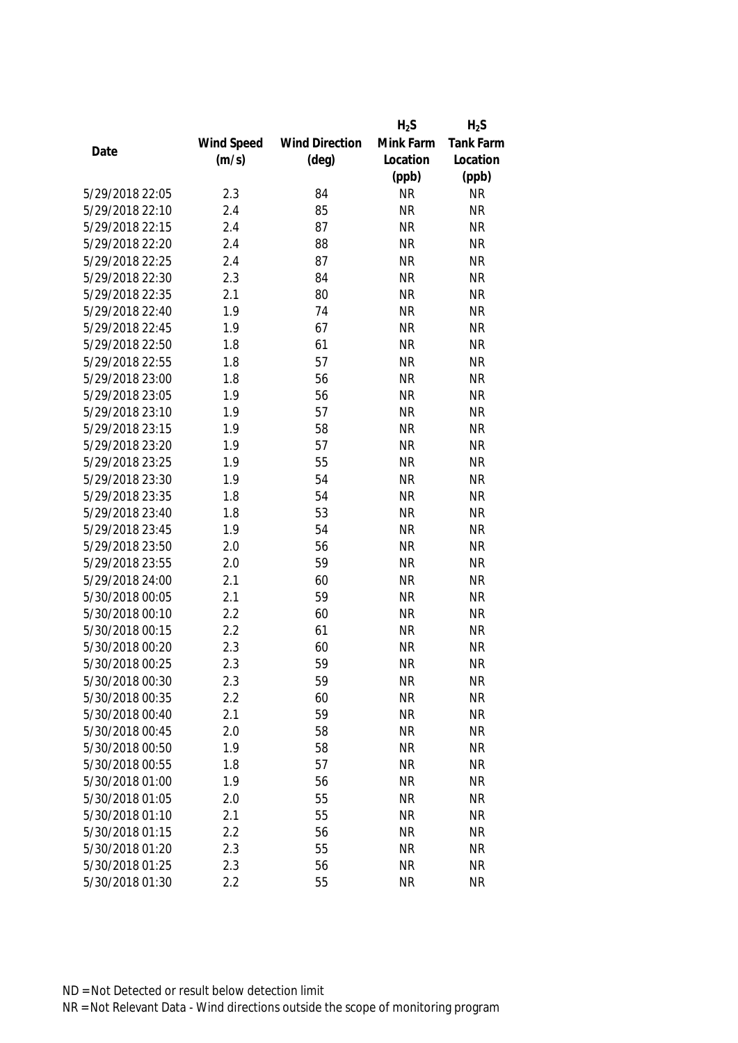| Date | Wind Speed (m/s) | Wind Direction (deg) | $H_2S$ Mink Farm Location (ppb) | $H_2S$ Tank Farm Location (ppb) |
|---|---|---|---|---|
| 5/29/2018 22:05 | 2.3 | 84 | NR | NR |
| 5/29/2018 22:10 | 2.4 | 85 | NR | NR |
| 5/29/2018 22:15 | 2.4 | 87 | NR | NR |
| 5/29/2018 22:20 | 2.4 | 88 | NR | NR |
| 5/29/2018 22:25 | 2.4 | 87 | NR | NR |
| 5/29/2018 22:30 | 2.3 | 84 | NR | NR |
| 5/29/2018 22:35 | 2.1 | 80 | NR | NR |
| 5/29/2018 22:40 | 1.9 | 74 | NR | NR |
| 5/29/2018 22:45 | 1.9 | 67 | NR | NR |
| 5/29/2018 22:50 | 1.8 | 61 | NR | NR |
| 5/29/2018 22:55 | 1.8 | 57 | NR | NR |
| 5/29/2018 23:00 | 1.8 | 56 | NR | NR |
| 5/29/2018 23:05 | 1.9 | 56 | NR | NR |
| 5/29/2018 23:10 | 1.9 | 57 | NR | NR |
| 5/29/2018 23:15 | 1.9 | 58 | NR | NR |
| 5/29/2018 23:20 | 1.9 | 57 | NR | NR |
| 5/29/2018 23:25 | 1.9 | 55 | NR | NR |
| 5/29/2018 23:30 | 1.9 | 54 | NR | NR |
| 5/29/2018 23:35 | 1.8 | 54 | NR | NR |
| 5/29/2018 23:40 | 1.8 | 53 | NR | NR |
| 5/29/2018 23:45 | 1.9 | 54 | NR | NR |
| 5/29/2018 23:50 | 2.0 | 56 | NR | NR |
| 5/29/2018 23:55 | 2.0 | 59 | NR | NR |
| 5/29/2018 24:00 | 2.1 | 60 | NR | NR |
| 5/30/2018 00:05 | 2.1 | 59 | NR | NR |
| 5/30/2018 00:10 | 2.2 | 60 | NR | NR |
| 5/30/2018 00:15 | 2.2 | 61 | NR | NR |
| 5/30/2018 00:20 | 2.3 | 60 | NR | NR |
| 5/30/2018 00:25 | 2.3 | 59 | NR | NR |
| 5/30/2018 00:30 | 2.3 | 59 | NR | NR |
| 5/30/2018 00:35 | 2.2 | 60 | NR | NR |
| 5/30/2018 00:40 | 2.1 | 59 | NR | NR |
| 5/30/2018 00:45 | 2.0 | 58 | NR | NR |
| 5/30/2018 00:50 | 1.9 | 58 | NR | NR |
| 5/30/2018 00:55 | 1.8 | 57 | NR | NR |
| 5/30/2018 01:00 | 1.9 | 56 | NR | NR |
| 5/30/2018 01:05 | 2.0 | 55 | NR | NR |
| 5/30/2018 01:10 | 2.1 | 55 | NR | NR |
| 5/30/2018 01:15 | 2.2 | 56 | NR | NR |
| 5/30/2018 01:20 | 2.3 | 55 | NR | NR |
| 5/30/2018 01:25 | 2.3 | 56 | NR | NR |
| 5/30/2018 01:30 | 2.2 | 55 | NR | NR |

ND = Not Detected or result below detection limit

NR = Not Relevant Data - Wind directions outside the scope of monitoring program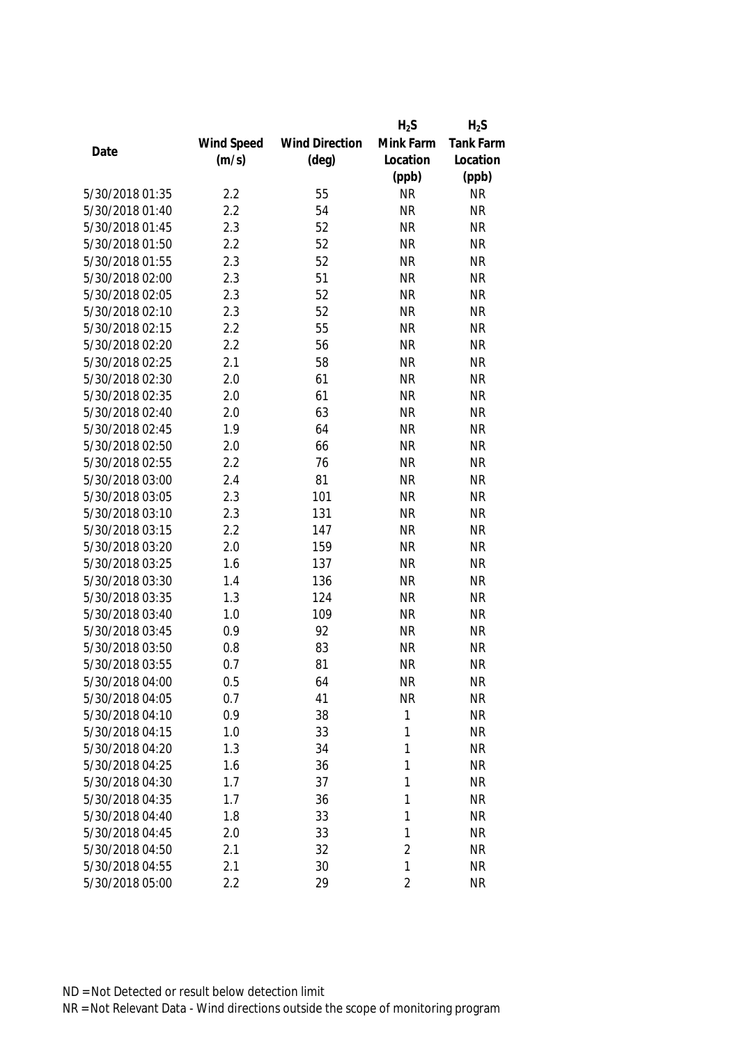| Date | Wind Speed (m/s) | Wind Direction (deg) | $H_2S$ Mink Farm Location (ppb) | $H_2S$ Tank Farm Location (ppb) |
|---|---|---|---|---|
| 5/30/2018 01:35 | 2.2 | 55 | NR | NR |
| 5/30/2018 01:40 | 2.2 | 54 | NR | NR |
| 5/30/2018 01:45 | 2.3 | 52 | NR | NR |
| 5/30/2018 01:50 | 2.2 | 52 | NR | NR |
| 5/30/2018 01:55 | 2.3 | 52 | NR | NR |
| 5/30/2018 02:00 | 2.3 | 51 | NR | NR |
| 5/30/2018 02:05 | 2.3 | 52 | NR | NR |
| 5/30/2018 02:10 | 2.3 | 52 | NR | NR |
| 5/30/2018 02:15 | 2.2 | 55 | NR | NR |
| 5/30/2018 02:20 | 2.2 | 56 | NR | NR |
| 5/30/2018 02:25 | 2.1 | 58 | NR | NR |
| 5/30/2018 02:30 | 2.0 | 61 | NR | NR |
| 5/30/2018 02:35 | 2.0 | 61 | NR | NR |
| 5/30/2018 02:40 | 2.0 | 63 | NR | NR |
| 5/30/2018 02:45 | 1.9 | 64 | NR | NR |
| 5/30/2018 02:50 | 2.0 | 66 | NR | NR |
| 5/30/2018 02:55 | 2.2 | 76 | NR | NR |
| 5/30/2018 03:00 | 2.4 | 81 | NR | NR |
| 5/30/2018 03:05 | 2.3 | 101 | NR | NR |
| 5/30/2018 03:10 | 2.3 | 131 | NR | NR |
| 5/30/2018 03:15 | 2.2 | 147 | NR | NR |
| 5/30/2018 03:20 | 2.0 | 159 | NR | NR |
| 5/30/2018 03:25 | 1.6 | 137 | NR | NR |
| 5/30/2018 03:30 | 1.4 | 136 | NR | NR |
| 5/30/2018 03:35 | 1.3 | 124 | NR | NR |
| 5/30/2018 03:40 | 1.0 | 109 | NR | NR |
| 5/30/2018 03:45 | 0.9 | 92 | NR | NR |
| 5/30/2018 03:50 | 0.8 | 83 | NR | NR |
| 5/30/2018 03:55 | 0.7 | 81 | NR | NR |
| 5/30/2018 04:00 | 0.5 | 64 | NR | NR |
| 5/30/2018 04:05 | 0.7 | 41 | NR | NR |
| 5/30/2018 04:10 | 0.9 | 38 | 1 | NR |
| 5/30/2018 04:15 | 1.0 | 33 | 1 | NR |
| 5/30/2018 04:20 | 1.3 | 34 | 1 | NR |
| 5/30/2018 04:25 | 1.6 | 36 | 1 | NR |
| 5/30/2018 04:30 | 1.7 | 37 | 1 | NR |
| 5/30/2018 04:35 | 1.7 | 36 | 1 | NR |
| 5/30/2018 04:40 | 1.8 | 33 | 1 | NR |
| 5/30/2018 04:45 | 2.0 | 33 | 1 | NR |
| 5/30/2018 04:50 | 2.1 | 32 | 2 | NR |
| 5/30/2018 04:55 | 2.1 | 30 | 1 | NR |
| 5/30/2018 05:00 | 2.2 | 29 | 2 | NR |

ND = Not Detected or result below detection limit

NR = Not Relevant Data - Wind directions outside the scope of monitoring program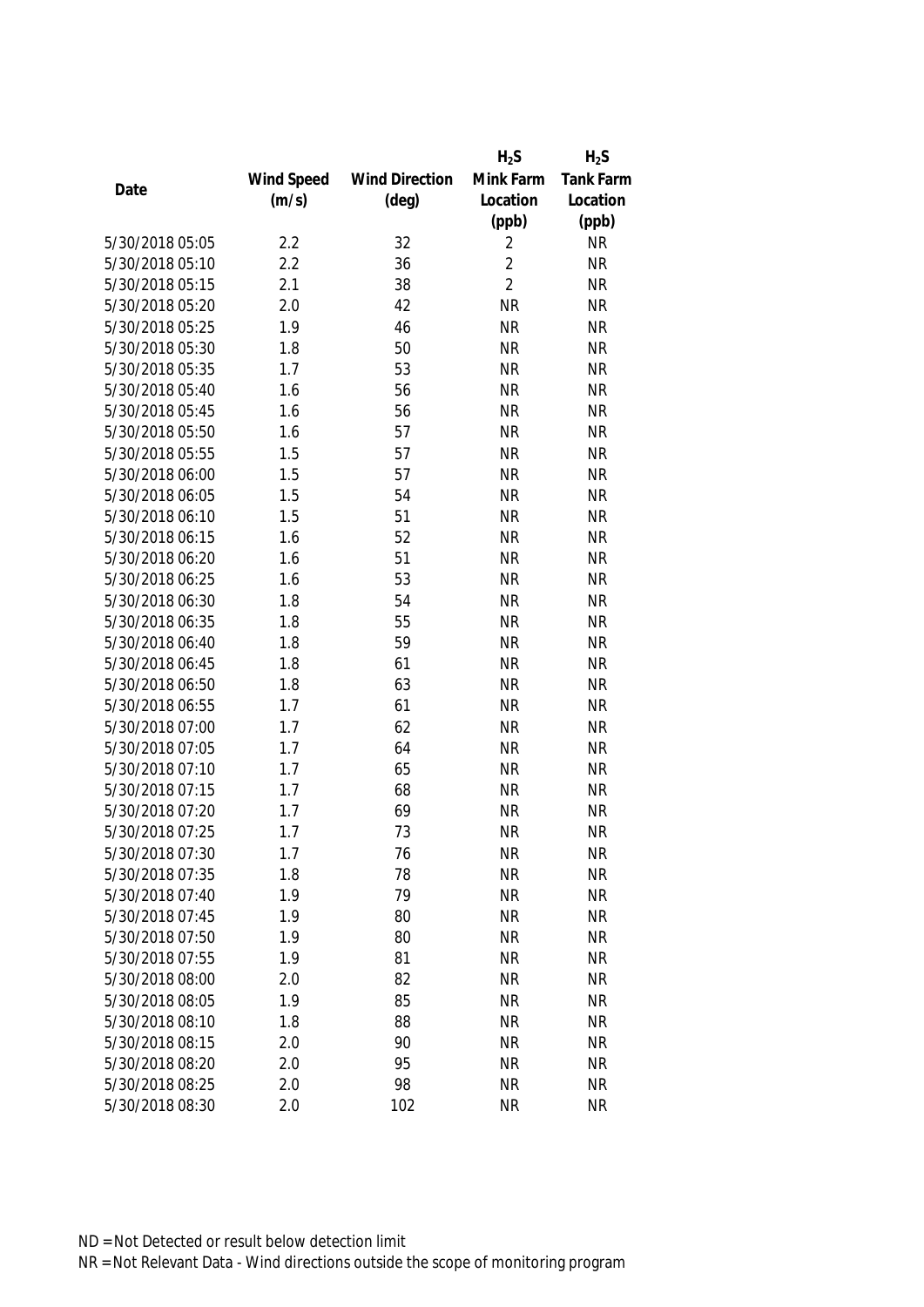| Date | Wind Speed (m/s) | Wind Direction (deg) | $H_2S$ Mink Farm Location (ppb) | $H_2S$ Tank Farm Location (ppb) |
|---|---|---|---|---|
| 5/30/2018 05:05 | 2.2 | 32 | 2 | NR |
| 5/30/2018 05:10 | 2.2 | 36 | 2 | NR |
| 5/30/2018 05:15 | 2.1 | 38 | 2 | NR |
| 5/30/2018 05:20 | 2.0 | 42 | NR | NR |
| 5/30/2018 05:25 | 1.9 | 46 | NR | NR |
| 5/30/2018 05:30 | 1.8 | 50 | NR | NR |
| 5/30/2018 05:35 | 1.7 | 53 | NR | NR |
| 5/30/2018 05:40 | 1.6 | 56 | NR | NR |
| 5/30/2018 05:45 | 1.6 | 56 | NR | NR |
| 5/30/2018 05:50 | 1.6 | 57 | NR | NR |
| 5/30/2018 05:55 | 1.5 | 57 | NR | NR |
| 5/30/2018 06:00 | 1.5 | 57 | NR | NR |
| 5/30/2018 06:05 | 1.5 | 54 | NR | NR |
| 5/30/2018 06:10 | 1.5 | 51 | NR | NR |
| 5/30/2018 06:15 | 1.6 | 52 | NR | NR |
| 5/30/2018 06:20 | 1.6 | 51 | NR | NR |
| 5/30/2018 06:25 | 1.6 | 53 | NR | NR |
| 5/30/2018 06:30 | 1.8 | 54 | NR | NR |
| 5/30/2018 06:35 | 1.8 | 55 | NR | NR |
| 5/30/2018 06:40 | 1.8 | 59 | NR | NR |
| 5/30/2018 06:45 | 1.8 | 61 | NR | NR |
| 5/30/2018 06:50 | 1.8 | 63 | NR | NR |
| 5/30/2018 06:55 | 1.7 | 61 | NR | NR |
| 5/30/2018 07:00 | 1.7 | 62 | NR | NR |
| 5/30/2018 07:05 | 1.7 | 64 | NR | NR |
| 5/30/2018 07:10 | 1.7 | 65 | NR | NR |
| 5/30/2018 07:15 | 1.7 | 68 | NR | NR |
| 5/30/2018 07:20 | 1.7 | 69 | NR | NR |
| 5/30/2018 07:25 | 1.7 | 73 | NR | NR |
| 5/30/2018 07:30 | 1.7 | 76 | NR | NR |
| 5/30/2018 07:35 | 1.8 | 78 | NR | NR |
| 5/30/2018 07:40 | 1.9 | 79 | NR | NR |
| 5/30/2018 07:45 | 1.9 | 80 | NR | NR |
| 5/30/2018 07:50 | 1.9 | 80 | NR | NR |
| 5/30/2018 07:55 | 1.9 | 81 | NR | NR |
| 5/30/2018 08:00 | 2.0 | 82 | NR | NR |
| 5/30/2018 08:05 | 1.9 | 85 | NR | NR |
| 5/30/2018 08:10 | 1.8 | 88 | NR | NR |
| 5/30/2018 08:15 | 2.0 | 90 | NR | NR |
| 5/30/2018 08:20 | 2.0 | 95 | NR | NR |
| 5/30/2018 08:25 | 2.0 | 98 | NR | NR |
| 5/30/2018 08:30 | 2.0 | 102 | NR | NR |

ND = Not Detected or result below detection limit

NR = Not Relevant Data - Wind directions outside the scope of monitoring program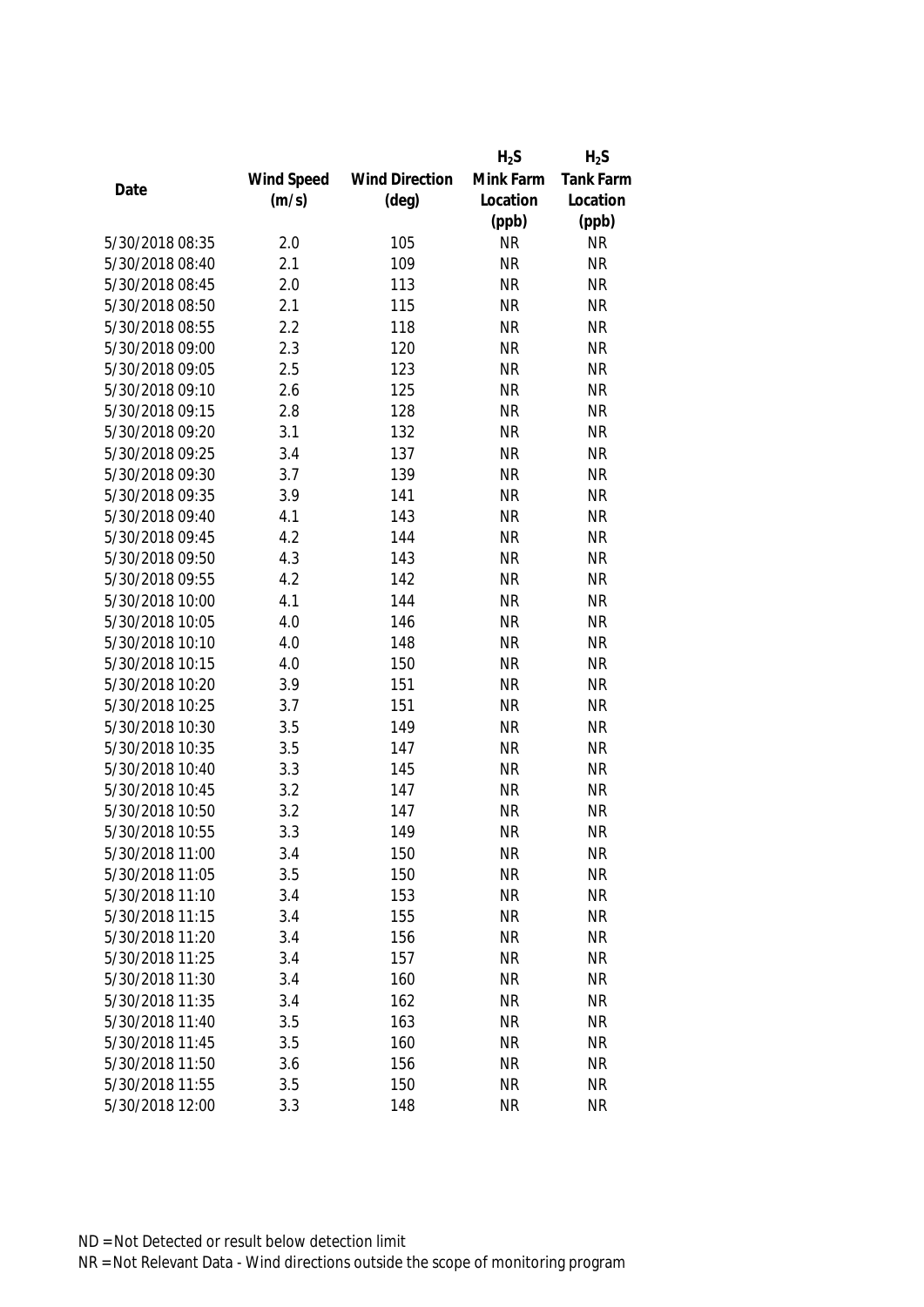| Date | Wind Speed (m/s) | Wind Direction (deg) | $H_2S$ Mink Farm Location (ppb) | $H_2S$ Tank Farm Location (ppb) |
|---|---|---|---|---|
| 5/30/2018 08:35 | 2.0 | 105 | NR | NR |
| 5/30/2018 08:40 | 2.1 | 109 | NR | NR |
| 5/30/2018 08:45 | 2.0 | 113 | NR | NR |
| 5/30/2018 08:50 | 2.1 | 115 | NR | NR |
| 5/30/2018 08:55 | 2.2 | 118 | NR | NR |
| 5/30/2018 09:00 | 2.3 | 120 | NR | NR |
| 5/30/2018 09:05 | 2.5 | 123 | NR | NR |
| 5/30/2018 09:10 | 2.6 | 125 | NR | NR |
| 5/30/2018 09:15 | 2.8 | 128 | NR | NR |
| 5/30/2018 09:20 | 3.1 | 132 | NR | NR |
| 5/30/2018 09:25 | 3.4 | 137 | NR | NR |
| 5/30/2018 09:30 | 3.7 | 139 | NR | NR |
| 5/30/2018 09:35 | 3.9 | 141 | NR | NR |
| 5/30/2018 09:40 | 4.1 | 143 | NR | NR |
| 5/30/2018 09:45 | 4.2 | 144 | NR | NR |
| 5/30/2018 09:50 | 4.3 | 143 | NR | NR |
| 5/30/2018 09:55 | 4.2 | 142 | NR | NR |
| 5/30/2018 10:00 | 4.1 | 144 | NR | NR |
| 5/30/2018 10:05 | 4.0 | 146 | NR | NR |
| 5/30/2018 10:10 | 4.0 | 148 | NR | NR |
| 5/30/2018 10:15 | 4.0 | 150 | NR | NR |
| 5/30/2018 10:20 | 3.9 | 151 | NR | NR |
| 5/30/2018 10:25 | 3.7 | 151 | NR | NR |
| 5/30/2018 10:30 | 3.5 | 149 | NR | NR |
| 5/30/2018 10:35 | 3.5 | 147 | NR | NR |
| 5/30/2018 10:40 | 3.3 | 145 | NR | NR |
| 5/30/2018 10:45 | 3.2 | 147 | NR | NR |
| 5/30/2018 10:50 | 3.2 | 147 | NR | NR |
| 5/30/2018 10:55 | 3.3 | 149 | NR | NR |
| 5/30/2018 11:00 | 3.4 | 150 | NR | NR |
| 5/30/2018 11:05 | 3.5 | 150 | NR | NR |
| 5/30/2018 11:10 | 3.4 | 153 | NR | NR |
| 5/30/2018 11:15 | 3.4 | 155 | NR | NR |
| 5/30/2018 11:20 | 3.4 | 156 | NR | NR |
| 5/30/2018 11:25 | 3.4 | 157 | NR | NR |
| 5/30/2018 11:30 | 3.4 | 160 | NR | NR |
| 5/30/2018 11:35 | 3.4 | 162 | NR | NR |
| 5/30/2018 11:40 | 3.5 | 163 | NR | NR |
| 5/30/2018 11:45 | 3.5 | 160 | NR | NR |
| 5/30/2018 11:50 | 3.6 | 156 | NR | NR |
| 5/30/2018 11:55 | 3.5 | 150 | NR | NR |
| 5/30/2018 12:00 | 3.3 | 148 | NR | NR |

ND = Not Detected or result below detection limit

NR = Not Relevant Data - Wind directions outside the scope of monitoring program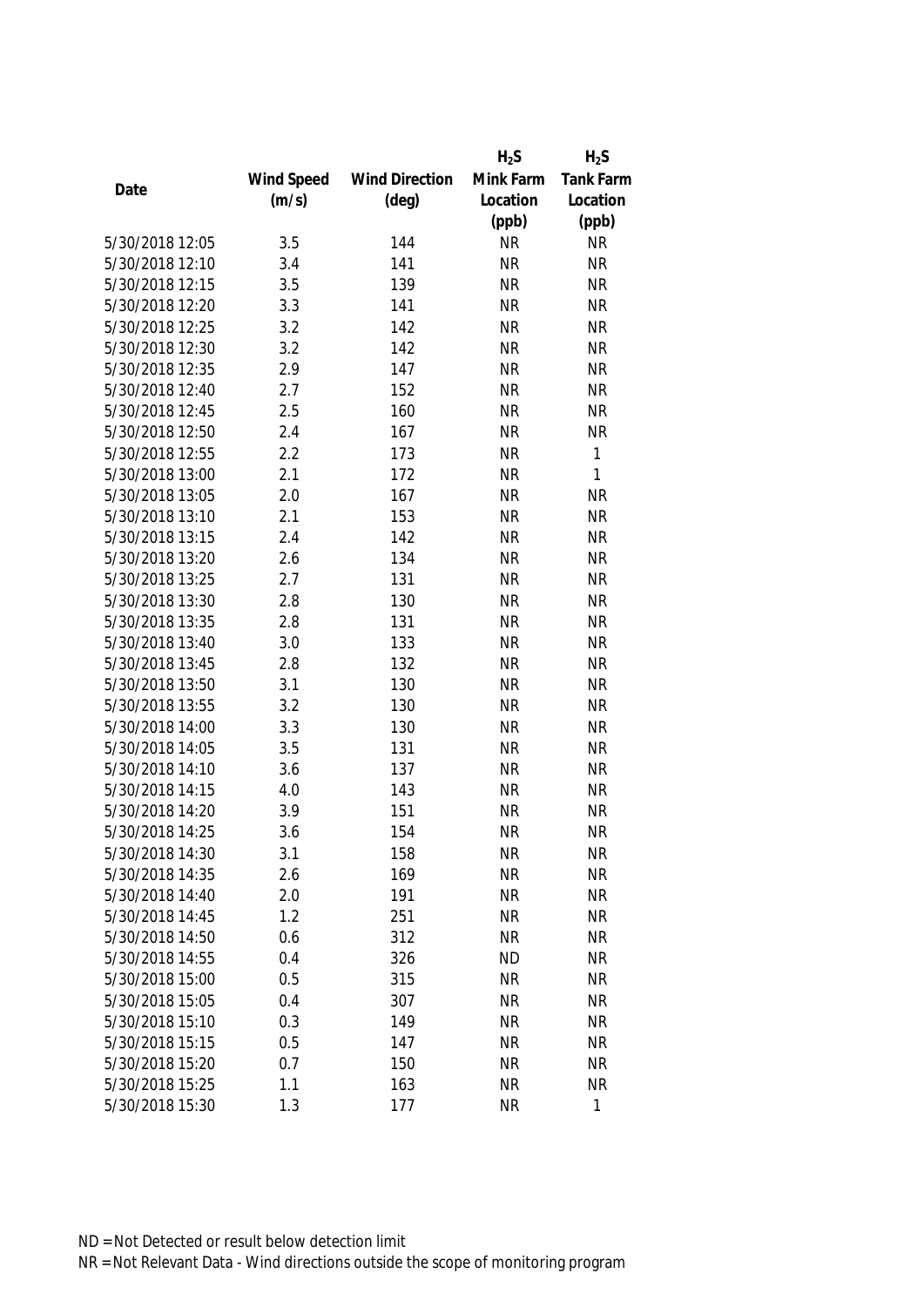| Date | Wind Speed (m/s) | Wind Direction (deg) | $H_2S$ Mink Farm Location (ppb) | $H_2S$ Tank Farm Location (ppb) |
|---|---|---|---|---|
| 5/30/2018 12:05 | 3.5 | 144 | NR | NR |
| 5/30/2018 12:10 | 3.4 | 141 | NR | NR |
| 5/30/2018 12:15 | 3.5 | 139 | NR | NR |
| 5/30/2018 12:20 | 3.3 | 141 | NR | NR |
| 5/30/2018 12:25 | 3.2 | 142 | NR | NR |
| 5/30/2018 12:30 | 3.2 | 142 | NR | NR |
| 5/30/2018 12:35 | 2.9 | 147 | NR | NR |
| 5/30/2018 12:40 | 2.7 | 152 | NR | NR |
| 5/30/2018 12:45 | 2.5 | 160 | NR | NR |
| 5/30/2018 12:50 | 2.4 | 167 | NR | NR |
| 5/30/2018 12:55 | 2.2 | 173 | NR | 1 |
| 5/30/2018 13:00 | 2.1 | 172 | NR | 1 |
| 5/30/2018 13:05 | 2.0 | 167 | NR | NR |
| 5/30/2018 13:10 | 2.1 | 153 | NR | NR |
| 5/30/2018 13:15 | 2.4 | 142 | NR | NR |
| 5/30/2018 13:20 | 2.6 | 134 | NR | NR |
| 5/30/2018 13:25 | 2.7 | 131 | NR | NR |
| 5/30/2018 13:30 | 2.8 | 130 | NR | NR |
| 5/30/2018 13:35 | 2.8 | 131 | NR | NR |
| 5/30/2018 13:40 | 3.0 | 133 | NR | NR |
| 5/30/2018 13:45 | 2.8 | 132 | NR | NR |
| 5/30/2018 13:50 | 3.1 | 130 | NR | NR |
| 5/30/2018 13:55 | 3.2 | 130 | NR | NR |
| 5/30/2018 14:00 | 3.3 | 130 | NR | NR |
| 5/30/2018 14:05 | 3.5 | 131 | NR | NR |
| 5/30/2018 14:10 | 3.6 | 137 | NR | NR |
| 5/30/2018 14:15 | 4.0 | 143 | NR | NR |
| 5/30/2018 14:20 | 3.9 | 151 | NR | NR |
| 5/30/2018 14:25 | 3.6 | 154 | NR | NR |
| 5/30/2018 14:30 | 3.1 | 158 | NR | NR |
| 5/30/2018 14:35 | 2.6 | 169 | NR | NR |
| 5/30/2018 14:40 | 2.0 | 191 | NR | NR |
| 5/30/2018 14:45 | 1.2 | 251 | NR | NR |
| 5/30/2018 14:50 | 0.6 | 312 | NR | NR |
| 5/30/2018 14:55 | 0.4 | 326 | ND | NR |
| 5/30/2018 15:00 | 0.5 | 315 | NR | NR |
| 5/30/2018 15:05 | 0.4 | 307 | NR | NR |
| 5/30/2018 15:10 | 0.3 | 149 | NR | NR |
| 5/30/2018 15:15 | 0.5 | 147 | NR | NR |
| 5/30/2018 15:20 | 0.7 | 150 | NR | NR |
| 5/30/2018 15:25 | 1.1 | 163 | NR | NR |
| 5/30/2018 15:30 | 1.3 | 177 | NR | 1 |

ND = Not Detected or result below detection limit

NR = Not Relevant Data - Wind directions outside the scope of monitoring program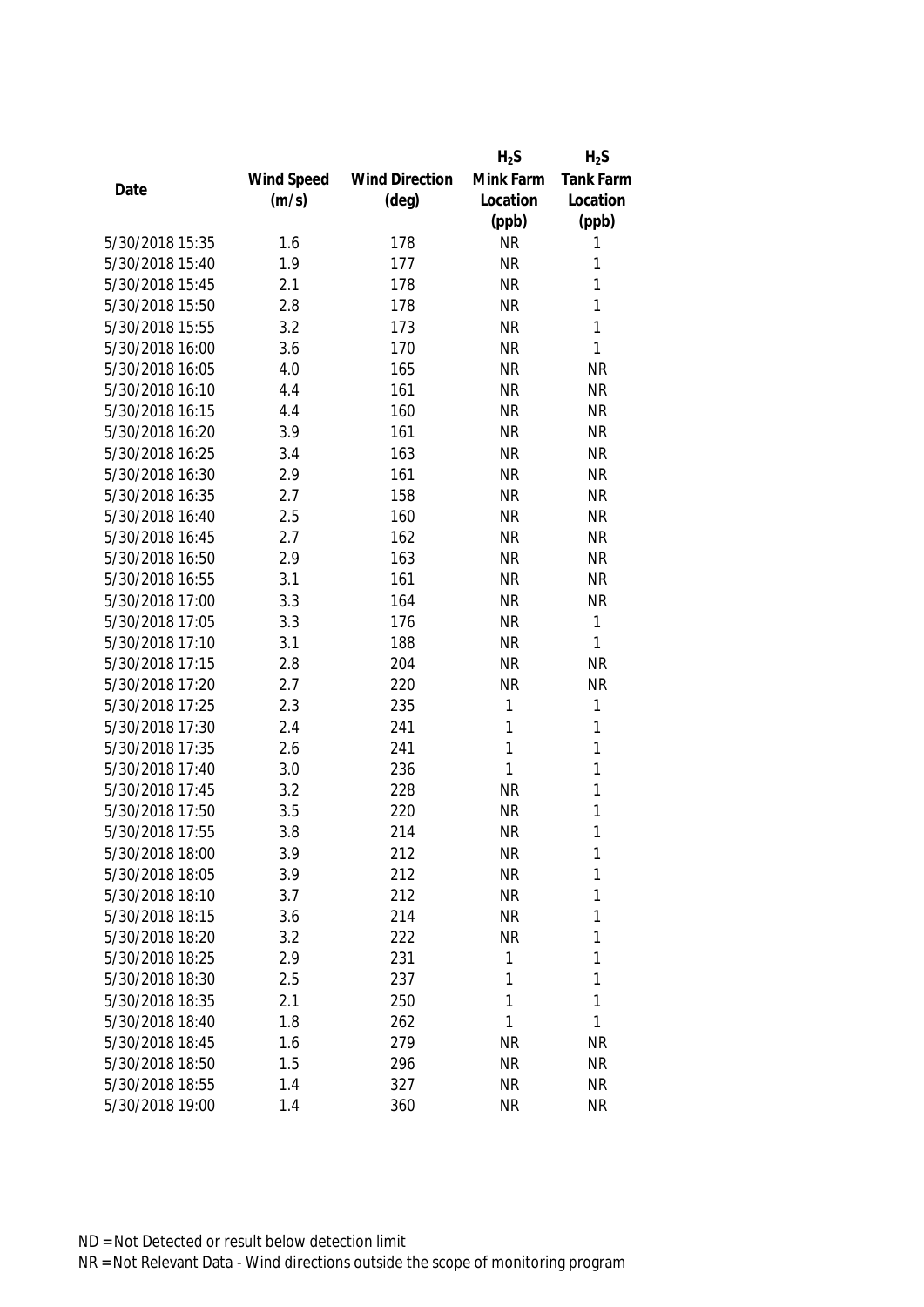| Date | Wind Speed (m/s) | Wind Direction (deg) | $H_2S$ Mink Farm Location (ppb) | $H_2S$ Tank Farm Location (ppb) |
|---|---|---|---|---|
| 5/30/2018 15:35 | 1.6 | 178 | NR | 1 |
| 5/30/2018 15:40 | 1.9 | 177 | NR | 1 |
| 5/30/2018 15:45 | 2.1 | 178 | NR | 1 |
| 5/30/2018 15:50 | 2.8 | 178 | NR | 1 |
| 5/30/2018 15:55 | 3.2 | 173 | NR | 1 |
| 5/30/2018 16:00 | 3.6 | 170 | NR | 1 |
| 5/30/2018 16:05 | 4.0 | 165 | NR | NR |
| 5/30/2018 16:10 | 4.4 | 161 | NR | NR |
| 5/30/2018 16:15 | 4.4 | 160 | NR | NR |
| 5/30/2018 16:20 | 3.9 | 161 | NR | NR |
| 5/30/2018 16:25 | 3.4 | 163 | NR | NR |
| 5/30/2018 16:30 | 2.9 | 161 | NR | NR |
| 5/30/2018 16:35 | 2.7 | 158 | NR | NR |
| 5/30/2018 16:40 | 2.5 | 160 | NR | NR |
| 5/30/2018 16:45 | 2.7 | 162 | NR | NR |
| 5/30/2018 16:50 | 2.9 | 163 | NR | NR |
| 5/30/2018 16:55 | 3.1 | 161 | NR | NR |
| 5/30/2018 17:00 | 3.3 | 164 | NR | NR |
| 5/30/2018 17:05 | 3.3 | 176 | NR | 1 |
| 5/30/2018 17:10 | 3.1 | 188 | NR | 1 |
| 5/30/2018 17:15 | 2.8 | 204 | NR | NR |
| 5/30/2018 17:20 | 2.7 | 220 | NR | NR |
| 5/30/2018 17:25 | 2.3 | 235 | 1 | 1 |
| 5/30/2018 17:30 | 2.4 | 241 | 1 | 1 |
| 5/30/2018 17:35 | 2.6 | 241 | 1 | 1 |
| 5/30/2018 17:40 | 3.0 | 236 | 1 | 1 |
| 5/30/2018 17:45 | 3.2 | 228 | NR | 1 |
| 5/30/2018 17:50 | 3.5 | 220 | NR | 1 |
| 5/30/2018 17:55 | 3.8 | 214 | NR | 1 |
| 5/30/2018 18:00 | 3.9 | 212 | NR | 1 |
| 5/30/2018 18:05 | 3.9 | 212 | NR | 1 |
| 5/30/2018 18:10 | 3.7 | 212 | NR | 1 |
| 5/30/2018 18:15 | 3.6 | 214 | NR | 1 |
| 5/30/2018 18:20 | 3.2 | 222 | NR | 1 |
| 5/30/2018 18:25 | 2.9 | 231 | 1 | 1 |
| 5/30/2018 18:30 | 2.5 | 237 | 1 | 1 |
| 5/30/2018 18:35 | 2.1 | 250 | 1 | 1 |
| 5/30/2018 18:40 | 1.8 | 262 | 1 | 1 |
| 5/30/2018 18:45 | 1.6 | 279 | NR | NR |
| 5/30/2018 18:50 | 1.5 | 296 | NR | NR |
| 5/30/2018 18:55 | 1.4 | 327 | NR | NR |
| 5/30/2018 19:00 | 1.4 | 360 | NR | NR |

ND = Not Detected or result below detection limit

NR = Not Relevant Data - Wind directions outside the scope of monitoring program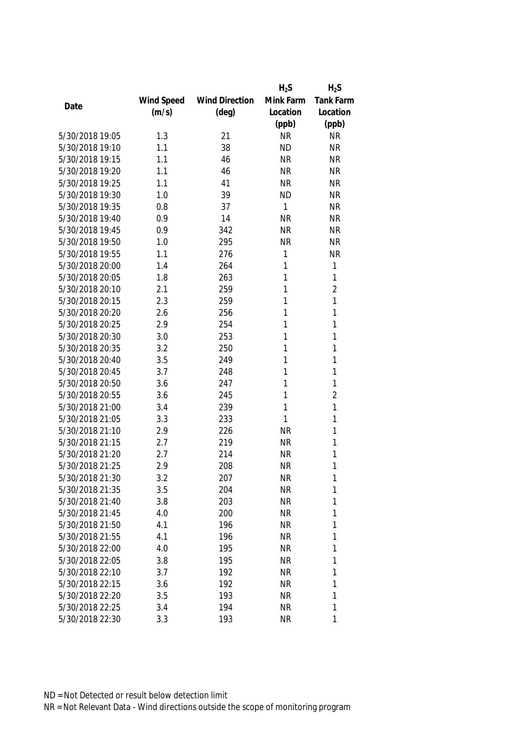| Date | Wind Speed (m/s) | Wind Direction (deg) | $H_2S$ Mink Farm Location (ppb) | $H_2S$ Tank Farm Location (ppb) |
|---|---|---|---|---|
| 5/30/2018 19:05 | 1.3 | 21 | NR | NR |
| 5/30/2018 19:10 | 1.1 | 38 | ND | NR |
| 5/30/2018 19:15 | 1.1 | 46 | NR | NR |
| 5/30/2018 19:20 | 1.1 | 46 | NR | NR |
| 5/30/2018 19:25 | 1.1 | 41 | NR | NR |
| 5/30/2018 19:30 | 1.0 | 39 | ND | NR |
| 5/30/2018 19:35 | 0.8 | 37 | 1 | NR |
| 5/30/2018 19:40 | 0.9 | 14 | NR | NR |
| 5/30/2018 19:45 | 0.9 | 342 | NR | NR |
| 5/30/2018 19:50 | 1.0 | 295 | NR | NR |
| 5/30/2018 19:55 | 1.1 | 276 | 1 | NR |
| 5/30/2018 20:00 | 1.4 | 264 | 1 | 1 |
| 5/30/2018 20:05 | 1.8 | 263 | 1 | 1 |
| 5/30/2018 20:10 | 2.1 | 259 | 1 | 2 |
| 5/30/2018 20:15 | 2.3 | 259 | 1 | 1 |
| 5/30/2018 20:20 | 2.6 | 256 | 1 | 1 |
| 5/30/2018 20:25 | 2.9 | 254 | 1 | 1 |
| 5/30/2018 20:30 | 3.0 | 253 | 1 | 1 |
| 5/30/2018 20:35 | 3.2 | 250 | 1 | 1 |
| 5/30/2018 20:40 | 3.5 | 249 | 1 | 1 |
| 5/30/2018 20:45 | 3.7 | 248 | 1 | 1 |
| 5/30/2018 20:50 | 3.6 | 247 | 1 | 1 |
| 5/30/2018 20:55 | 3.6 | 245 | 1 | 2 |
| 5/30/2018 21:00 | 3.4 | 239 | 1 | 1 |
| 5/30/2018 21:05 | 3.3 | 233 | 1 | 1 |
| 5/30/2018 21:10 | 2.9 | 226 | NR | 1 |
| 5/30/2018 21:15 | 2.7 | 219 | NR | 1 |
| 5/30/2018 21:20 | 2.7 | 214 | NR | 1 |
| 5/30/2018 21:25 | 2.9 | 208 | NR | 1 |
| 5/30/2018 21:30 | 3.2 | 207 | NR | 1 |
| 5/30/2018 21:35 | 3.5 | 204 | NR | 1 |
| 5/30/2018 21:40 | 3.8 | 203 | NR | 1 |
| 5/30/2018 21:45 | 4.0 | 200 | NR | 1 |
| 5/30/2018 21:50 | 4.1 | 196 | NR | 1 |
| 5/30/2018 21:55 | 4.1 | 196 | NR | 1 |
| 5/30/2018 22:00 | 4.0 | 195 | NR | 1 |
| 5/30/2018 22:05 | 3.8 | 195 | NR | 1 |
| 5/30/2018 22:10 | 3.7 | 192 | NR | 1 |
| 5/30/2018 22:15 | 3.6 | 192 | NR | 1 |
| 5/30/2018 22:20 | 3.5 | 193 | NR | 1 |
| 5/30/2018 22:25 | 3.4 | 194 | NR | 1 |
| 5/30/2018 22:30 | 3.3 | 193 | NR | 1 |

ND = Not Detected or result below detection limit

NR = Not Relevant Data - Wind directions outside the scope of monitoring program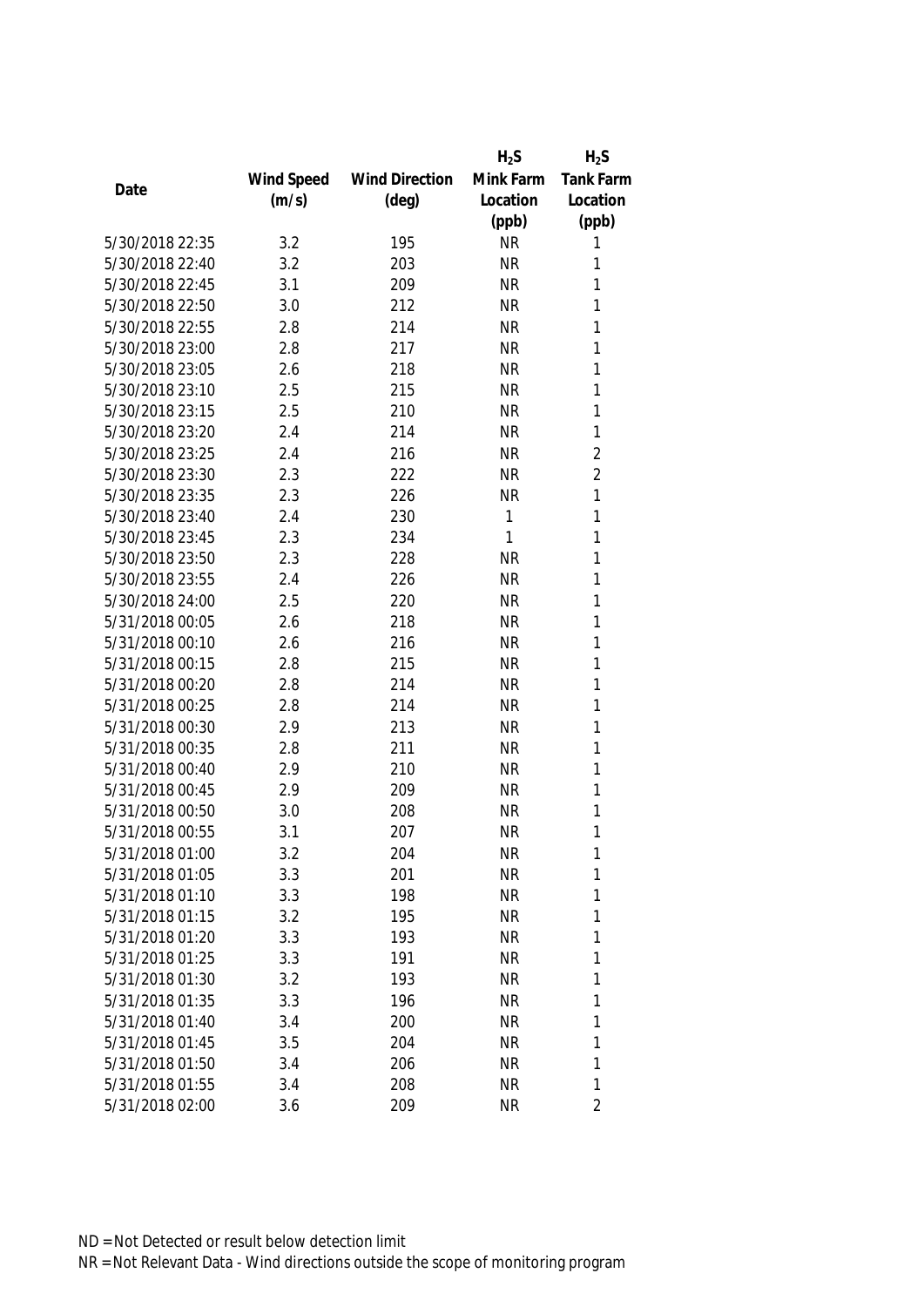| Date | Wind Speed (m/s) | Wind Direction (deg) | $H_2S$ Mink Farm Location (ppb) | $H_2S$ Tank Farm Location (ppb) |
|---|---|---|---|---|
| 5/30/2018 22:35 | 3.2 | 195 | NR | 1 |
| 5/30/2018 22:40 | 3.2 | 203 | NR | 1 |
| 5/30/2018 22:45 | 3.1 | 209 | NR | 1 |
| 5/30/2018 22:50 | 3.0 | 212 | NR | 1 |
| 5/30/2018 22:55 | 2.8 | 214 | NR | 1 |
| 5/30/2018 23:00 | 2.8 | 217 | NR | 1 |
| 5/30/2018 23:05 | 2.6 | 218 | NR | 1 |
| 5/30/2018 23:10 | 2.5 | 215 | NR | 1 |
| 5/30/2018 23:15 | 2.5 | 210 | NR | 1 |
| 5/30/2018 23:20 | 2.4 | 214 | NR | 1 |
| 5/30/2018 23:25 | 2.4 | 216 | NR | 2 |
| 5/30/2018 23:30 | 2.3 | 222 | NR | 2 |
| 5/30/2018 23:35 | 2.3 | 226 | NR | 1 |
| 5/30/2018 23:40 | 2.4 | 230 | 1 | 1 |
| 5/30/2018 23:45 | 2.3 | 234 | 1 | 1 |
| 5/30/2018 23:50 | 2.3 | 228 | NR | 1 |
| 5/30/2018 23:55 | 2.4 | 226 | NR | 1 |
| 5/30/2018 24:00 | 2.5 | 220 | NR | 1 |
| 5/31/2018 00:05 | 2.6 | 218 | NR | 1 |
| 5/31/2018 00:10 | 2.6 | 216 | NR | 1 |
| 5/31/2018 00:15 | 2.8 | 215 | NR | 1 |
| 5/31/2018 00:20 | 2.8 | 214 | NR | 1 |
| 5/31/2018 00:25 | 2.8 | 214 | NR | 1 |
| 5/31/2018 00:30 | 2.9 | 213 | NR | 1 |
| 5/31/2018 00:35 | 2.8 | 211 | NR | 1 |
| 5/31/2018 00:40 | 2.9 | 210 | NR | 1 |
| 5/31/2018 00:45 | 2.9 | 209 | NR | 1 |
| 5/31/2018 00:50 | 3.0 | 208 | NR | 1 |
| 5/31/2018 00:55 | 3.1 | 207 | NR | 1 |
| 5/31/2018 01:00 | 3.2 | 204 | NR | 1 |
| 5/31/2018 01:05 | 3.3 | 201 | NR | 1 |
| 5/31/2018 01:10 | 3.3 | 198 | NR | 1 |
| 5/31/2018 01:15 | 3.2 | 195 | NR | 1 |
| 5/31/2018 01:20 | 3.3 | 193 | NR | 1 |
| 5/31/2018 01:25 | 3.3 | 191 | NR | 1 |
| 5/31/2018 01:30 | 3.2 | 193 | NR | 1 |
| 5/31/2018 01:35 | 3.3 | 196 | NR | 1 |
| 5/31/2018 01:40 | 3.4 | 200 | NR | 1 |
| 5/31/2018 01:45 | 3.5 | 204 | NR | 1 |
| 5/31/2018 01:50 | 3.4 | 206 | NR | 1 |
| 5/31/2018 01:55 | 3.4 | 208 | NR | 1 |
| 5/31/2018 02:00 | 3.6 | 209 | NR | 2 |

ND = Not Detected or result below detection limit

NR = Not Relevant Data - Wind directions outside the scope of monitoring program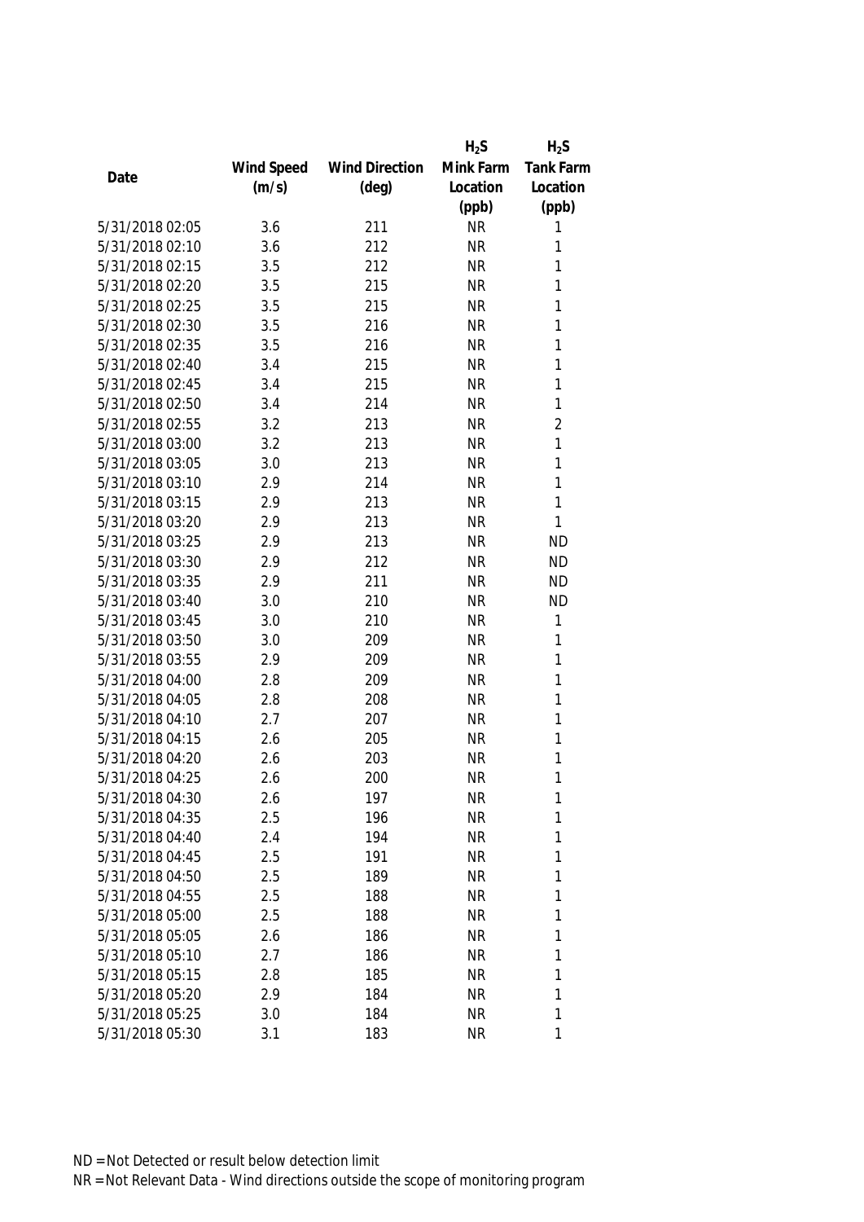| Date | Wind Speed (m/s) | Wind Direction (deg) | $H_2S$ Mink Farm Location (ppb) | $H_2S$ Tank Farm Location (ppb) |
|---|---|---|---|---|
| 5/31/2018 02:05 | 3.6 | 211 | NR | 1 |
| 5/31/2018 02:10 | 3.6 | 212 | NR | 1 |
| 5/31/2018 02:15 | 3.5 | 212 | NR | 1 |
| 5/31/2018 02:20 | 3.5 | 215 | NR | 1 |
| 5/31/2018 02:25 | 3.5 | 215 | NR | 1 |
| 5/31/2018 02:30 | 3.5 | 216 | NR | 1 |
| 5/31/2018 02:35 | 3.5 | 216 | NR | 1 |
| 5/31/2018 02:40 | 3.4 | 215 | NR | 1 |
| 5/31/2018 02:45 | 3.4 | 215 | NR | 1 |
| 5/31/2018 02:50 | 3.4 | 214 | NR | 1 |
| 5/31/2018 02:55 | 3.2 | 213 | NR | 2 |
| 5/31/2018 03:00 | 3.2 | 213 | NR | 1 |
| 5/31/2018 03:05 | 3.0 | 213 | NR | 1 |
| 5/31/2018 03:10 | 2.9 | 214 | NR | 1 |
| 5/31/2018 03:15 | 2.9 | 213 | NR | 1 |
| 5/31/2018 03:20 | 2.9 | 213 | NR | 1 |
| 5/31/2018 03:25 | 2.9 | 213 | NR | ND |
| 5/31/2018 03:30 | 2.9 | 212 | NR | ND |
| 5/31/2018 03:35 | 2.9 | 211 | NR | ND |
| 5/31/2018 03:40 | 3.0 | 210 | NR | ND |
| 5/31/2018 03:45 | 3.0 | 210 | NR | 1 |
| 5/31/2018 03:50 | 3.0 | 209 | NR | 1 |
| 5/31/2018 03:55 | 2.9 | 209 | NR | 1 |
| 5/31/2018 04:00 | 2.8 | 209 | NR | 1 |
| 5/31/2018 04:05 | 2.8 | 208 | NR | 1 |
| 5/31/2018 04:10 | 2.7 | 207 | NR | 1 |
| 5/31/2018 04:15 | 2.6 | 205 | NR | 1 |
| 5/31/2018 04:20 | 2.6 | 203 | NR | 1 |
| 5/31/2018 04:25 | 2.6 | 200 | NR | 1 |
| 5/31/2018 04:30 | 2.6 | 197 | NR | 1 |
| 5/31/2018 04:35 | 2.5 | 196 | NR | 1 |
| 5/31/2018 04:40 | 2.4 | 194 | NR | 1 |
| 5/31/2018 04:45 | 2.5 | 191 | NR | 1 |
| 5/31/2018 04:50 | 2.5 | 189 | NR | 1 |
| 5/31/2018 04:55 | 2.5 | 188 | NR | 1 |
| 5/31/2018 05:00 | 2.5 | 188 | NR | 1 |
| 5/31/2018 05:05 | 2.6 | 186 | NR | 1 |
| 5/31/2018 05:10 | 2.7 | 186 | NR | 1 |
| 5/31/2018 05:15 | 2.8 | 185 | NR | 1 |
| 5/31/2018 05:20 | 2.9 | 184 | NR | 1 |
| 5/31/2018 05:25 | 3.0 | 184 | NR | 1 |
| 5/31/2018 05:30 | 3.1 | 183 | NR | 1 |

ND = Not Detected or result below detection limit

NR = Not Relevant Data - Wind directions outside the scope of monitoring program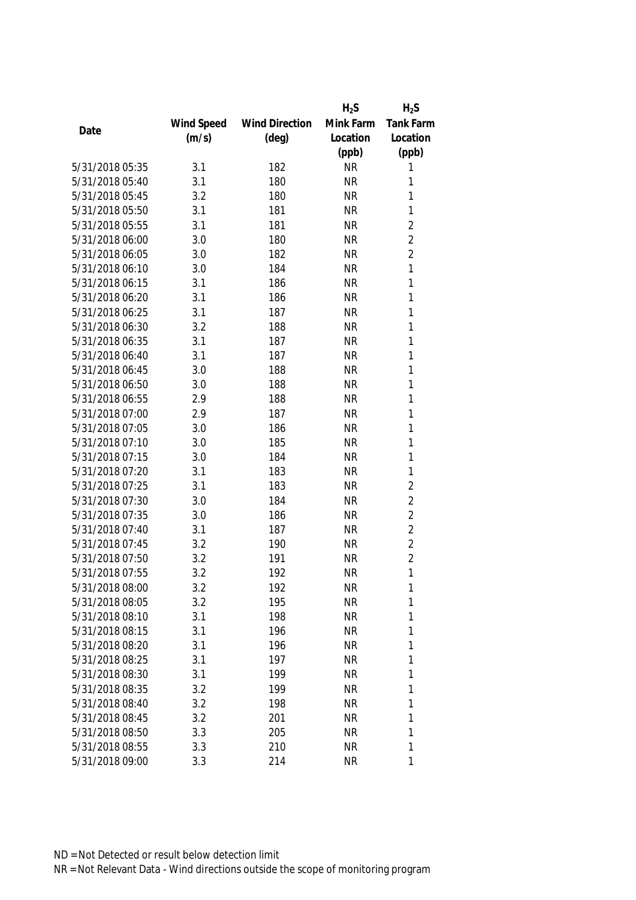| Date | Wind Speed (m/s) | Wind Direction (deg) | $H_2S$ Mink Farm Location (ppb) | $H_2S$ Tank Farm Location (ppb) |
|---|---|---|---|---|
| 5/31/2018 05:35 | 3.1 | 182 | NR | 1 |
| 5/31/2018 05:40 | 3.1 | 180 | NR | 1 |
| 5/31/2018 05:45 | 3.2 | 180 | NR | 1 |
| 5/31/2018 05:50 | 3.1 | 181 | NR | 1 |
| 5/31/2018 05:55 | 3.1 | 181 | NR | 2 |
| 5/31/2018 06:00 | 3.0 | 180 | NR | 2 |
| 5/31/2018 06:05 | 3.0 | 182 | NR | 2 |
| 5/31/2018 06:10 | 3.0 | 184 | NR | 1 |
| 5/31/2018 06:15 | 3.1 | 186 | NR | 1 |
| 5/31/2018 06:20 | 3.1 | 186 | NR | 1 |
| 5/31/2018 06:25 | 3.1 | 187 | NR | 1 |
| 5/31/2018 06:30 | 3.2 | 188 | NR | 1 |
| 5/31/2018 06:35 | 3.1 | 187 | NR | 1 |
| 5/31/2018 06:40 | 3.1 | 187 | NR | 1 |
| 5/31/2018 06:45 | 3.0 | 188 | NR | 1 |
| 5/31/2018 06:50 | 3.0 | 188 | NR | 1 |
| 5/31/2018 06:55 | 2.9 | 188 | NR | 1 |
| 5/31/2018 07:00 | 2.9 | 187 | NR | 1 |
| 5/31/2018 07:05 | 3.0 | 186 | NR | 1 |
| 5/31/2018 07:10 | 3.0 | 185 | NR | 1 |
| 5/31/2018 07:15 | 3.0 | 184 | NR | 1 |
| 5/31/2018 07:20 | 3.1 | 183 | NR | 1 |
| 5/31/2018 07:25 | 3.1 | 183 | NR | 2 |
| 5/31/2018 07:30 | 3.0 | 184 | NR | 2 |
| 5/31/2018 07:35 | 3.0 | 186 | NR | 2 |
| 5/31/2018 07:40 | 3.1 | 187 | NR | 2 |
| 5/31/2018 07:45 | 3.2 | 190 | NR | 2 |
| 5/31/2018 07:50 | 3.2 | 191 | NR | 2 |
| 5/31/2018 07:55 | 3.2 | 192 | NR | 1 |
| 5/31/2018 08:00 | 3.2 | 192 | NR | 1 |
| 5/31/2018 08:05 | 3.2 | 195 | NR | 1 |
| 5/31/2018 08:10 | 3.1 | 198 | NR | 1 |
| 5/31/2018 08:15 | 3.1 | 196 | NR | 1 |
| 5/31/2018 08:20 | 3.1 | 196 | NR | 1 |
| 5/31/2018 08:25 | 3.1 | 197 | NR | 1 |
| 5/31/2018 08:30 | 3.1 | 199 | NR | 1 |
| 5/31/2018 08:35 | 3.2 | 199 | NR | 1 |
| 5/31/2018 08:40 | 3.2 | 198 | NR | 1 |
| 5/31/2018 08:45 | 3.2 | 201 | NR | 1 |
| 5/31/2018 08:50 | 3.3 | 205 | NR | 1 |
| 5/31/2018 08:55 | 3.3 | 210 | NR | 1 |
| 5/31/2018 09:00 | 3.3 | 214 | NR | 1 |

ND = Not Detected or result below detection limit

NR = Not Relevant Data - Wind directions outside the scope of monitoring program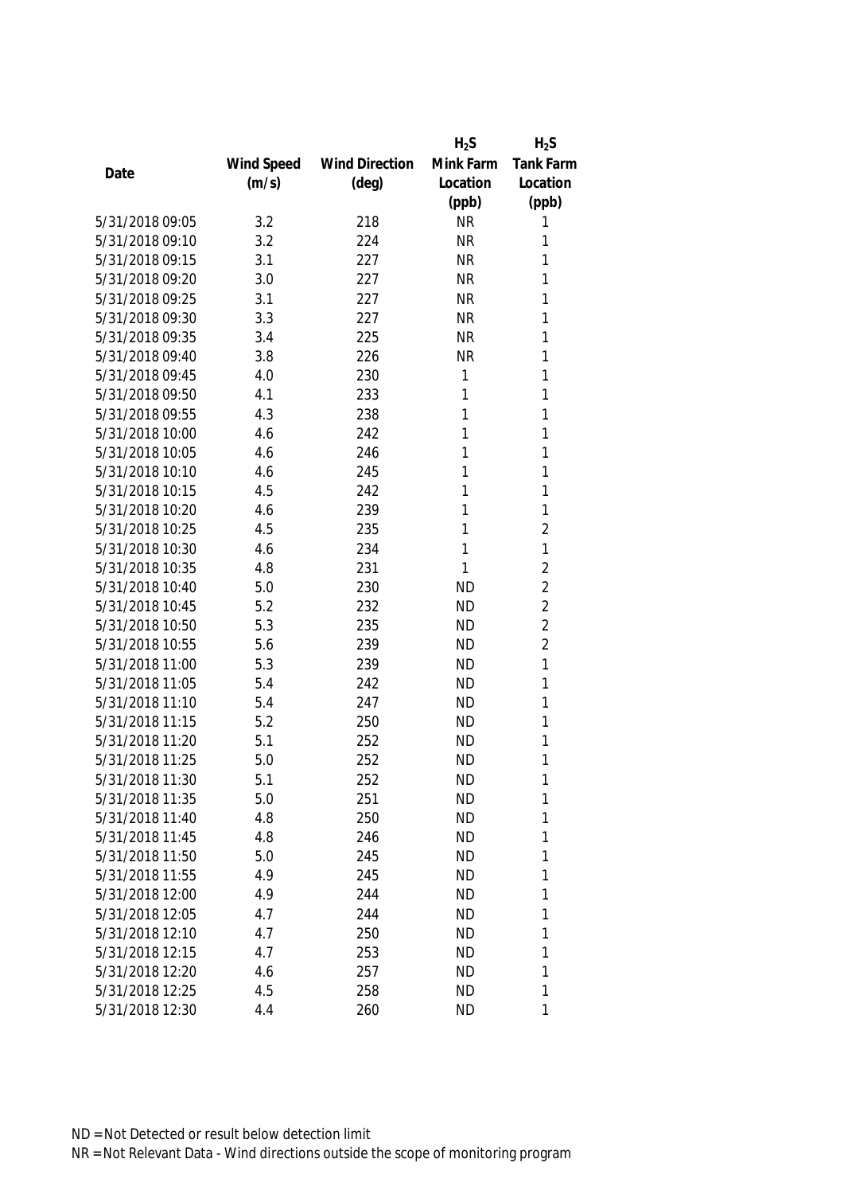| Date | Wind Speed (m/s) | Wind Direction (deg) | $H_2S$ Mink Farm Location (ppb) | $H_2S$ Tank Farm Location (ppb) |
|---|---|---|---|---|
| 5/31/2018 09:05 | 3.2 | 218 | NR | 1 |
| 5/31/2018 09:10 | 3.2 | 224 | NR | 1 |
| 5/31/2018 09:15 | 3.1 | 227 | NR | 1 |
| 5/31/2018 09:20 | 3.0 | 227 | NR | 1 |
| 5/31/2018 09:25 | 3.1 | 227 | NR | 1 |
| 5/31/2018 09:30 | 3.3 | 227 | NR | 1 |
| 5/31/2018 09:35 | 3.4 | 225 | NR | 1 |
| 5/31/2018 09:40 | 3.8 | 226 | NR | 1 |
| 5/31/2018 09:45 | 4.0 | 230 | 1 | 1 |
| 5/31/2018 09:50 | 4.1 | 233 | 1 | 1 |
| 5/31/2018 09:55 | 4.3 | 238 | 1 | 1 |
| 5/31/2018 10:00 | 4.6 | 242 | 1 | 1 |
| 5/31/2018 10:05 | 4.6 | 246 | 1 | 1 |
| 5/31/2018 10:10 | 4.6 | 245 | 1 | 1 |
| 5/31/2018 10:15 | 4.5 | 242 | 1 | 1 |
| 5/31/2018 10:20 | 4.6 | 239 | 1 | 1 |
| 5/31/2018 10:25 | 4.5 | 235 | 1 | 2 |
| 5/31/2018 10:30 | 4.6 | 234 | 1 | 1 |
| 5/31/2018 10:35 | 4.8 | 231 | 1 | 2 |
| 5/31/2018 10:40 | 5.0 | 230 | ND | 2 |
| 5/31/2018 10:45 | 5.2 | 232 | ND | 2 |
| 5/31/2018 10:50 | 5.3 | 235 | ND | 2 |
| 5/31/2018 10:55 | 5.6 | 239 | ND | 2 |
| 5/31/2018 11:00 | 5.3 | 239 | ND | 1 |
| 5/31/2018 11:05 | 5.4 | 242 | ND | 1 |
| 5/31/2018 11:10 | 5.4 | 247 | ND | 1 |
| 5/31/2018 11:15 | 5.2 | 250 | ND | 1 |
| 5/31/2018 11:20 | 5.1 | 252 | ND | 1 |
| 5/31/2018 11:25 | 5.0 | 252 | ND | 1 |
| 5/31/2018 11:30 | 5.1 | 252 | ND | 1 |
| 5/31/2018 11:35 | 5.0 | 251 | ND | 1 |
| 5/31/2018 11:40 | 4.8 | 250 | ND | 1 |
| 5/31/2018 11:45 | 4.8 | 246 | ND | 1 |
| 5/31/2018 11:50 | 5.0 | 245 | ND | 1 |
| 5/31/2018 11:55 | 4.9 | 245 | ND | 1 |
| 5/31/2018 12:00 | 4.9 | 244 | ND | 1 |
| 5/31/2018 12:05 | 4.7 | 244 | ND | 1 |
| 5/31/2018 12:10 | 4.7 | 250 | ND | 1 |
| 5/31/2018 12:15 | 4.7 | 253 | ND | 1 |
| 5/31/2018 12:20 | 4.6 | 257 | ND | 1 |
| 5/31/2018 12:25 | 4.5 | 258 | ND | 1 |
| 5/31/2018 12:30 | 4.4 | 260 | ND | 1 |

ND = Not Detected or result below detection limit

NR = Not Relevant Data - Wind directions outside the scope of monitoring program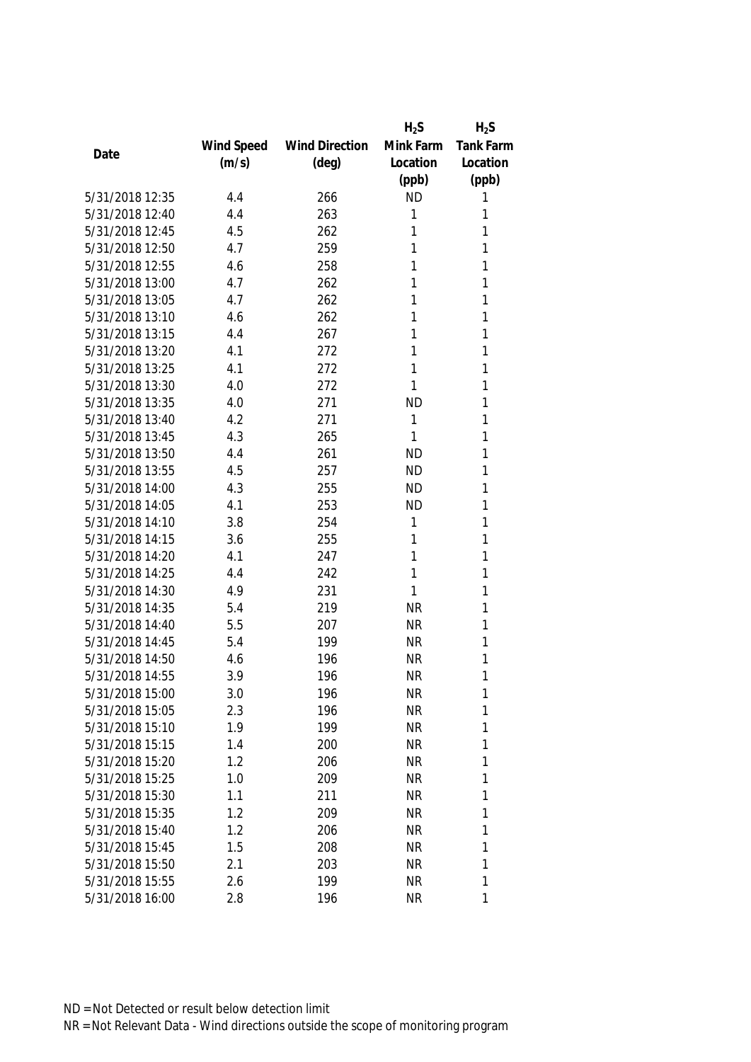| Date | Wind Speed (m/s) | Wind Direction (deg) | $H_2S$ Mink Farm Location (ppb) | $H_2S$ Tank Farm Location (ppb) |
|---|---|---|---|---|
| 5/31/2018 12:35 | 4.4 | 266 | ND | 1 |
| 5/31/2018 12:40 | 4.4 | 263 | 1 | 1 |
| 5/31/2018 12:45 | 4.5 | 262 | 1 | 1 |
| 5/31/2018 12:50 | 4.7 | 259 | 1 | 1 |
| 5/31/2018 12:55 | 4.6 | 258 | 1 | 1 |
| 5/31/2018 13:00 | 4.7 | 262 | 1 | 1 |
| 5/31/2018 13:05 | 4.7 | 262 | 1 | 1 |
| 5/31/2018 13:10 | 4.6 | 262 | 1 | 1 |
| 5/31/2018 13:15 | 4.4 | 267 | 1 | 1 |
| 5/31/2018 13:20 | 4.1 | 272 | 1 | 1 |
| 5/31/2018 13:25 | 4.1 | 272 | 1 | 1 |
| 5/31/2018 13:30 | 4.0 | 272 | 1 | 1 |
| 5/31/2018 13:35 | 4.0 | 271 | ND | 1 |
| 5/31/2018 13:40 | 4.2 | 271 | 1 | 1 |
| 5/31/2018 13:45 | 4.3 | 265 | 1 | 1 |
| 5/31/2018 13:50 | 4.4 | 261 | ND | 1 |
| 5/31/2018 13:55 | 4.5 | 257 | ND | 1 |
| 5/31/2018 14:00 | 4.3 | 255 | ND | 1 |
| 5/31/2018 14:05 | 4.1 | 253 | ND | 1 |
| 5/31/2018 14:10 | 3.8 | 254 | 1 | 1 |
| 5/31/2018 14:15 | 3.6 | 255 | 1 | 1 |
| 5/31/2018 14:20 | 4.1 | 247 | 1 | 1 |
| 5/31/2018 14:25 | 4.4 | 242 | 1 | 1 |
| 5/31/2018 14:30 | 4.9 | 231 | 1 | 1 |
| 5/31/2018 14:35 | 5.4 | 219 | NR | 1 |
| 5/31/2018 14:40 | 5.5 | 207 | NR | 1 |
| 5/31/2018 14:45 | 5.4 | 199 | NR | 1 |
| 5/31/2018 14:50 | 4.6 | 196 | NR | 1 |
| 5/31/2018 14:55 | 3.9 | 196 | NR | 1 |
| 5/31/2018 15:00 | 3.0 | 196 | NR | 1 |
| 5/31/2018 15:05 | 2.3 | 196 | NR | 1 |
| 5/31/2018 15:10 | 1.9 | 199 | NR | 1 |
| 5/31/2018 15:15 | 1.4 | 200 | NR | 1 |
| 5/31/2018 15:20 | 1.2 | 206 | NR | 1 |
| 5/31/2018 15:25 | 1.0 | 209 | NR | 1 |
| 5/31/2018 15:30 | 1.1 | 211 | NR | 1 |
| 5/31/2018 15:35 | 1.2 | 209 | NR | 1 |
| 5/31/2018 15:40 | 1.2 | 206 | NR | 1 |
| 5/31/2018 15:45 | 1.5 | 208 | NR | 1 |
| 5/31/2018 15:50 | 2.1 | 203 | NR | 1 |
| 5/31/2018 15:55 | 2.6 | 199 | NR | 1 |
| 5/31/2018 16:00 | 2.8 | 196 | NR | 1 |

ND = Not Detected or result below detection limit

NR = Not Relevant Data - Wind directions outside the scope of monitoring program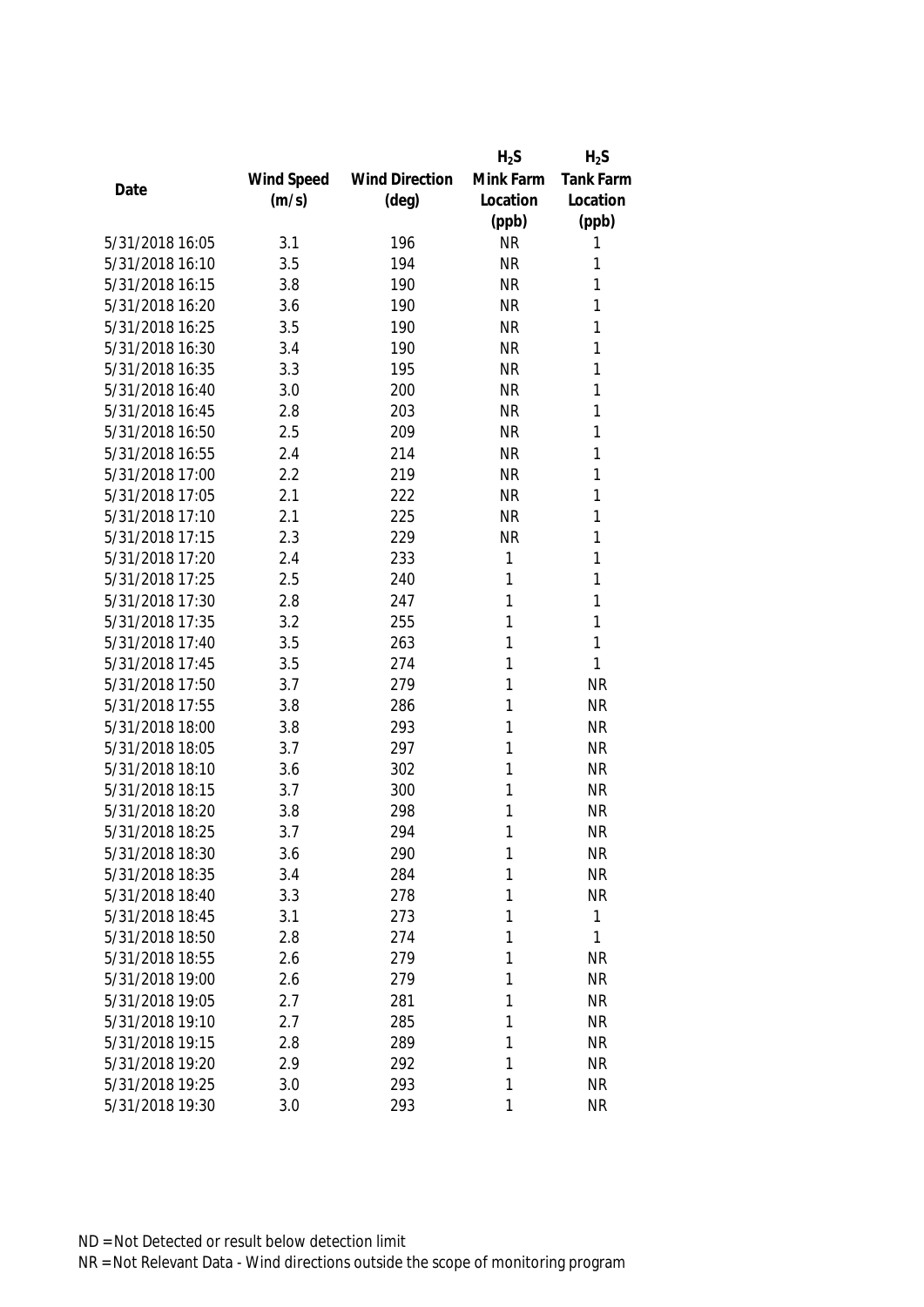| Date | Wind Speed (m/s) | Wind Direction (deg) | $H_2S$ Mink Farm Location (ppb) | $H_2S$ Tank Farm Location (ppb) |
|---|---|---|---|---|
| 5/31/2018 16:05 | 3.1 | 196 | NR | 1 |
| 5/31/2018 16:10 | 3.5 | 194 | NR | 1 |
| 5/31/2018 16:15 | 3.8 | 190 | NR | 1 |
| 5/31/2018 16:20 | 3.6 | 190 | NR | 1 |
| 5/31/2018 16:25 | 3.5 | 190 | NR | 1 |
| 5/31/2018 16:30 | 3.4 | 190 | NR | 1 |
| 5/31/2018 16:35 | 3.3 | 195 | NR | 1 |
| 5/31/2018 16:40 | 3.0 | 200 | NR | 1 |
| 5/31/2018 16:45 | 2.8 | 203 | NR | 1 |
| 5/31/2018 16:50 | 2.5 | 209 | NR | 1 |
| 5/31/2018 16:55 | 2.4 | 214 | NR | 1 |
| 5/31/2018 17:00 | 2.2 | 219 | NR | 1 |
| 5/31/2018 17:05 | 2.1 | 222 | NR | 1 |
| 5/31/2018 17:10 | 2.1 | 225 | NR | 1 |
| 5/31/2018 17:15 | 2.3 | 229 | NR | 1 |
| 5/31/2018 17:20 | 2.4 | 233 | 1 | 1 |
| 5/31/2018 17:25 | 2.5 | 240 | 1 | 1 |
| 5/31/2018 17:30 | 2.8 | 247 | 1 | 1 |
| 5/31/2018 17:35 | 3.2 | 255 | 1 | 1 |
| 5/31/2018 17:40 | 3.5 | 263 | 1 | 1 |
| 5/31/2018 17:45 | 3.5 | 274 | 1 | 1 |
| 5/31/2018 17:50 | 3.7 | 279 | 1 | NR |
| 5/31/2018 17:55 | 3.8 | 286 | 1 | NR |
| 5/31/2018 18:00 | 3.8 | 293 | 1 | NR |
| 5/31/2018 18:05 | 3.7 | 297 | 1 | NR |
| 5/31/2018 18:10 | 3.6 | 302 | 1 | NR |
| 5/31/2018 18:15 | 3.7 | 300 | 1 | NR |
| 5/31/2018 18:20 | 3.8 | 298 | 1 | NR |
| 5/31/2018 18:25 | 3.7 | 294 | 1 | NR |
| 5/31/2018 18:30 | 3.6 | 290 | 1 | NR |
| 5/31/2018 18:35 | 3.4 | 284 | 1 | NR |
| 5/31/2018 18:40 | 3.3 | 278 | 1 | NR |
| 5/31/2018 18:45 | 3.1 | 273 | 1 | 1 |
| 5/31/2018 18:50 | 2.8 | 274 | 1 | 1 |
| 5/31/2018 18:55 | 2.6 | 279 | 1 | NR |
| 5/31/2018 19:00 | 2.6 | 279 | 1 | NR |
| 5/31/2018 19:05 | 2.7 | 281 | 1 | NR |
| 5/31/2018 19:10 | 2.7 | 285 | 1 | NR |
| 5/31/2018 19:15 | 2.8 | 289 | 1 | NR |
| 5/31/2018 19:20 | 2.9 | 292 | 1 | NR |
| 5/31/2018 19:25 | 3.0 | 293 | 1 | NR |
| 5/31/2018 19:30 | 3.0 | 293 | 1 | NR |

ND = Not Detected or result below detection limit

NR = Not Relevant Data - Wind directions outside the scope of monitoring program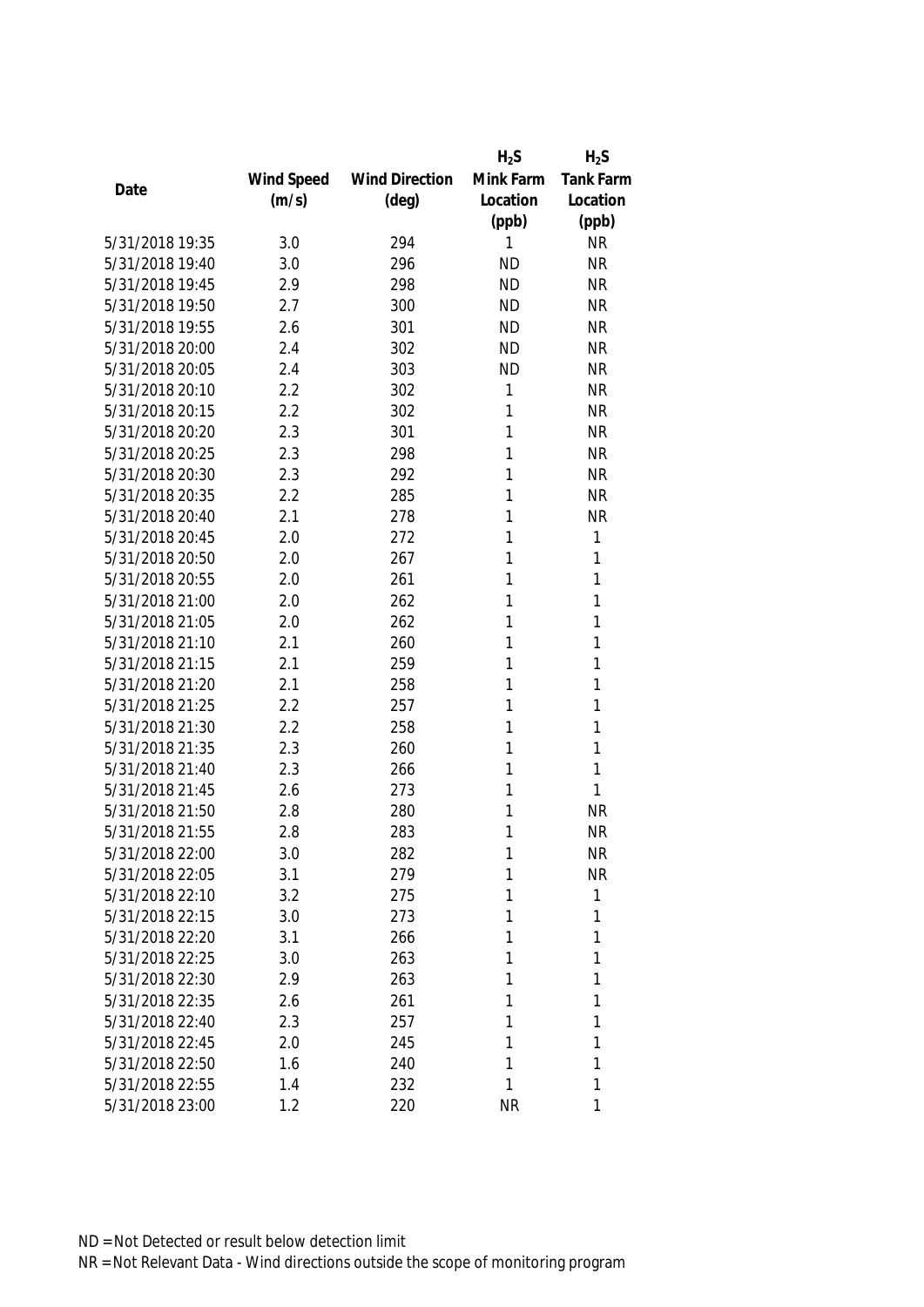| Date | Wind Speed (m/s) | Wind Direction (deg) | $H_2S$ Mink Farm Location (ppb) | $H_2S$ Tank Farm Location (ppb) |
|---|---|---|---|---|
| 5/31/2018 19:35 | 3.0 | 294 | 1 | NR |
| 5/31/2018 19:40 | 3.0 | 296 | ND | NR |
| 5/31/2018 19:45 | 2.9 | 298 | ND | NR |
| 5/31/2018 19:50 | 2.7 | 300 | ND | NR |
| 5/31/2018 19:55 | 2.6 | 301 | ND | NR |
| 5/31/2018 20:00 | 2.4 | 302 | ND | NR |
| 5/31/2018 20:05 | 2.4 | 303 | ND | NR |
| 5/31/2018 20:10 | 2.2 | 302 | 1 | NR |
| 5/31/2018 20:15 | 2.2 | 302 | 1 | NR |
| 5/31/2018 20:20 | 2.3 | 301 | 1 | NR |
| 5/31/2018 20:25 | 2.3 | 298 | 1 | NR |
| 5/31/2018 20:30 | 2.3 | 292 | 1 | NR |
| 5/31/2018 20:35 | 2.2 | 285 | 1 | NR |
| 5/31/2018 20:40 | 2.1 | 278 | 1 | NR |
| 5/31/2018 20:45 | 2.0 | 272 | 1 | 1 |
| 5/31/2018 20:50 | 2.0 | 267 | 1 | 1 |
| 5/31/2018 20:55 | 2.0 | 261 | 1 | 1 |
| 5/31/2018 21:00 | 2.0 | 262 | 1 | 1 |
| 5/31/2018 21:05 | 2.0 | 262 | 1 | 1 |
| 5/31/2018 21:10 | 2.1 | 260 | 1 | 1 |
| 5/31/2018 21:15 | 2.1 | 259 | 1 | 1 |
| 5/31/2018 21:20 | 2.1 | 258 | 1 | 1 |
| 5/31/2018 21:25 | 2.2 | 257 | 1 | 1 |
| 5/31/2018 21:30 | 2.2 | 258 | 1 | 1 |
| 5/31/2018 21:35 | 2.3 | 260 | 1 | 1 |
| 5/31/2018 21:40 | 2.3 | 266 | 1 | 1 |
| 5/31/2018 21:45 | 2.6 | 273 | 1 | 1 |
| 5/31/2018 21:50 | 2.8 | 280 | 1 | NR |
| 5/31/2018 21:55 | 2.8 | 283 | 1 | NR |
| 5/31/2018 22:00 | 3.0 | 282 | 1 | NR |
| 5/31/2018 22:05 | 3.1 | 279 | 1 | NR |
| 5/31/2018 22:10 | 3.2 | 275 | 1 | 1 |
| 5/31/2018 22:15 | 3.0 | 273 | 1 | 1 |
| 5/31/2018 22:20 | 3.1 | 266 | 1 | 1 |
| 5/31/2018 22:25 | 3.0 | 263 | 1 | 1 |
| 5/31/2018 22:30 | 2.9 | 263 | 1 | 1 |
| 5/31/2018 22:35 | 2.6 | 261 | 1 | 1 |
| 5/31/2018 22:40 | 2.3 | 257 | 1 | 1 |
| 5/31/2018 22:45 | 2.0 | 245 | 1 | 1 |
| 5/31/2018 22:50 | 1.6 | 240 | 1 | 1 |
| 5/31/2018 22:55 | 1.4 | 232 | 1 | 1 |
| 5/31/2018 23:00 | 1.2 | 220 | NR | 1 |

ND = Not Detected or result below detection limit

NR = Not Relevant Data - Wind directions outside the scope of monitoring program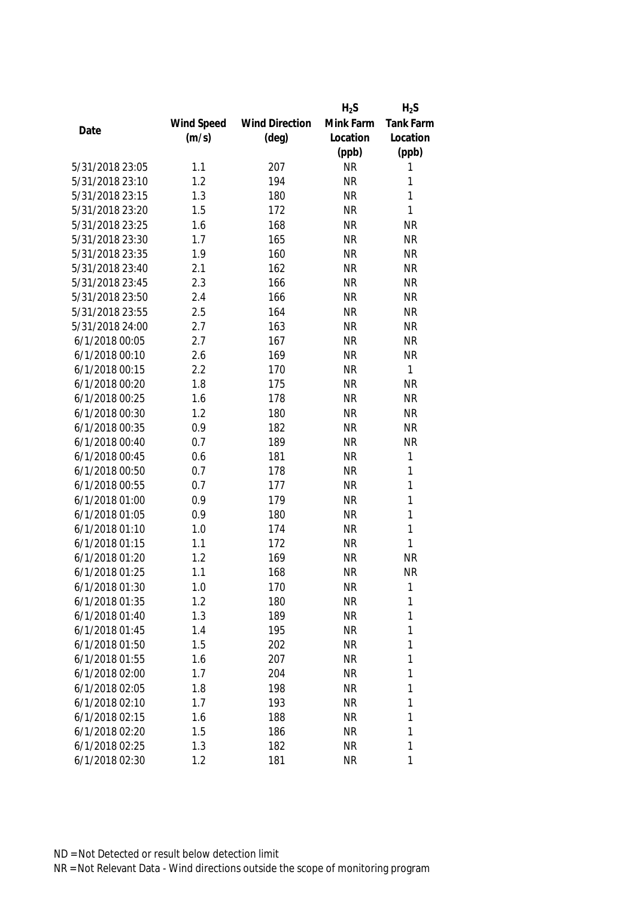| Date | Wind Speed (m/s) | Wind Direction (deg) | $H_2S$ Mink Farm Location (ppb) | $H_2S$ Tank Farm Location (ppb) |
|---|---|---|---|---|
| 5/31/2018 23:05 | 1.1 | 207 | NR | 1 |
| 5/31/2018 23:10 | 1.2 | 194 | NR | 1 |
| 5/31/2018 23:15 | 1.3 | 180 | NR | 1 |
| 5/31/2018 23:20 | 1.5 | 172 | NR | 1 |
| 5/31/2018 23:25 | 1.6 | 168 | NR | NR |
| 5/31/2018 23:30 | 1.7 | 165 | NR | NR |
| 5/31/2018 23:35 | 1.9 | 160 | NR | NR |
| 5/31/2018 23:40 | 2.1 | 162 | NR | NR |
| 5/31/2018 23:45 | 2.3 | 166 | NR | NR |
| 5/31/2018 23:50 | 2.4 | 166 | NR | NR |
| 5/31/2018 23:55 | 2.5 | 164 | NR | NR |
| 5/31/2018 24:00 | 2.7 | 163 | NR | NR |
| 6/1/2018 00:05 | 2.7 | 167 | NR | NR |
| 6/1/2018 00:10 | 2.6 | 169 | NR | NR |
| 6/1/2018 00:15 | 2.2 | 170 | NR | 1 |
| 6/1/2018 00:20 | 1.8 | 175 | NR | NR |
| 6/1/2018 00:25 | 1.6 | 178 | NR | NR |
| 6/1/2018 00:30 | 1.2 | 180 | NR | NR |
| 6/1/2018 00:35 | 0.9 | 182 | NR | NR |
| 6/1/2018 00:40 | 0.7 | 189 | NR | NR |
| 6/1/2018 00:45 | 0.6 | 181 | NR | 1 |
| 6/1/2018 00:50 | 0.7 | 178 | NR | 1 |
| 6/1/2018 00:55 | 0.7 | 177 | NR | 1 |
| 6/1/2018 01:00 | 0.9 | 179 | NR | 1 |
| 6/1/2018 01:05 | 0.9 | 180 | NR | 1 |
| 6/1/2018 01:10 | 1.0 | 174 | NR | 1 |
| 6/1/2018 01:15 | 1.1 | 172 | NR | 1 |
| 6/1/2018 01:20 | 1.2 | 169 | NR | NR |
| 6/1/2018 01:25 | 1.1 | 168 | NR | NR |
| 6/1/2018 01:30 | 1.0 | 170 | NR | 1 |
| 6/1/2018 01:35 | 1.2 | 180 | NR | 1 |
| 6/1/2018 01:40 | 1.3 | 189 | NR | 1 |
| 6/1/2018 01:45 | 1.4 | 195 | NR | 1 |
| 6/1/2018 01:50 | 1.5 | 202 | NR | 1 |
| 6/1/2018 01:55 | 1.6 | 207 | NR | 1 |
| 6/1/2018 02:00 | 1.7 | 204 | NR | 1 |
| 6/1/2018 02:05 | 1.8 | 198 | NR | 1 |
| 6/1/2018 02:10 | 1.7 | 193 | NR | 1 |
| 6/1/2018 02:15 | 1.6 | 188 | NR | 1 |
| 6/1/2018 02:20 | 1.5 | 186 | NR | 1 |
| 6/1/2018 02:25 | 1.3 | 182 | NR | 1 |
| 6/1/2018 02:30 | 1.2 | 181 | NR | 1 |

ND = Not Detected or result below detection limit
NR = Not Relevant Data - Wind directions outside the scope of monitoring program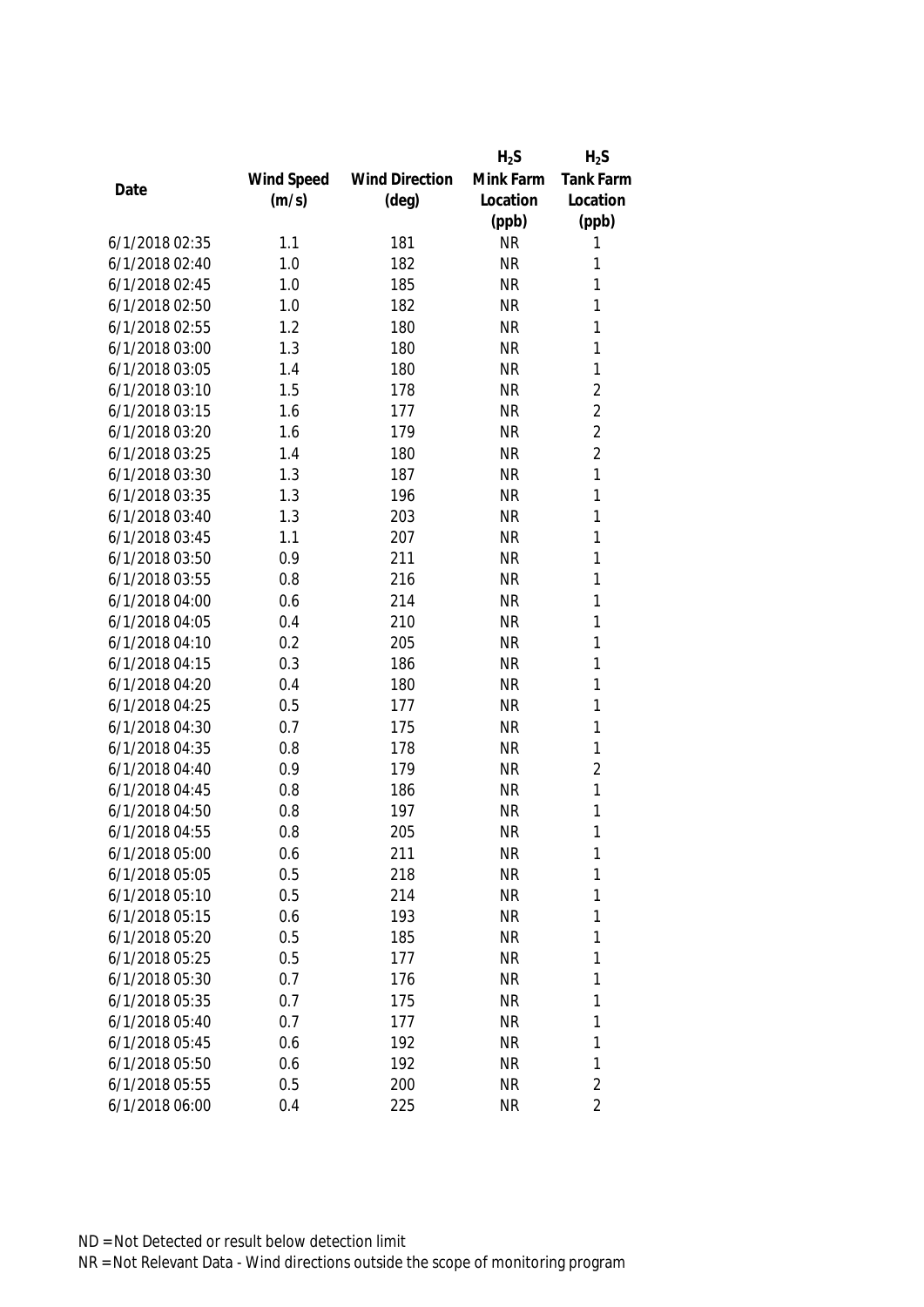| Date | Wind Speed (m/s) | Wind Direction (deg) | $H_2S$ Mink Farm Location (ppb) | $H_2S$ Tank Farm Location (ppb) |
|---|---|---|---|---|
| 6/1/2018 02:35 | 1.1 | 181 | NR | 1 |
| 6/1/2018 02:40 | 1.0 | 182 | NR | 1 |
| 6/1/2018 02:45 | 1.0 | 185 | NR | 1 |
| 6/1/2018 02:50 | 1.0 | 182 | NR | 1 |
| 6/1/2018 02:55 | 1.2 | 180 | NR | 1 |
| 6/1/2018 03:00 | 1.3 | 180 | NR | 1 |
| 6/1/2018 03:05 | 1.4 | 180 | NR | 1 |
| 6/1/2018 03:10 | 1.5 | 178 | NR | 2 |
| 6/1/2018 03:15 | 1.6 | 177 | NR | 2 |
| 6/1/2018 03:20 | 1.6 | 179 | NR | 2 |
| 6/1/2018 03:25 | 1.4 | 180 | NR | 2 |
| 6/1/2018 03:30 | 1.3 | 187 | NR | 1 |
| 6/1/2018 03:35 | 1.3 | 196 | NR | 1 |
| 6/1/2018 03:40 | 1.3 | 203 | NR | 1 |
| 6/1/2018 03:45 | 1.1 | 207 | NR | 1 |
| 6/1/2018 03:50 | 0.9 | 211 | NR | 1 |
| 6/1/2018 03:55 | 0.8 | 216 | NR | 1 |
| 6/1/2018 04:00 | 0.6 | 214 | NR | 1 |
| 6/1/2018 04:05 | 0.4 | 210 | NR | 1 |
| 6/1/2018 04:10 | 0.2 | 205 | NR | 1 |
| 6/1/2018 04:15 | 0.3 | 186 | NR | 1 |
| 6/1/2018 04:20 | 0.4 | 180 | NR | 1 |
| 6/1/2018 04:25 | 0.5 | 177 | NR | 1 |
| 6/1/2018 04:30 | 0.7 | 175 | NR | 1 |
| 6/1/2018 04:35 | 0.8 | 178 | NR | 1 |
| 6/1/2018 04:40 | 0.9 | 179 | NR | 2 |
| 6/1/2018 04:45 | 0.8 | 186 | NR | 1 |
| 6/1/2018 04:50 | 0.8 | 197 | NR | 1 |
| 6/1/2018 04:55 | 0.8 | 205 | NR | 1 |
| 6/1/2018 05:00 | 0.6 | 211 | NR | 1 |
| 6/1/2018 05:05 | 0.5 | 218 | NR | 1 |
| 6/1/2018 05:10 | 0.5 | 214 | NR | 1 |
| 6/1/2018 05:15 | 0.6 | 193 | NR | 1 |
| 6/1/2018 05:20 | 0.5 | 185 | NR | 1 |
| 6/1/2018 05:25 | 0.5 | 177 | NR | 1 |
| 6/1/2018 05:30 | 0.7 | 176 | NR | 1 |
| 6/1/2018 05:35 | 0.7 | 175 | NR | 1 |
| 6/1/2018 05:40 | 0.7 | 177 | NR | 1 |
| 6/1/2018 05:45 | 0.6 | 192 | NR | 1 |
| 6/1/2018 05:50 | 0.6 | 192 | NR | 1 |
| 6/1/2018 05:55 | 0.5 | 200 | NR | 2 |
| 6/1/2018 06:00 | 0.4 | 225 | NR | 2 |

ND = Not Detected or result below detection limit

NR = Not Relevant Data - Wind directions outside the scope of monitoring program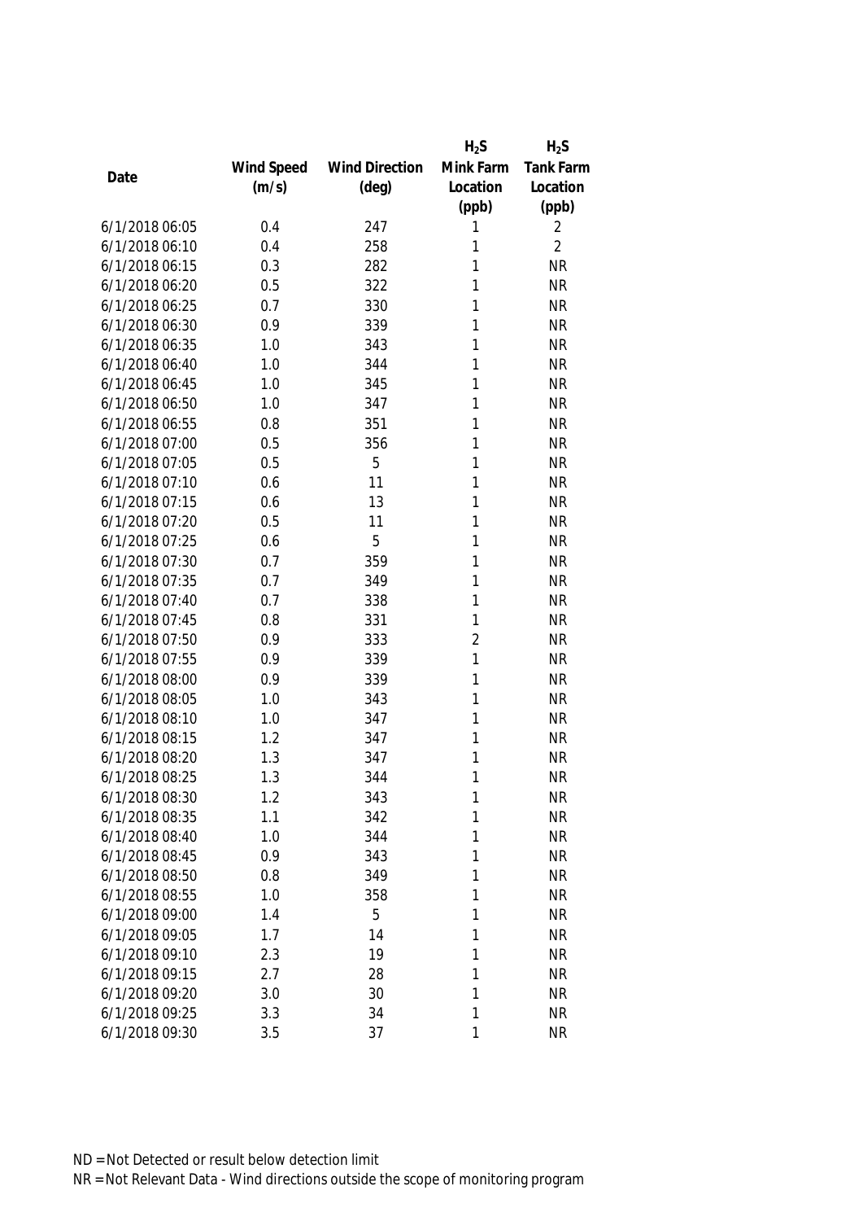| Date | Wind Speed (m/s) | Wind Direction (deg) | $H_2S$ Mink Farm Location (ppb) | $H_2S$ Tank Farm Location (ppb) |
|---|---|---|---|---|
| 6/1/2018 06:05 | 0.4 | 247 | 1 | 2 |
| 6/1/2018 06:10 | 0.4 | 258 | 1 | 2 |
| 6/1/2018 06:15 | 0.3 | 282 | 1 | NR |
| 6/1/2018 06:20 | 0.5 | 322 | 1 | NR |
| 6/1/2018 06:25 | 0.7 | 330 | 1 | NR |
| 6/1/2018 06:30 | 0.9 | 339 | 1 | NR |
| 6/1/2018 06:35 | 1.0 | 343 | 1 | NR |
| 6/1/2018 06:40 | 1.0 | 344 | 1 | NR |
| 6/1/2018 06:45 | 1.0 | 345 | 1 | NR |
| 6/1/2018 06:50 | 1.0 | 347 | 1 | NR |
| 6/1/2018 06:55 | 0.8 | 351 | 1 | NR |
| 6/1/2018 07:00 | 0.5 | 356 | 1 | NR |
| 6/1/2018 07:05 | 0.5 | 5 | 1 | NR |
| 6/1/2018 07:10 | 0.6 | 11 | 1 | NR |
| 6/1/2018 07:15 | 0.6 | 13 | 1 | NR |
| 6/1/2018 07:20 | 0.5 | 11 | 1 | NR |
| 6/1/2018 07:25 | 0.6 | 5 | 1 | NR |
| 6/1/2018 07:30 | 0.7 | 359 | 1 | NR |
| 6/1/2018 07:35 | 0.7 | 349 | 1 | NR |
| 6/1/2018 07:40 | 0.7 | 338 | 1 | NR |
| 6/1/2018 07:45 | 0.8 | 331 | 1 | NR |
| 6/1/2018 07:50 | 0.9 | 333 | 2 | NR |
| 6/1/2018 07:55 | 0.9 | 339 | 1 | NR |
| 6/1/2018 08:00 | 0.9 | 339 | 1 | NR |
| 6/1/2018 08:05 | 1.0 | 343 | 1 | NR |
| 6/1/2018 08:10 | 1.0 | 347 | 1 | NR |
| 6/1/2018 08:15 | 1.2 | 347 | 1 | NR |
| 6/1/2018 08:20 | 1.3 | 347 | 1 | NR |
| 6/1/2018 08:25 | 1.3 | 344 | 1 | NR |
| 6/1/2018 08:30 | 1.2 | 343 | 1 | NR |
| 6/1/2018 08:35 | 1.1 | 342 | 1 | NR |
| 6/1/2018 08:40 | 1.0 | 344 | 1 | NR |
| 6/1/2018 08:45 | 0.9 | 343 | 1 | NR |
| 6/1/2018 08:50 | 0.8 | 349 | 1 | NR |
| 6/1/2018 08:55 | 1.0 | 358 | 1 | NR |
| 6/1/2018 09:00 | 1.4 | 5 | 1 | NR |
| 6/1/2018 09:05 | 1.7 | 14 | 1 | NR |
| 6/1/2018 09:10 | 2.3 | 19 | 1 | NR |
| 6/1/2018 09:15 | 2.7 | 28 | 1 | NR |
| 6/1/2018 09:20 | 3.0 | 30 | 1 | NR |
| 6/1/2018 09:25 | 3.3 | 34 | 1 | NR |
| 6/1/2018 09:30 | 3.5 | 37 | 1 | NR |

ND = Not Detected or result below detection limit

NR = Not Relevant Data - Wind directions outside the scope of monitoring program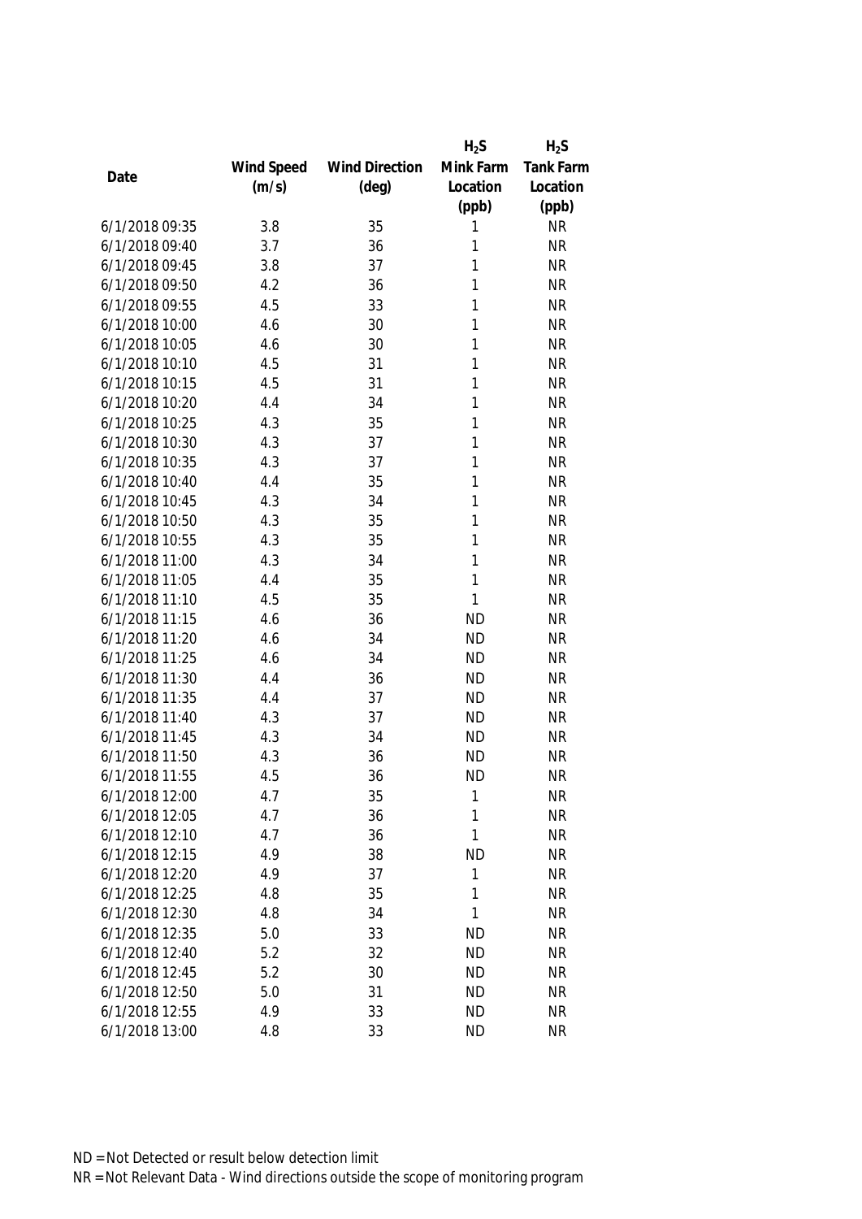| Date | Wind Speed (m/s) | Wind Direction (deg) | $H_2S$ Mink Farm Location (ppb) | $H_2S$ Tank Farm Location (ppb) |
|---|---|---|---|---|
| 6/1/2018 09:35 | 3.8 | 35 | 1 | NR |
| 6/1/2018 09:40 | 3.7 | 36 | 1 | NR |
| 6/1/2018 09:45 | 3.8 | 37 | 1 | NR |
| 6/1/2018 09:50 | 4.2 | 36 | 1 | NR |
| 6/1/2018 09:55 | 4.5 | 33 | 1 | NR |
| 6/1/2018 10:00 | 4.6 | 30 | 1 | NR |
| 6/1/2018 10:05 | 4.6 | 30 | 1 | NR |
| 6/1/2018 10:10 | 4.5 | 31 | 1 | NR |
| 6/1/2018 10:15 | 4.5 | 31 | 1 | NR |
| 6/1/2018 10:20 | 4.4 | 34 | 1 | NR |
| 6/1/2018 10:25 | 4.3 | 35 | 1 | NR |
| 6/1/2018 10:30 | 4.3 | 37 | 1 | NR |
| 6/1/2018 10:35 | 4.3 | 37 | 1 | NR |
| 6/1/2018 10:40 | 4.4 | 35 | 1 | NR |
| 6/1/2018 10:45 | 4.3 | 34 | 1 | NR |
| 6/1/2018 10:50 | 4.3 | 35 | 1 | NR |
| 6/1/2018 10:55 | 4.3 | 35 | 1 | NR |
| 6/1/2018 11:00 | 4.3 | 34 | 1 | NR |
| 6/1/2018 11:05 | 4.4 | 35 | 1 | NR |
| 6/1/2018 11:10 | 4.5 | 35 | 1 | NR |
| 6/1/2018 11:15 | 4.6 | 36 | ND | NR |
| 6/1/2018 11:20 | 4.6 | 34 | ND | NR |
| 6/1/2018 11:25 | 4.6 | 34 | ND | NR |
| 6/1/2018 11:30 | 4.4 | 36 | ND | NR |
| 6/1/2018 11:35 | 4.4 | 37 | ND | NR |
| 6/1/2018 11:40 | 4.3 | 37 | ND | NR |
| 6/1/2018 11:45 | 4.3 | 34 | ND | NR |
| 6/1/2018 11:50 | 4.3 | 36 | ND | NR |
| 6/1/2018 11:55 | 4.5 | 36 | ND | NR |
| 6/1/2018 12:00 | 4.7 | 35 | 1 | NR |
| 6/1/2018 12:05 | 4.7 | 36 | 1 | NR |
| 6/1/2018 12:10 | 4.7 | 36 | 1 | NR |
| 6/1/2018 12:15 | 4.9 | 38 | ND | NR |
| 6/1/2018 12:20 | 4.9 | 37 | 1 | NR |
| 6/1/2018 12:25 | 4.8 | 35 | 1 | NR |
| 6/1/2018 12:30 | 4.8 | 34 | 1 | NR |
| 6/1/2018 12:35 | 5.0 | 33 | ND | NR |
| 6/1/2018 12:40 | 5.2 | 32 | ND | NR |
| 6/1/2018 12:45 | 5.2 | 30 | ND | NR |
| 6/1/2018 12:50 | 5.0 | 31 | ND | NR |
| 6/1/2018 12:55 | 4.9 | 33 | ND | NR |
| 6/1/2018 13:00 | 4.8 | 33 | ND | NR |

ND = Not Detected or result below detection limit

NR = Not Relevant Data - Wind directions outside the scope of monitoring program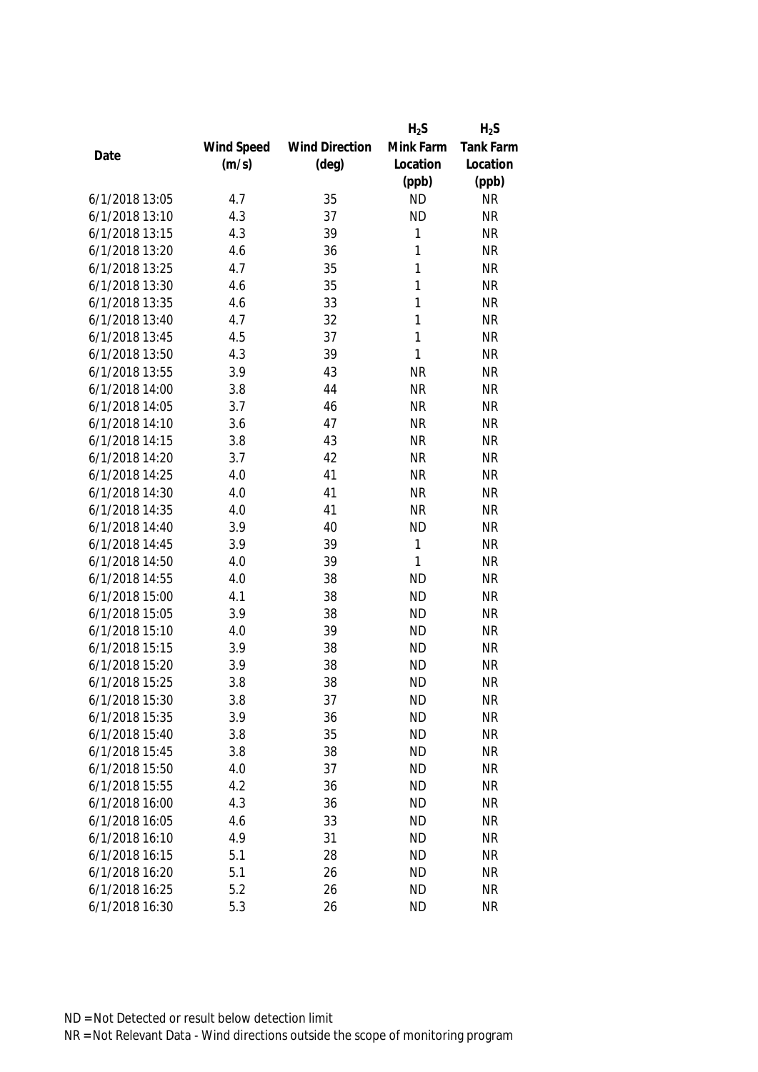| Date | Wind Speed (m/s) | Wind Direction (deg) | $H_2S$ Mink Farm Location (ppb) | $H_2S$ Tank Farm Location (ppb) |
|---|---|---|---|---|
| 6/1/2018 13:05 | 4.7 | 35 | ND | NR |
| 6/1/2018 13:10 | 4.3 | 37 | ND | NR |
| 6/1/2018 13:15 | 4.3 | 39 | 1 | NR |
| 6/1/2018 13:20 | 4.6 | 36 | 1 | NR |
| 6/1/2018 13:25 | 4.7 | 35 | 1 | NR |
| 6/1/2018 13:30 | 4.6 | 35 | 1 | NR |
| 6/1/2018 13:35 | 4.6 | 33 | 1 | NR |
| 6/1/2018 13:40 | 4.7 | 32 | 1 | NR |
| 6/1/2018 13:45 | 4.5 | 37 | 1 | NR |
| 6/1/2018 13:50 | 4.3 | 39 | 1 | NR |
| 6/1/2018 13:55 | 3.9 | 43 | NR | NR |
| 6/1/2018 14:00 | 3.8 | 44 | NR | NR |
| 6/1/2018 14:05 | 3.7 | 46 | NR | NR |
| 6/1/2018 14:10 | 3.6 | 47 | NR | NR |
| 6/1/2018 14:15 | 3.8 | 43 | NR | NR |
| 6/1/2018 14:20 | 3.7 | 42 | NR | NR |
| 6/1/2018 14:25 | 4.0 | 41 | NR | NR |
| 6/1/2018 14:30 | 4.0 | 41 | NR | NR |
| 6/1/2018 14:35 | 4.0 | 41 | NR | NR |
| 6/1/2018 14:40 | 3.9 | 40 | ND | NR |
| 6/1/2018 14:45 | 3.9 | 39 | 1 | NR |
| 6/1/2018 14:50 | 4.0 | 39 | 1 | NR |
| 6/1/2018 14:55 | 4.0 | 38 | ND | NR |
| 6/1/2018 15:00 | 4.1 | 38 | ND | NR |
| 6/1/2018 15:05 | 3.9 | 38 | ND | NR |
| 6/1/2018 15:10 | 4.0 | 39 | ND | NR |
| 6/1/2018 15:15 | 3.9 | 38 | ND | NR |
| 6/1/2018 15:20 | 3.9 | 38 | ND | NR |
| 6/1/2018 15:25 | 3.8 | 38 | ND | NR |
| 6/1/2018 15:30 | 3.8 | 37 | ND | NR |
| 6/1/2018 15:35 | 3.9 | 36 | ND | NR |
| 6/1/2018 15:40 | 3.8 | 35 | ND | NR |
| 6/1/2018 15:45 | 3.8 | 38 | ND | NR |
| 6/1/2018 15:50 | 4.0 | 37 | ND | NR |
| 6/1/2018 15:55 | 4.2 | 36 | ND | NR |
| 6/1/2018 16:00 | 4.3 | 36 | ND | NR |
| 6/1/2018 16:05 | 4.6 | 33 | ND | NR |
| 6/1/2018 16:10 | 4.9 | 31 | ND | NR |
| 6/1/2018 16:15 | 5.1 | 28 | ND | NR |
| 6/1/2018 16:20 | 5.1 | 26 | ND | NR |
| 6/1/2018 16:25 | 5.2 | 26 | ND | NR |
| 6/1/2018 16:30 | 5.3 | 26 | ND | NR |

ND = Not Detected or result below detection limit

NR = Not Relevant Data - Wind directions outside the scope of monitoring program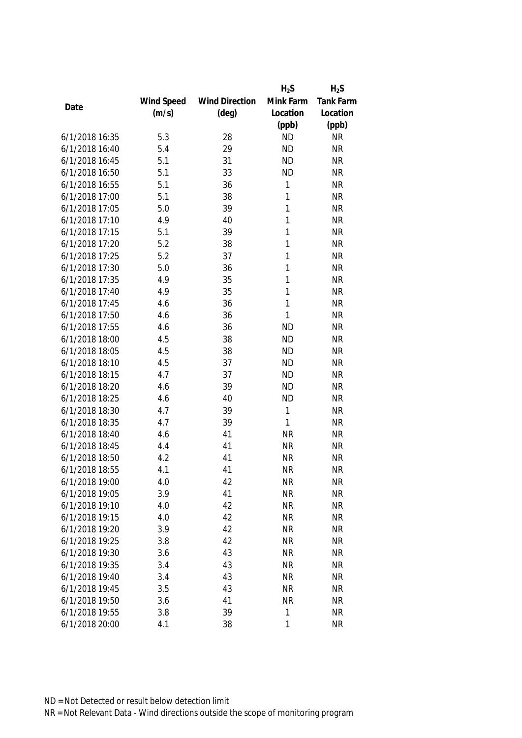| Date | Wind Speed (m/s) | Wind Direction (deg) | $H_2S$ Mink Farm Location (ppb) | $H_2S$ Tank Farm Location (ppb) |
|---|---|---|---|---|
| 6/1/2018 16:35 | 5.3 | 28 | ND | NR |
| 6/1/2018 16:40 | 5.4 | 29 | ND | NR |
| 6/1/2018 16:45 | 5.1 | 31 | ND | NR |
| 6/1/2018 16:50 | 5.1 | 33 | ND | NR |
| 6/1/2018 16:55 | 5.1 | 36 | 1 | NR |
| 6/1/2018 17:00 | 5.1 | 38 | 1 | NR |
| 6/1/2018 17:05 | 5.0 | 39 | 1 | NR |
| 6/1/2018 17:10 | 4.9 | 40 | 1 | NR |
| 6/1/2018 17:15 | 5.1 | 39 | 1 | NR |
| 6/1/2018 17:20 | 5.2 | 38 | 1 | NR |
| 6/1/2018 17:25 | 5.2 | 37 | 1 | NR |
| 6/1/2018 17:30 | 5.0 | 36 | 1 | NR |
| 6/1/2018 17:35 | 4.9 | 35 | 1 | NR |
| 6/1/2018 17:40 | 4.9 | 35 | 1 | NR |
| 6/1/2018 17:45 | 4.6 | 36 | 1 | NR |
| 6/1/2018 17:50 | 4.6 | 36 | 1 | NR |
| 6/1/2018 17:55 | 4.6 | 36 | ND | NR |
| 6/1/2018 18:00 | 4.5 | 38 | ND | NR |
| 6/1/2018 18:05 | 4.5 | 38 | ND | NR |
| 6/1/2018 18:10 | 4.5 | 37 | ND | NR |
| 6/1/2018 18:15 | 4.7 | 37 | ND | NR |
| 6/1/2018 18:20 | 4.6 | 39 | ND | NR |
| 6/1/2018 18:25 | 4.6 | 40 | ND | NR |
| 6/1/2018 18:30 | 4.7 | 39 | 1 | NR |
| 6/1/2018 18:35 | 4.7 | 39 | 1 | NR |
| 6/1/2018 18:40 | 4.6 | 41 | NR | NR |
| 6/1/2018 18:45 | 4.4 | 41 | NR | NR |
| 6/1/2018 18:50 | 4.2 | 41 | NR | NR |
| 6/1/2018 18:55 | 4.1 | 41 | NR | NR |
| 6/1/2018 19:00 | 4.0 | 42 | NR | NR |
| 6/1/2018 19:05 | 3.9 | 41 | NR | NR |
| 6/1/2018 19:10 | 4.0 | 42 | NR | NR |
| 6/1/2018 19:15 | 4.0 | 42 | NR | NR |
| 6/1/2018 19:20 | 3.9 | 42 | NR | NR |
| 6/1/2018 19:25 | 3.8 | 42 | NR | NR |
| 6/1/2018 19:30 | 3.6 | 43 | NR | NR |
| 6/1/2018 19:35 | 3.4 | 43 | NR | NR |
| 6/1/2018 19:40 | 3.4 | 43 | NR | NR |
| 6/1/2018 19:45 | 3.5 | 43 | NR | NR |
| 6/1/2018 19:50 | 3.6 | 41 | NR | NR |
| 6/1/2018 19:55 | 3.8 | 39 | 1 | NR |
| 6/1/2018 20:00 | 4.1 | 38 | 1 | NR |

ND = Not Detected or result below detection limit

NR = Not Relevant Data - Wind directions outside the scope of monitoring program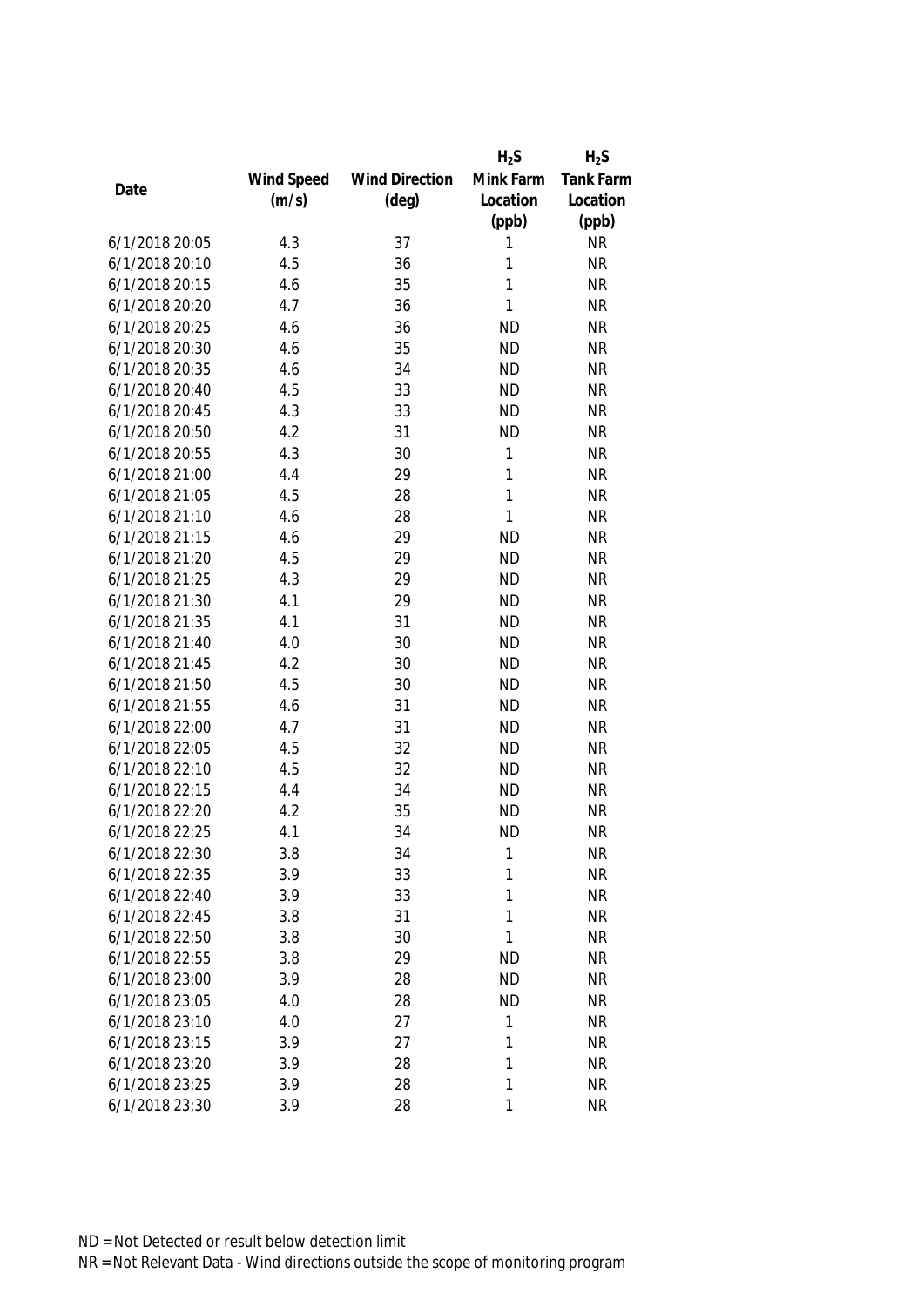| Date | Wind Speed (m/s) | Wind Direction (deg) | $H_2S$ Mink Farm Location (ppb) | $H_2S$ Tank Farm Location (ppb) |
|---|---|---|---|---|
| 6/1/2018 20:05 | 4.3 | 37 | 1 | NR |
| 6/1/2018 20:10 | 4.5 | 36 | 1 | NR |
| 6/1/2018 20:15 | 4.6 | 35 | 1 | NR |
| 6/1/2018 20:20 | 4.7 | 36 | 1 | NR |
| 6/1/2018 20:25 | 4.6 | 36 | ND | NR |
| 6/1/2018 20:30 | 4.6 | 35 | ND | NR |
| 6/1/2018 20:35 | 4.6 | 34 | ND | NR |
| 6/1/2018 20:40 | 4.5 | 33 | ND | NR |
| 6/1/2018 20:45 | 4.3 | 33 | ND | NR |
| 6/1/2018 20:50 | 4.2 | 31 | ND | NR |
| 6/1/2018 20:55 | 4.3 | 30 | 1 | NR |
| 6/1/2018 21:00 | 4.4 | 29 | 1 | NR |
| 6/1/2018 21:05 | 4.5 | 28 | 1 | NR |
| 6/1/2018 21:10 | 4.6 | 28 | 1 | NR |
| 6/1/2018 21:15 | 4.6 | 29 | ND | NR |
| 6/1/2018 21:20 | 4.5 | 29 | ND | NR |
| 6/1/2018 21:25 | 4.3 | 29 | ND | NR |
| 6/1/2018 21:30 | 4.1 | 29 | ND | NR |
| 6/1/2018 21:35 | 4.1 | 31 | ND | NR |
| 6/1/2018 21:40 | 4.0 | 30 | ND | NR |
| 6/1/2018 21:45 | 4.2 | 30 | ND | NR |
| 6/1/2018 21:50 | 4.5 | 30 | ND | NR |
| 6/1/2018 21:55 | 4.6 | 31 | ND | NR |
| 6/1/2018 22:00 | 4.7 | 31 | ND | NR |
| 6/1/2018 22:05 | 4.5 | 32 | ND | NR |
| 6/1/2018 22:10 | 4.5 | 32 | ND | NR |
| 6/1/2018 22:15 | 4.4 | 34 | ND | NR |
| 6/1/2018 22:20 | 4.2 | 35 | ND | NR |
| 6/1/2018 22:25 | 4.1 | 34 | ND | NR |
| 6/1/2018 22:30 | 3.8 | 34 | 1 | NR |
| 6/1/2018 22:35 | 3.9 | 33 | 1 | NR |
| 6/1/2018 22:40 | 3.9 | 33 | 1 | NR |
| 6/1/2018 22:45 | 3.8 | 31 | 1 | NR |
| 6/1/2018 22:50 | 3.8 | 30 | 1 | NR |
| 6/1/2018 22:55 | 3.8 | 29 | ND | NR |
| 6/1/2018 23:00 | 3.9 | 28 | ND | NR |
| 6/1/2018 23:05 | 4.0 | 28 | ND | NR |
| 6/1/2018 23:10 | 4.0 | 27 | 1 | NR |
| 6/1/2018 23:15 | 3.9 | 27 | 1 | NR |
| 6/1/2018 23:20 | 3.9 | 28 | 1 | NR |
| 6/1/2018 23:25 | 3.9 | 28 | 1 | NR |
| 6/1/2018 23:30 | 3.9 | 28 | 1 | NR |

ND = Not Detected or result below detection limit

NR = Not Relevant Data - Wind directions outside the scope of monitoring program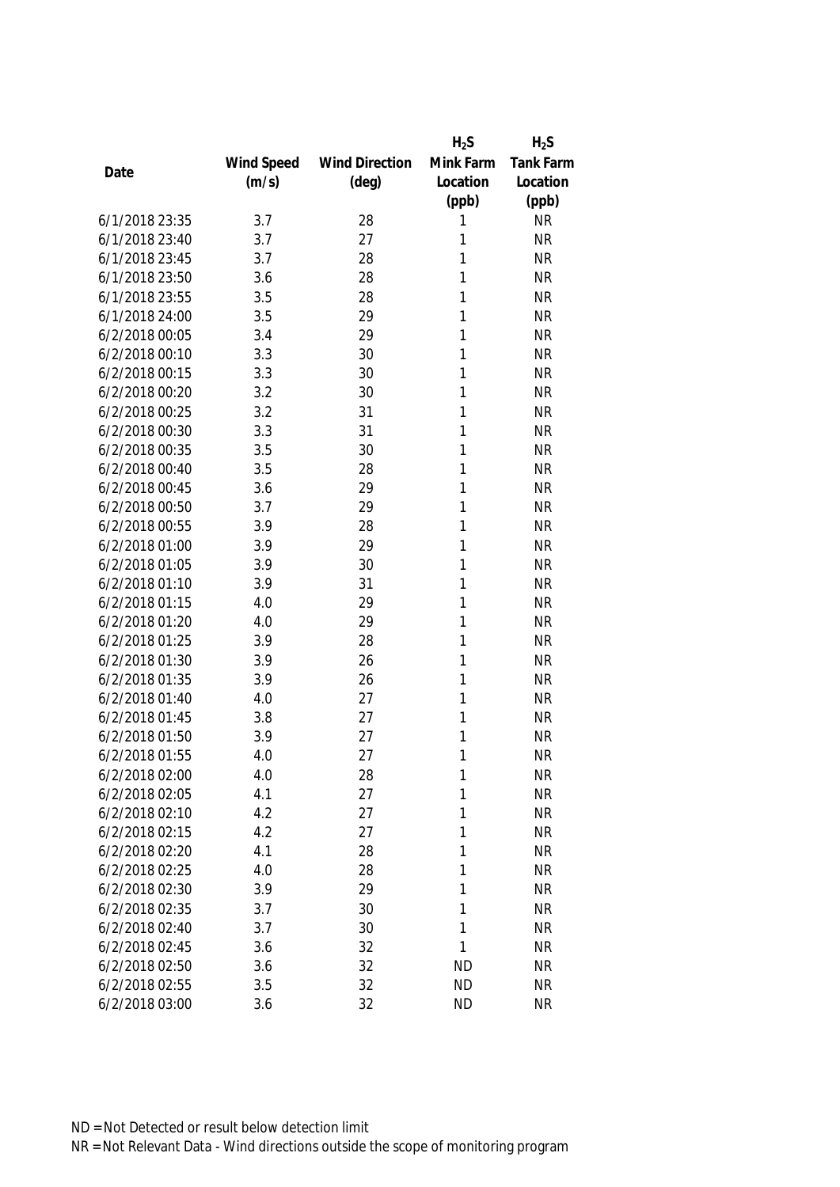| Date | Wind Speed (m/s) | Wind Direction (deg) | $H_2S$ Mink Farm Location (ppb) | $H_2S$ Tank Farm Location (ppb) |
|---|---|---|---|---|
| 6/1/2018 23:35 | 3.7 | 28 | 1 | NR |
| 6/1/2018 23:40 | 3.7 | 27 | 1 | NR |
| 6/1/2018 23:45 | 3.7 | 28 | 1 | NR |
| 6/1/2018 23:50 | 3.6 | 28 | 1 | NR |
| 6/1/2018 23:55 | 3.5 | 28 | 1 | NR |
| 6/1/2018 24:00 | 3.5 | 29 | 1 | NR |
| 6/2/2018 00:05 | 3.4 | 29 | 1 | NR |
| 6/2/2018 00:10 | 3.3 | 30 | 1 | NR |
| 6/2/2018 00:15 | 3.3 | 30 | 1 | NR |
| 6/2/2018 00:20 | 3.2 | 30 | 1 | NR |
| 6/2/2018 00:25 | 3.2 | 31 | 1 | NR |
| 6/2/2018 00:30 | 3.3 | 31 | 1 | NR |
| 6/2/2018 00:35 | 3.5 | 30 | 1 | NR |
| 6/2/2018 00:40 | 3.5 | 28 | 1 | NR |
| 6/2/2018 00:45 | 3.6 | 29 | 1 | NR |
| 6/2/2018 00:50 | 3.7 | 29 | 1 | NR |
| 6/2/2018 00:55 | 3.9 | 28 | 1 | NR |
| 6/2/2018 01:00 | 3.9 | 29 | 1 | NR |
| 6/2/2018 01:05 | 3.9 | 30 | 1 | NR |
| 6/2/2018 01:10 | 3.9 | 31 | 1 | NR |
| 6/2/2018 01:15 | 4.0 | 29 | 1 | NR |
| 6/2/2018 01:20 | 4.0 | 29 | 1 | NR |
| 6/2/2018 01:25 | 3.9 | 28 | 1 | NR |
| 6/2/2018 01:30 | 3.9 | 26 | 1 | NR |
| 6/2/2018 01:35 | 3.9 | 26 | 1 | NR |
| 6/2/2018 01:40 | 4.0 | 27 | 1 | NR |
| 6/2/2018 01:45 | 3.8 | 27 | 1 | NR |
| 6/2/2018 01:50 | 3.9 | 27 | 1 | NR |
| 6/2/2018 01:55 | 4.0 | 27 | 1 | NR |
| 6/2/2018 02:00 | 4.0 | 28 | 1 | NR |
| 6/2/2018 02:05 | 4.1 | 27 | 1 | NR |
| 6/2/2018 02:10 | 4.2 | 27 | 1 | NR |
| 6/2/2018 02:15 | 4.2 | 27 | 1 | NR |
| 6/2/2018 02:20 | 4.1 | 28 | 1 | NR |
| 6/2/2018 02:25 | 4.0 | 28 | 1 | NR |
| 6/2/2018 02:30 | 3.9 | 29 | 1 | NR |
| 6/2/2018 02:35 | 3.7 | 30 | 1 | NR |
| 6/2/2018 02:40 | 3.7 | 30 | 1 | NR |
| 6/2/2018 02:45 | 3.6 | 32 | 1 | NR |
| 6/2/2018 02:50 | 3.6 | 32 | ND | NR |
| 6/2/2018 02:55 | 3.5 | 32 | ND | NR |
| 6/2/2018 03:00 | 3.6 | 32 | ND | NR |

ND = Not Detected or result below detection limit

NR = Not Relevant Data - Wind directions outside the scope of monitoring program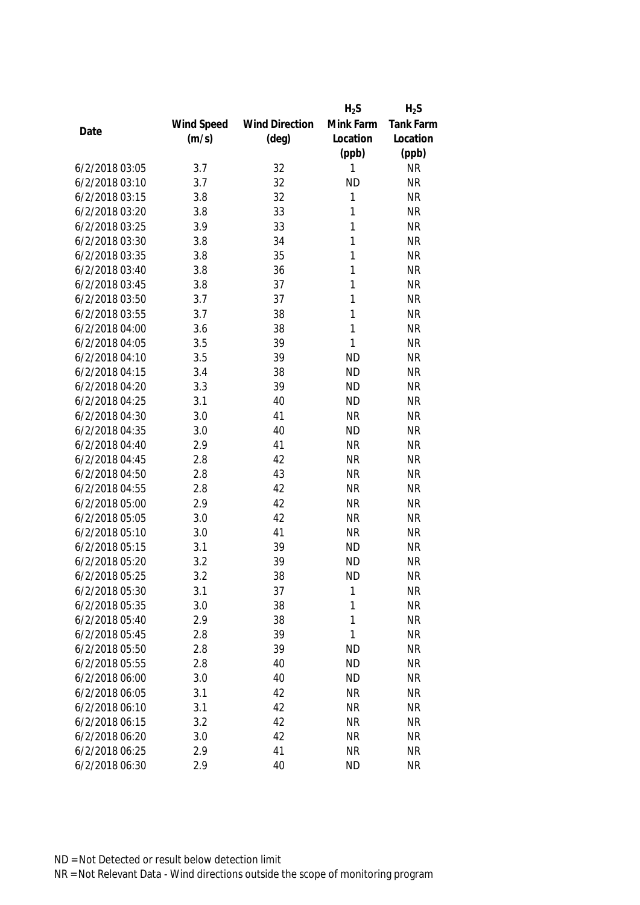| Date | Wind Speed (m/s) | Wind Direction (deg) | $H_2S$ Mink Farm Location (ppb) | $H_2S$ Tank Farm Location (ppb) |
|---|---|---|---|---|
| 6/2/2018 03:05 | 3.7 | 32 | 1 | NR |
| 6/2/2018 03:10 | 3.7 | 32 | ND | NR |
| 6/2/2018 03:15 | 3.8 | 32 | 1 | NR |
| 6/2/2018 03:20 | 3.8 | 33 | 1 | NR |
| 6/2/2018 03:25 | 3.9 | 33 | 1 | NR |
| 6/2/2018 03:30 | 3.8 | 34 | 1 | NR |
| 6/2/2018 03:35 | 3.8 | 35 | 1 | NR |
| 6/2/2018 03:40 | 3.8 | 36 | 1 | NR |
| 6/2/2018 03:45 | 3.8 | 37 | 1 | NR |
| 6/2/2018 03:50 | 3.7 | 37 | 1 | NR |
| 6/2/2018 03:55 | 3.7 | 38 | 1 | NR |
| 6/2/2018 04:00 | 3.6 | 38 | 1 | NR |
| 6/2/2018 04:05 | 3.5 | 39 | 1 | NR |
| 6/2/2018 04:10 | 3.5 | 39 | ND | NR |
| 6/2/2018 04:15 | 3.4 | 38 | ND | NR |
| 6/2/2018 04:20 | 3.3 | 39 | ND | NR |
| 6/2/2018 04:25 | 3.1 | 40 | ND | NR |
| 6/2/2018 04:30 | 3.0 | 41 | NR | NR |
| 6/2/2018 04:35 | 3.0 | 40 | ND | NR |
| 6/2/2018 04:40 | 2.9 | 41 | NR | NR |
| 6/2/2018 04:45 | 2.8 | 42 | NR | NR |
| 6/2/2018 04:50 | 2.8 | 43 | NR | NR |
| 6/2/2018 04:55 | 2.8 | 42 | NR | NR |
| 6/2/2018 05:00 | 2.9 | 42 | NR | NR |
| 6/2/2018 05:05 | 3.0 | 42 | NR | NR |
| 6/2/2018 05:10 | 3.0 | 41 | NR | NR |
| 6/2/2018 05:15 | 3.1 | 39 | ND | NR |
| 6/2/2018 05:20 | 3.2 | 39 | ND | NR |
| 6/2/2018 05:25 | 3.2 | 38 | ND | NR |
| 6/2/2018 05:30 | 3.1 | 37 | 1 | NR |
| 6/2/2018 05:35 | 3.0 | 38 | 1 | NR |
| 6/2/2018 05:40 | 2.9 | 38 | 1 | NR |
| 6/2/2018 05:45 | 2.8 | 39 | 1 | NR |
| 6/2/2018 05:50 | 2.8 | 39 | ND | NR |
| 6/2/2018 05:55 | 2.8 | 40 | ND | NR |
| 6/2/2018 06:00 | 3.0 | 40 | ND | NR |
| 6/2/2018 06:05 | 3.1 | 42 | NR | NR |
| 6/2/2018 06:10 | 3.1 | 42 | NR | NR |
| 6/2/2018 06:15 | 3.2 | 42 | NR | NR |
| 6/2/2018 06:20 | 3.0 | 42 | NR | NR |
| 6/2/2018 06:25 | 2.9 | 41 | NR | NR |
| 6/2/2018 06:30 | 2.9 | 40 | ND | NR |

ND = Not Detected or result below detection limit

NR = Not Relevant Data - Wind directions outside the scope of monitoring program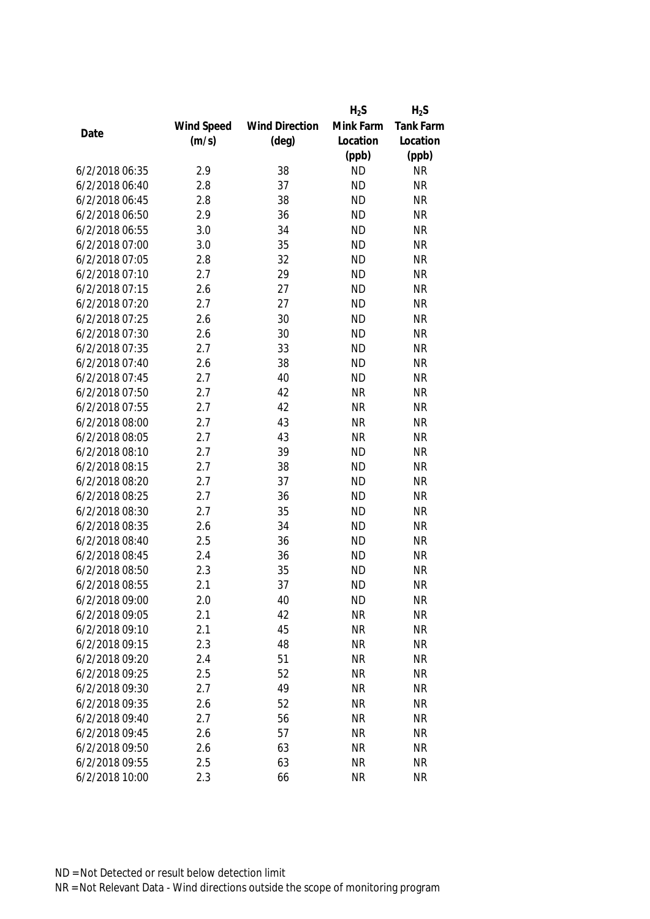| Date | Wind Speed (m/s) | Wind Direction (deg) | $H_2S$ Mink Farm Location (ppb) | $H_2S$ Tank Farm Location (ppb) |
|---|---|---|---|---|
| 6/2/2018 06:35 | 2.9 | 38 | ND | NR |
| 6/2/2018 06:40 | 2.8 | 37 | ND | NR |
| 6/2/2018 06:45 | 2.8 | 38 | ND | NR |
| 6/2/2018 06:50 | 2.9 | 36 | ND | NR |
| 6/2/2018 06:55 | 3.0 | 34 | ND | NR |
| 6/2/2018 07:00 | 3.0 | 35 | ND | NR |
| 6/2/2018 07:05 | 2.8 | 32 | ND | NR |
| 6/2/2018 07:10 | 2.7 | 29 | ND | NR |
| 6/2/2018 07:15 | 2.6 | 27 | ND | NR |
| 6/2/2018 07:20 | 2.7 | 27 | ND | NR |
| 6/2/2018 07:25 | 2.6 | 30 | ND | NR |
| 6/2/2018 07:30 | 2.6 | 30 | ND | NR |
| 6/2/2018 07:35 | 2.7 | 33 | ND | NR |
| 6/2/2018 07:40 | 2.6 | 38 | ND | NR |
| 6/2/2018 07:45 | 2.7 | 40 | ND | NR |
| 6/2/2018 07:50 | 2.7 | 42 | NR | NR |
| 6/2/2018 07:55 | 2.7 | 42 | NR | NR |
| 6/2/2018 08:00 | 2.7 | 43 | NR | NR |
| 6/2/2018 08:05 | 2.7 | 43 | NR | NR |
| 6/2/2018 08:10 | 2.7 | 39 | ND | NR |
| 6/2/2018 08:15 | 2.7 | 38 | ND | NR |
| 6/2/2018 08:20 | 2.7 | 37 | ND | NR |
| 6/2/2018 08:25 | 2.7 | 36 | ND | NR |
| 6/2/2018 08:30 | 2.7 | 35 | ND | NR |
| 6/2/2018 08:35 | 2.6 | 34 | ND | NR |
| 6/2/2018 08:40 | 2.5 | 36 | ND | NR |
| 6/2/2018 08:45 | 2.4 | 36 | ND | NR |
| 6/2/2018 08:50 | 2.3 | 35 | ND | NR |
| 6/2/2018 08:55 | 2.1 | 37 | ND | NR |
| 6/2/2018 09:00 | 2.0 | 40 | ND | NR |
| 6/2/2018 09:05 | 2.1 | 42 | NR | NR |
| 6/2/2018 09:10 | 2.1 | 45 | NR | NR |
| 6/2/2018 09:15 | 2.3 | 48 | NR | NR |
| 6/2/2018 09:20 | 2.4 | 51 | NR | NR |
| 6/2/2018 09:25 | 2.5 | 52 | NR | NR |
| 6/2/2018 09:30 | 2.7 | 49 | NR | NR |
| 6/2/2018 09:35 | 2.6 | 52 | NR | NR |
| 6/2/2018 09:40 | 2.7 | 56 | NR | NR |
| 6/2/2018 09:45 | 2.6 | 57 | NR | NR |
| 6/2/2018 09:50 | 2.6 | 63 | NR | NR |
| 6/2/2018 09:55 | 2.5 | 63 | NR | NR |
| 6/2/2018 10:00 | 2.3 | 66 | NR | NR |

ND = Not Detected or result below detection limit

NR = Not Relevant Data - Wind directions outside the scope of monitoring program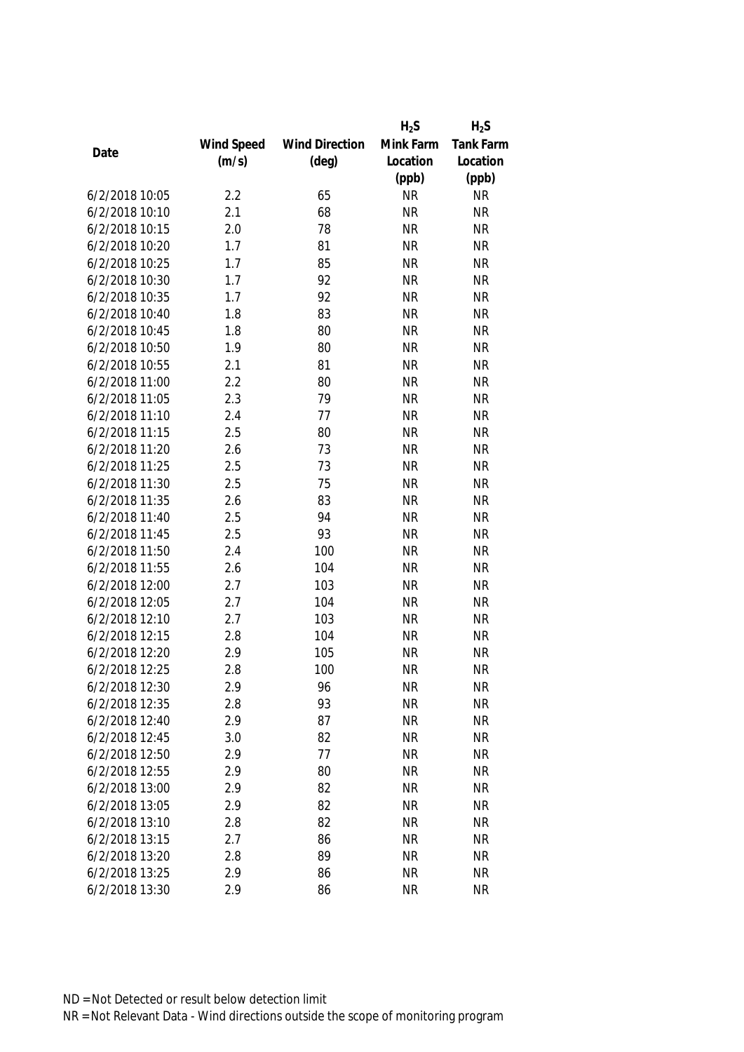| Date | Wind Speed (m/s) | Wind Direction (deg) | $H_2S$ Mink Farm Location (ppb) | $H_2S$ Tank Farm Location (ppb) |
|---|---|---|---|---|
| 6/2/2018 10:05 | 2.2 | 65 | NR | NR |
| 6/2/2018 10:10 | 2.1 | 68 | NR | NR |
| 6/2/2018 10:15 | 2.0 | 78 | NR | NR |
| 6/2/2018 10:20 | 1.7 | 81 | NR | NR |
| 6/2/2018 10:25 | 1.7 | 85 | NR | NR |
| 6/2/2018 10:30 | 1.7 | 92 | NR | NR |
| 6/2/2018 10:35 | 1.7 | 92 | NR | NR |
| 6/2/2018 10:40 | 1.8 | 83 | NR | NR |
| 6/2/2018 10:45 | 1.8 | 80 | NR | NR |
| 6/2/2018 10:50 | 1.9 | 80 | NR | NR |
| 6/2/2018 10:55 | 2.1 | 81 | NR | NR |
| 6/2/2018 11:00 | 2.2 | 80 | NR | NR |
| 6/2/2018 11:05 | 2.3 | 79 | NR | NR |
| 6/2/2018 11:10 | 2.4 | 77 | NR | NR |
| 6/2/2018 11:15 | 2.5 | 80 | NR | NR |
| 6/2/2018 11:20 | 2.6 | 73 | NR | NR |
| 6/2/2018 11:25 | 2.5 | 73 | NR | NR |
| 6/2/2018 11:30 | 2.5 | 75 | NR | NR |
| 6/2/2018 11:35 | 2.6 | 83 | NR | NR |
| 6/2/2018 11:40 | 2.5 | 94 | NR | NR |
| 6/2/2018 11:45 | 2.5 | 93 | NR | NR |
| 6/2/2018 11:50 | 2.4 | 100 | NR | NR |
| 6/2/2018 11:55 | 2.6 | 104 | NR | NR |
| 6/2/2018 12:00 | 2.7 | 103 | NR | NR |
| 6/2/2018 12:05 | 2.7 | 104 | NR | NR |
| 6/2/2018 12:10 | 2.7 | 103 | NR | NR |
| 6/2/2018 12:15 | 2.8 | 104 | NR | NR |
| 6/2/2018 12:20 | 2.9 | 105 | NR | NR |
| 6/2/2018 12:25 | 2.8 | 100 | NR | NR |
| 6/2/2018 12:30 | 2.9 | 96 | NR | NR |
| 6/2/2018 12:35 | 2.8 | 93 | NR | NR |
| 6/2/2018 12:40 | 2.9 | 87 | NR | NR |
| 6/2/2018 12:45 | 3.0 | 82 | NR | NR |
| 6/2/2018 12:50 | 2.9 | 77 | NR | NR |
| 6/2/2018 12:55 | 2.9 | 80 | NR | NR |
| 6/2/2018 13:00 | 2.9 | 82 | NR | NR |
| 6/2/2018 13:05 | 2.9 | 82 | NR | NR |
| 6/2/2018 13:10 | 2.8 | 82 | NR | NR |
| 6/2/2018 13:15 | 2.7 | 86 | NR | NR |
| 6/2/2018 13:20 | 2.8 | 89 | NR | NR |
| 6/2/2018 13:25 | 2.9 | 86 | NR | NR |
| 6/2/2018 13:30 | 2.9 | 86 | NR | NR |

ND = Not Detected or result below detection limit

NR = Not Relevant Data - Wind directions outside the scope of monitoring program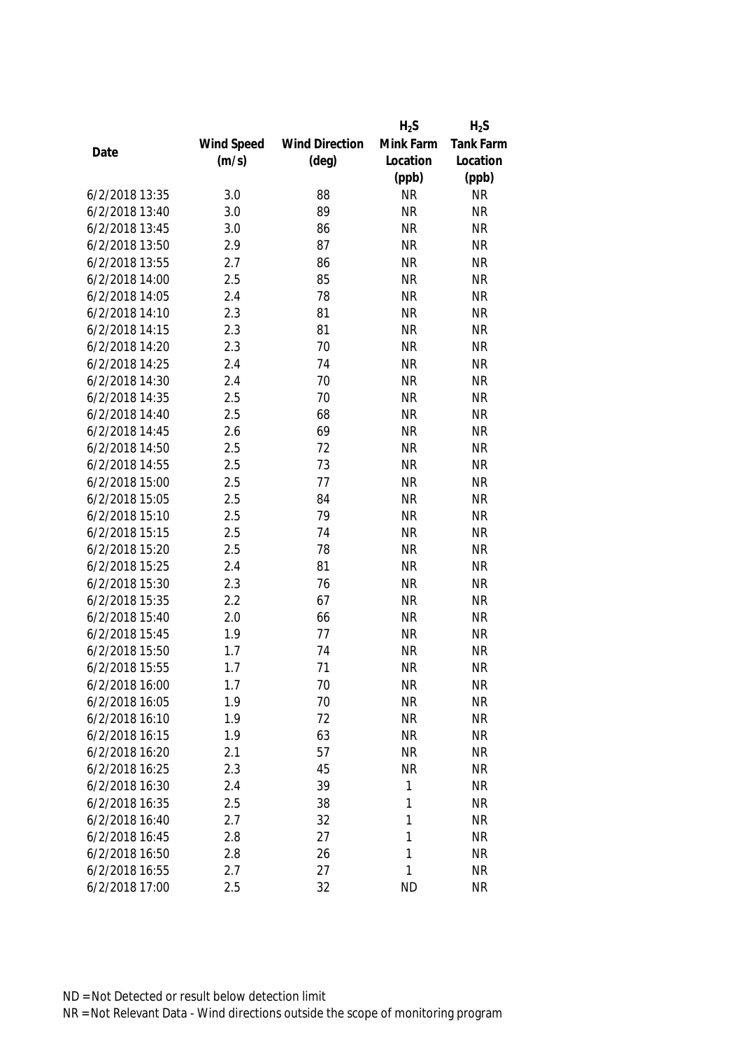| Date | Wind Speed (m/s) | Wind Direction (deg) | $H_2S$ Mink Farm Location (ppb) | $H_2S$ Tank Farm Location (ppb) |
|---|---|---|---|---|
| 6/2/2018 13:35 | 3.0 | 88 | NR | NR |
| 6/2/2018 13:40 | 3.0 | 89 | NR | NR |
| 6/2/2018 13:45 | 3.0 | 86 | NR | NR |
| 6/2/2018 13:50 | 2.9 | 87 | NR | NR |
| 6/2/2018 13:55 | 2.7 | 86 | NR | NR |
| 6/2/2018 14:00 | 2.5 | 85 | NR | NR |
| 6/2/2018 14:05 | 2.4 | 78 | NR | NR |
| 6/2/2018 14:10 | 2.3 | 81 | NR | NR |
| 6/2/2018 14:15 | 2.3 | 81 | NR | NR |
| 6/2/2018 14:20 | 2.3 | 70 | NR | NR |
| 6/2/2018 14:25 | 2.4 | 74 | NR | NR |
| 6/2/2018 14:30 | 2.4 | 70 | NR | NR |
| 6/2/2018 14:35 | 2.5 | 70 | NR | NR |
| 6/2/2018 14:40 | 2.5 | 68 | NR | NR |
| 6/2/2018 14:45 | 2.6 | 69 | NR | NR |
| 6/2/2018 14:50 | 2.5 | 72 | NR | NR |
| 6/2/2018 14:55 | 2.5 | 73 | NR | NR |
| 6/2/2018 15:00 | 2.5 | 77 | NR | NR |
| 6/2/2018 15:05 | 2.5 | 84 | NR | NR |
| 6/2/2018 15:10 | 2.5 | 79 | NR | NR |
| 6/2/2018 15:15 | 2.5 | 74 | NR | NR |
| 6/2/2018 15:20 | 2.5 | 78 | NR | NR |
| 6/2/2018 15:25 | 2.4 | 81 | NR | NR |
| 6/2/2018 15:30 | 2.3 | 76 | NR | NR |
| 6/2/2018 15:35 | 2.2 | 67 | NR | NR |
| 6/2/2018 15:40 | 2.0 | 66 | NR | NR |
| 6/2/2018 15:45 | 1.9 | 77 | NR | NR |
| 6/2/2018 15:50 | 1.7 | 74 | NR | NR |
| 6/2/2018 15:55 | 1.7 | 71 | NR | NR |
| 6/2/2018 16:00 | 1.7 | 70 | NR | NR |
| 6/2/2018 16:05 | 1.9 | 70 | NR | NR |
| 6/2/2018 16:10 | 1.9 | 72 | NR | NR |
| 6/2/2018 16:15 | 1.9 | 63 | NR | NR |
| 6/2/2018 16:20 | 2.1 | 57 | NR | NR |
| 6/2/2018 16:25 | 2.3 | 45 | NR | NR |
| 6/2/2018 16:30 | 2.4 | 39 | 1 | NR |
| 6/2/2018 16:35 | 2.5 | 38 | 1 | NR |
| 6/2/2018 16:40 | 2.7 | 32 | 1 | NR |
| 6/2/2018 16:45 | 2.8 | 27 | 1 | NR |
| 6/2/2018 16:50 | 2.8 | 26 | 1 | NR |
| 6/2/2018 16:55 | 2.7 | 27 | 1 | NR |
| 6/2/2018 17:00 | 2.5 | 32 | ND | NR |

ND = Not Detected or result below detection limit

NR = Not Relevant Data - Wind directions outside the scope of monitoring program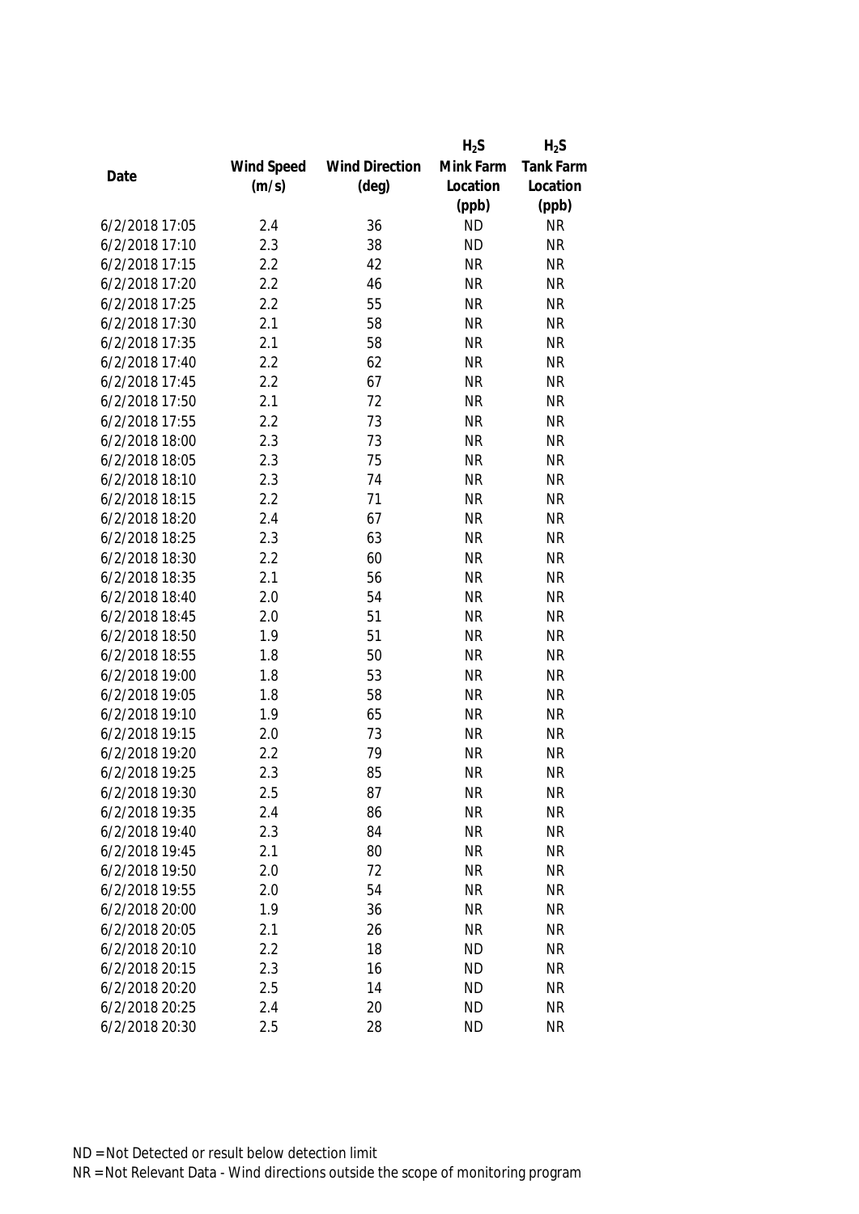| Date | Wind Speed (m/s) | Wind Direction (deg) | $H_2S$ Mink Farm Location (ppb) | $H_2S$ Tank Farm Location (ppb) |
|---|---|---|---|---|
| 6/2/2018 17:05 | 2.4 | 36 | ND | NR |
| 6/2/2018 17:10 | 2.3 | 38 | ND | NR |
| 6/2/2018 17:15 | 2.2 | 42 | NR | NR |
| 6/2/2018 17:20 | 2.2 | 46 | NR | NR |
| 6/2/2018 17:25 | 2.2 | 55 | NR | NR |
| 6/2/2018 17:30 | 2.1 | 58 | NR | NR |
| 6/2/2018 17:35 | 2.1 | 58 | NR | NR |
| 6/2/2018 17:40 | 2.2 | 62 | NR | NR |
| 6/2/2018 17:45 | 2.2 | 67 | NR | NR |
| 6/2/2018 17:50 | 2.1 | 72 | NR | NR |
| 6/2/2018 17:55 | 2.2 | 73 | NR | NR |
| 6/2/2018 18:00 | 2.3 | 73 | NR | NR |
| 6/2/2018 18:05 | 2.3 | 75 | NR | NR |
| 6/2/2018 18:10 | 2.3 | 74 | NR | NR |
| 6/2/2018 18:15 | 2.2 | 71 | NR | NR |
| 6/2/2018 18:20 | 2.4 | 67 | NR | NR |
| 6/2/2018 18:25 | 2.3 | 63 | NR | NR |
| 6/2/2018 18:30 | 2.2 | 60 | NR | NR |
| 6/2/2018 18:35 | 2.1 | 56 | NR | NR |
| 6/2/2018 18:40 | 2.0 | 54 | NR | NR |
| 6/2/2018 18:45 | 2.0 | 51 | NR | NR |
| 6/2/2018 18:50 | 1.9 | 51 | NR | NR |
| 6/2/2018 18:55 | 1.8 | 50 | NR | NR |
| 6/2/2018 19:00 | 1.8 | 53 | NR | NR |
| 6/2/2018 19:05 | 1.8 | 58 | NR | NR |
| 6/2/2018 19:10 | 1.9 | 65 | NR | NR |
| 6/2/2018 19:15 | 2.0 | 73 | NR | NR |
| 6/2/2018 19:20 | 2.2 | 79 | NR | NR |
| 6/2/2018 19:25 | 2.3 | 85 | NR | NR |
| 6/2/2018 19:30 | 2.5 | 87 | NR | NR |
| 6/2/2018 19:35 | 2.4 | 86 | NR | NR |
| 6/2/2018 19:40 | 2.3 | 84 | NR | NR |
| 6/2/2018 19:45 | 2.1 | 80 | NR | NR |
| 6/2/2018 19:50 | 2.0 | 72 | NR | NR |
| 6/2/2018 19:55 | 2.0 | 54 | NR | NR |
| 6/2/2018 20:00 | 1.9 | 36 | NR | NR |
| 6/2/2018 20:05 | 2.1 | 26 | NR | NR |
| 6/2/2018 20:10 | 2.2 | 18 | ND | NR |
| 6/2/2018 20:15 | 2.3 | 16 | ND | NR |
| 6/2/2018 20:20 | 2.5 | 14 | ND | NR |
| 6/2/2018 20:25 | 2.4 | 20 | ND | NR |
| 6/2/2018 20:30 | 2.5 | 28 | ND | NR |

ND = Not Detected or result below detection limit
NR = Not Relevant Data - Wind directions outside the scope of monitoring program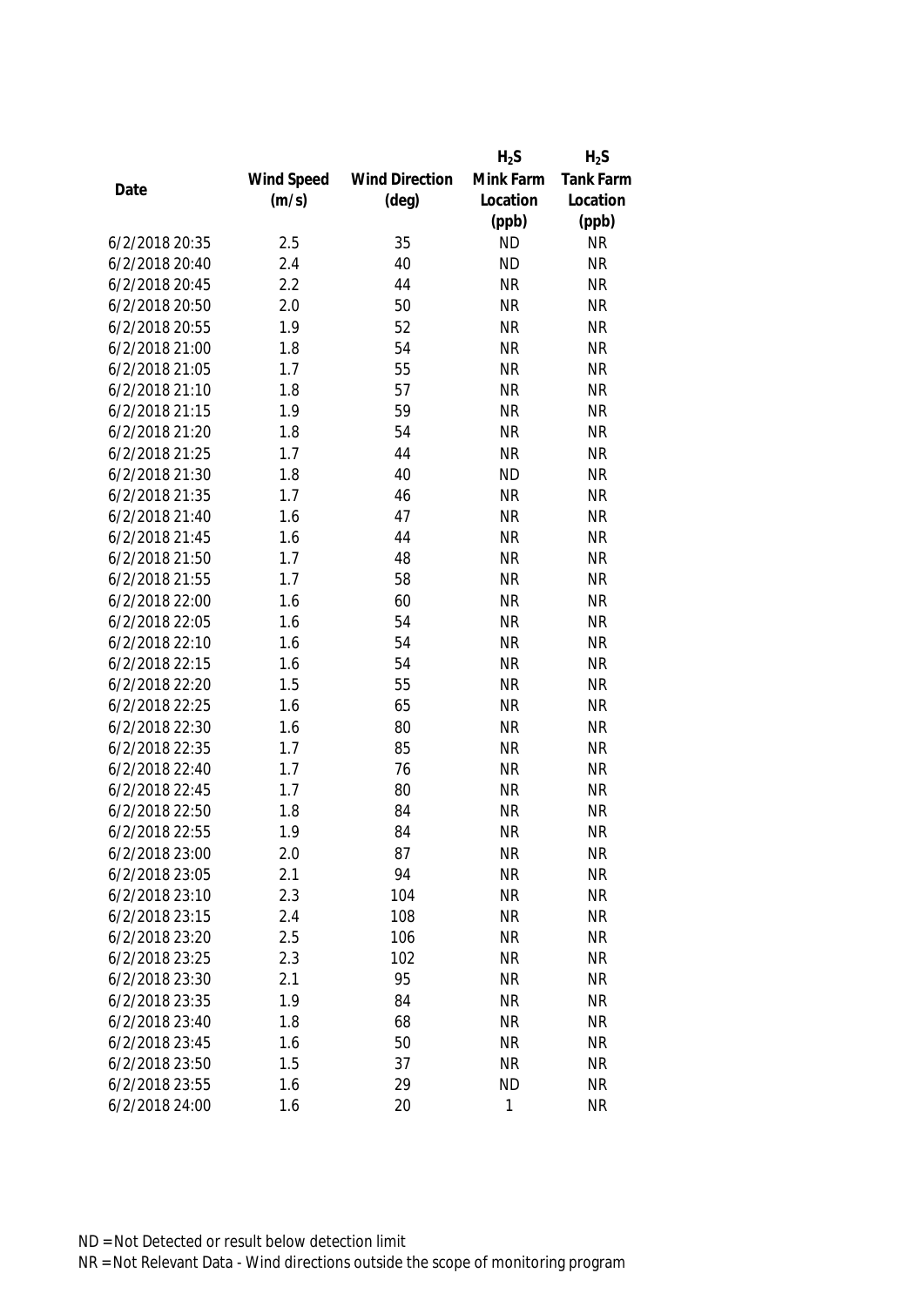| Date | Wind Speed (m/s) | Wind Direction (deg) | $H_2S$ Mink Farm Location (ppb) | $H_2S$ Tank Farm Location (ppb) |
|---|---|---|---|---|
| 6/2/2018 20:35 | 2.5 | 35 | ND | NR |
| 6/2/2018 20:40 | 2.4 | 40 | ND | NR |
| 6/2/2018 20:45 | 2.2 | 44 | NR | NR |
| 6/2/2018 20:50 | 2.0 | 50 | NR | NR |
| 6/2/2018 20:55 | 1.9 | 52 | NR | NR |
| 6/2/2018 21:00 | 1.8 | 54 | NR | NR |
| 6/2/2018 21:05 | 1.7 | 55 | NR | NR |
| 6/2/2018 21:10 | 1.8 | 57 | NR | NR |
| 6/2/2018 21:15 | 1.9 | 59 | NR | NR |
| 6/2/2018 21:20 | 1.8 | 54 | NR | NR |
| 6/2/2018 21:25 | 1.7 | 44 | NR | NR |
| 6/2/2018 21:30 | 1.8 | 40 | ND | NR |
| 6/2/2018 21:35 | 1.7 | 46 | NR | NR |
| 6/2/2018 21:40 | 1.6 | 47 | NR | NR |
| 6/2/2018 21:45 | 1.6 | 44 | NR | NR |
| 6/2/2018 21:50 | 1.7 | 48 | NR | NR |
| 6/2/2018 21:55 | 1.7 | 58 | NR | NR |
| 6/2/2018 22:00 | 1.6 | 60 | NR | NR |
| 6/2/2018 22:05 | 1.6 | 54 | NR | NR |
| 6/2/2018 22:10 | 1.6 | 54 | NR | NR |
| 6/2/2018 22:15 | 1.6 | 54 | NR | NR |
| 6/2/2018 22:20 | 1.5 | 55 | NR | NR |
| 6/2/2018 22:25 | 1.6 | 65 | NR | NR |
| 6/2/2018 22:30 | 1.6 | 80 | NR | NR |
| 6/2/2018 22:35 | 1.7 | 85 | NR | NR |
| 6/2/2018 22:40 | 1.7 | 76 | NR | NR |
| 6/2/2018 22:45 | 1.7 | 80 | NR | NR |
| 6/2/2018 22:50 | 1.8 | 84 | NR | NR |
| 6/2/2018 22:55 | 1.9 | 84 | NR | NR |
| 6/2/2018 23:00 | 2.0 | 87 | NR | NR |
| 6/2/2018 23:05 | 2.1 | 94 | NR | NR |
| 6/2/2018 23:10 | 2.3 | 104 | NR | NR |
| 6/2/2018 23:15 | 2.4 | 108 | NR | NR |
| 6/2/2018 23:20 | 2.5 | 106 | NR | NR |
| 6/2/2018 23:25 | 2.3 | 102 | NR | NR |
| 6/2/2018 23:30 | 2.1 | 95 | NR | NR |
| 6/2/2018 23:35 | 1.9 | 84 | NR | NR |
| 6/2/2018 23:40 | 1.8 | 68 | NR | NR |
| 6/2/2018 23:45 | 1.6 | 50 | NR | NR |
| 6/2/2018 23:50 | 1.5 | 37 | NR | NR |
| 6/2/2018 23:55 | 1.6 | 29 | ND | NR |
| 6/2/2018 24:00 | 1.6 | 20 | 1 | NR |

ND = Not Detected or result below detection limit
NR = Not Relevant Data - Wind directions outside the scope of monitoring program